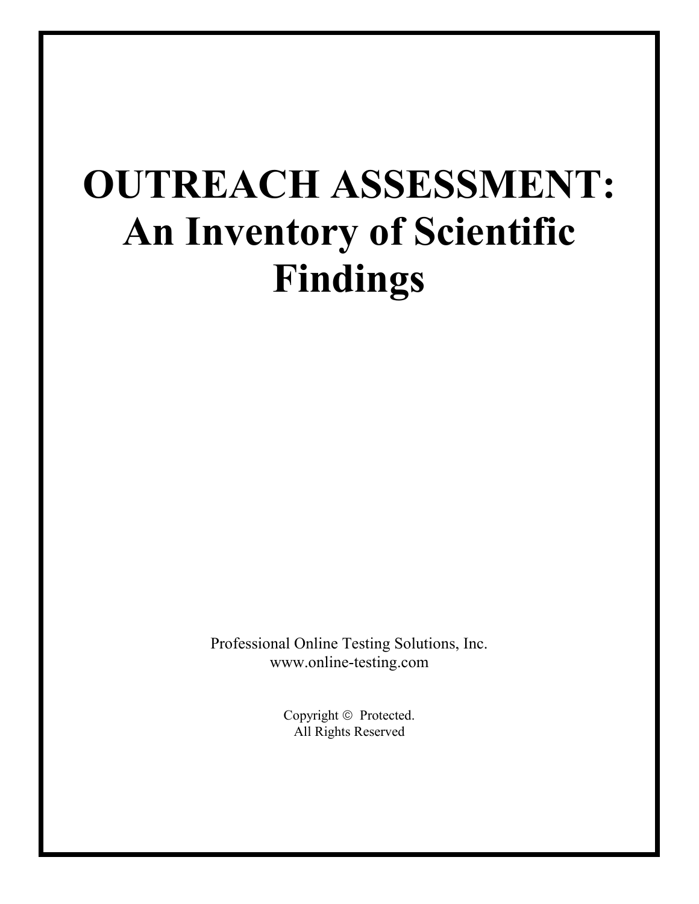# OUTREACH ASSESSMENT: An Inventory of Scientific Findings

Professional Online Testing Solutions, Inc.
www.online-testing.com

Copyright © Protected.
All Rights Reserved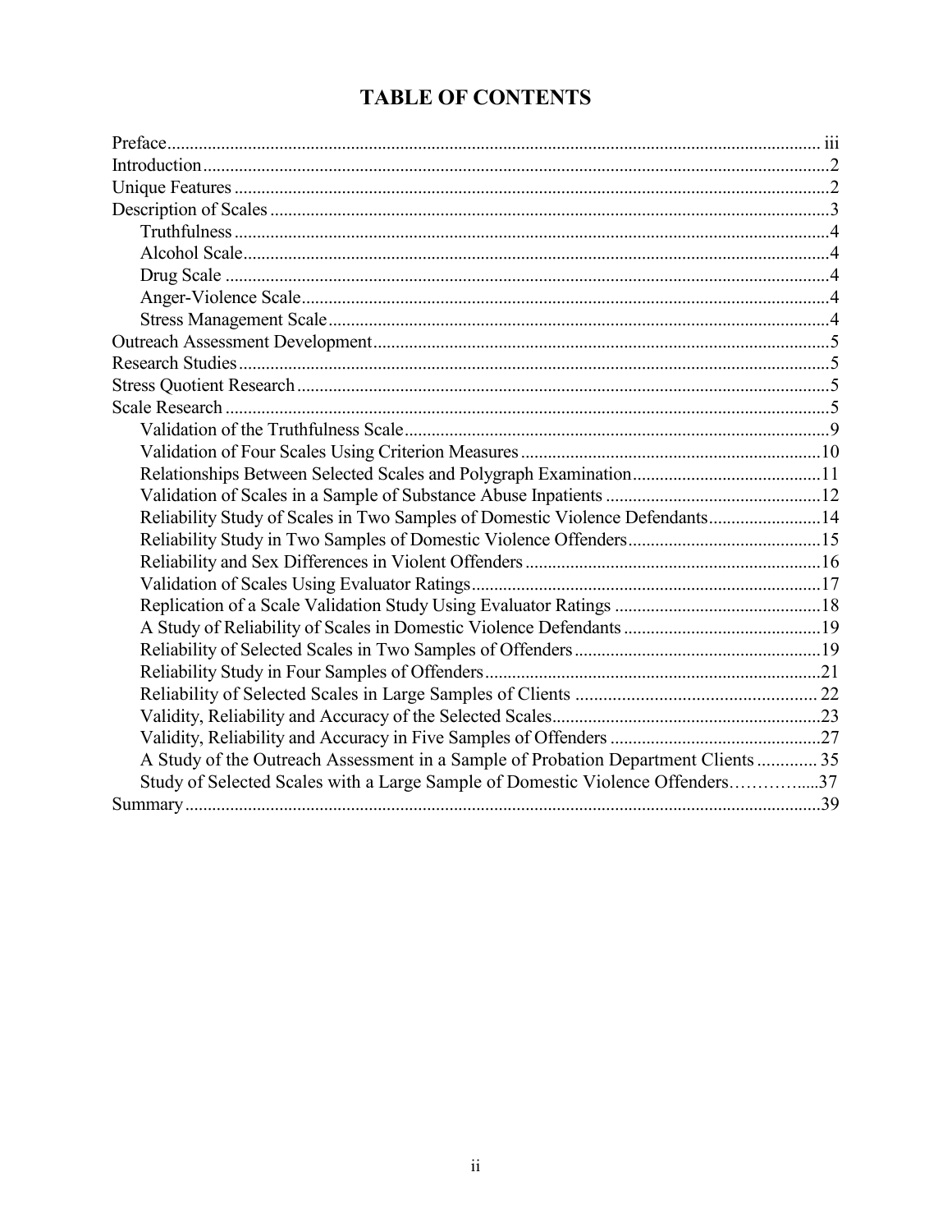# TABLE OF CONTENTS

Preface ... iii
Introduction ... 2
Unique Features ... 2
Description of Scales ... 3
- Truthfulness ... 4
- Alcohol Scale ... 4
- Drug Scale ... 4
- Anger-Violence Scale ... 4
- Stress Management Scale ... 4

Outreach Assessment Development ... 5
Research Studies ... 5
Stress Quotient Research ... 5
Scale Research ... 5
- Validation of the Truthfulness Scale ... 9
- Validation of Four Scales Using Criterion Measures ... 10
- Relationships Between Selected Scales and Polygraph Examination ... 11
- Validation of Scales in a Sample of Substance Abuse Inpatients ... 12
- Reliability Study of Scales in Two Samples of Domestic Violence Defendants ... 14
- Reliability Study in Two Samples of Domestic Violence Offenders ... 15
- Reliability and Sex Differences in Violent Offenders ... 16
- Validation of Scales Using Evaluator Ratings ... 17
- Replication of a Scale Validation Study Using Evaluator Ratings ... 18
- A Study of Reliability of Scales in Domestic Violence Defendants ... 19
- Reliability of Selected Scales in Two Samples of Offenders ... 19
- Reliability Study in Four Samples of Offenders ... 21
- Reliability of Selected Scales in Large Samples of Clients ... 22
- Validity, Reliability and Accuracy of the Selected Scales ... 23
- Validity, Reliability and Accuracy in Five Samples of Offenders ... 27
- A Study of the Outreach Assessment in a Sample of Probation Department Clients ... 35
- Study of Selected Scales with a Large Sample of Domestic Violence Offenders ... 37

Summary ... 39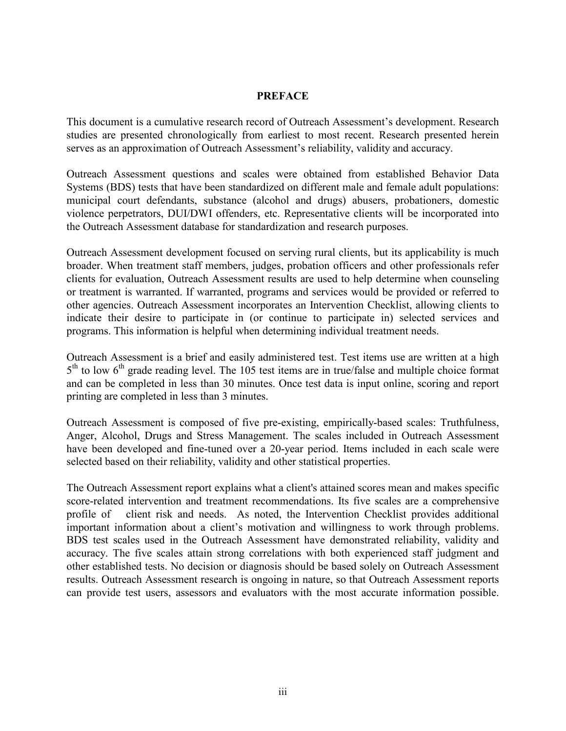# PREFACE

This document is a cumulative research record of Outreach Assessment's development. Research studies are presented chronologically from earliest to most recent. Research presented herein serves as an approximation of Outreach Assessment's reliability, validity and accuracy.

Outreach Assessment questions and scales were obtained from established Behavior Data Systems (BDS) tests that have been standardized on different male and female adult populations: municipal court defendants, substance (alcohol and drugs) abusers, probationers, domestic violence perpetrators, DUI/DWI offenders, etc. Representative clients will be incorporated into the Outreach Assessment database for standardization and research purposes.

Outreach Assessment development focused on serving rural clients, but its applicability is much broader. When treatment staff members, judges, probation officers and other professionals refer clients for evaluation, Outreach Assessment results are used to help determine when counseling or treatment is warranted. If warranted, programs and services would be provided or referred to other agencies. Outreach Assessment incorporates an Intervention Checklist, allowing clients to indicate their desire to participate in (or continue to participate in) selected services and programs. This information is helpful when determining individual treatment needs.

Outreach Assessment is a brief and easily administered test. Test items use are written at a high 5th to low 6th grade reading level. The 105 test items are in true/false and multiple choice format and can be completed in less than 30 minutes. Once test data is input online, scoring and report printing are completed in less than 3 minutes.

Outreach Assessment is composed of five pre-existing, empirically-based scales: Truthfulness, Anger, Alcohol, Drugs and Stress Management. The scales included in Outreach Assessment have been developed and fine-tuned over a 20-year period. Items included in each scale were selected based on their reliability, validity and other statistical properties.

The Outreach Assessment report explains what a client's attained scores mean and makes specific score-related intervention and treatment recommendations. Its five scales are a comprehensive profile of client risk and needs. As noted, the Intervention Checklist provides additional important information about a client's motivation and willingness to work through problems. BDS test scales used in the Outreach Assessment have demonstrated reliability, validity and accuracy. The five scales attain strong correlations with both experienced staff judgment and other established tests. No decision or diagnosis should be based solely on Outreach Assessment results. Outreach Assessment research is ongoing in nature, so that Outreach Assessment reports can provide test users, assessors and evaluators with the most accurate information possible.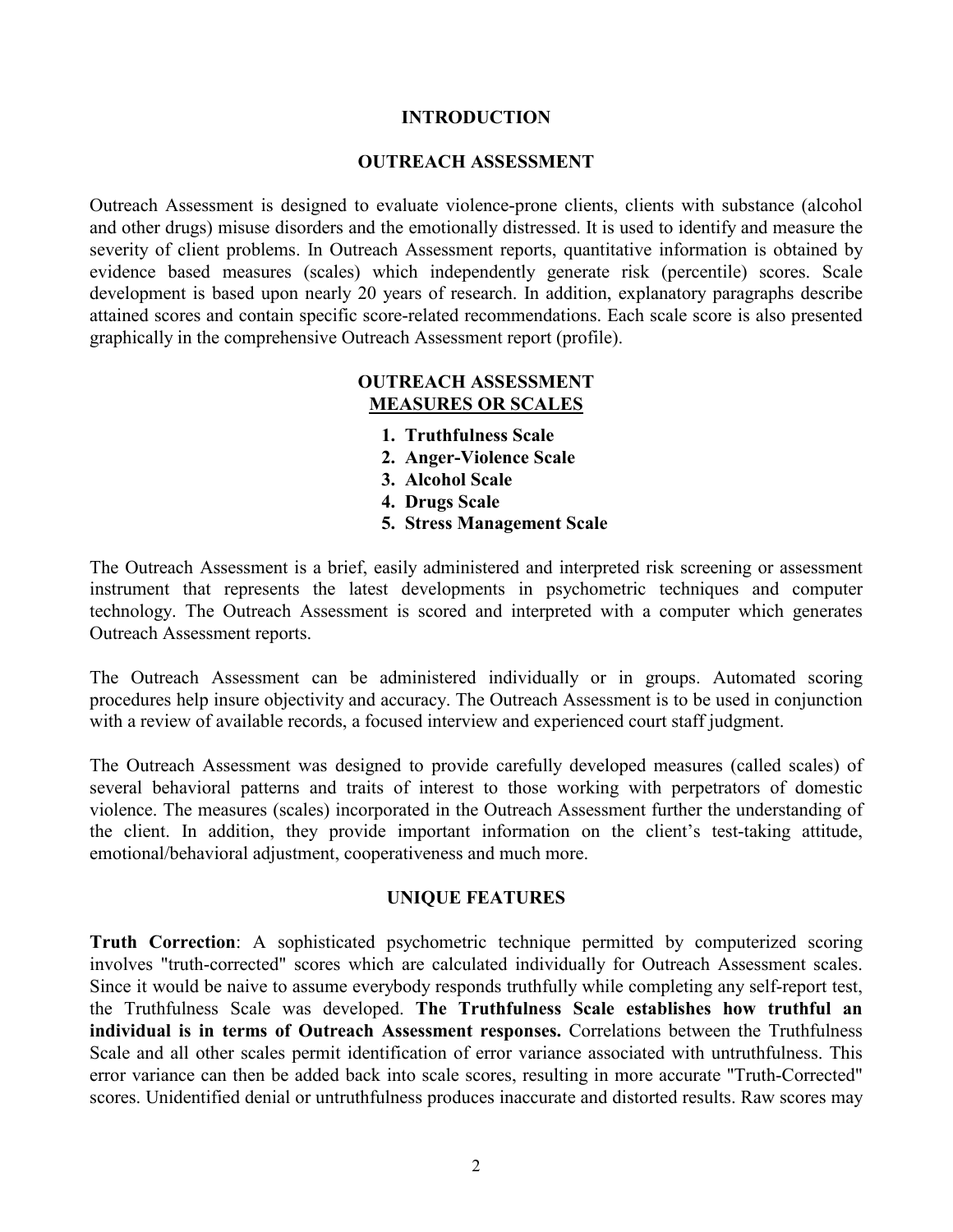# INTRODUCTION

## OUTREACH ASSESSMENT

Outreach Assessment is designed to evaluate violence-prone clients, clients with substance (alcohol and other drugs) misuse disorders and the emotionally distressed. It is used to identify and measure the severity of client problems. In Outreach Assessment reports, quantitative information is obtained by evidence based measures (scales) which independently generate risk (percentile) scores. Scale development is based upon nearly 20 years of research. In addition, explanatory paragraphs describe attained scores and contain specific score-related recommendations. Each scale score is also presented graphically in the comprehensive Outreach Assessment report (profile).

## OUTREACH ASSESSMENT MEASURES OR SCALES

1. **Truthfulness Scale**
2. **Anger-Violence Scale**
3. **Alcohol Scale**
4. **Drugs Scale**
5. **Stress Management Scale**

The Outreach Assessment is a brief, easily administered and interpreted risk screening or assessment instrument that represents the latest developments in psychometric techniques and computer technology. The Outreach Assessment is scored and interpreted with a computer which generates Outreach Assessment reports.

The Outreach Assessment can be administered individually or in groups. Automated scoring procedures help insure objectivity and accuracy. The Outreach Assessment is to be used in conjunction with a review of available records, a focused interview and experienced court staff judgment.

The Outreach Assessment was designed to provide carefully developed measures (called scales) of several behavioral patterns and traits of interest to those working with perpetrators of domestic violence. The measures (scales) incorporated in the Outreach Assessment further the understanding of the client. In addition, they provide important information on the client's test-taking attitude, emotional/behavioral adjustment, cooperativeness and much more.

## UNIQUE FEATURES

**Truth Correction**: A sophisticated psychometric technique permitted by computerized scoring involves "truth-corrected" scores which are calculated individually for Outreach Assessment scales. Since it would be naive to assume everybody responds truthfully while completing any self-report test, the Truthfulness Scale was developed. **The Truthfulness Scale establishes how truthful an individual is in terms of Outreach Assessment responses.** Correlations between the Truthfulness Scale and all other scales permit identification of error variance associated with untruthfulness. This error variance can then be added back into scale scores, resulting in more accurate "Truth-Corrected" scores. Unidentified denial or untruthfulness produces inaccurate and distorted results. Raw scores may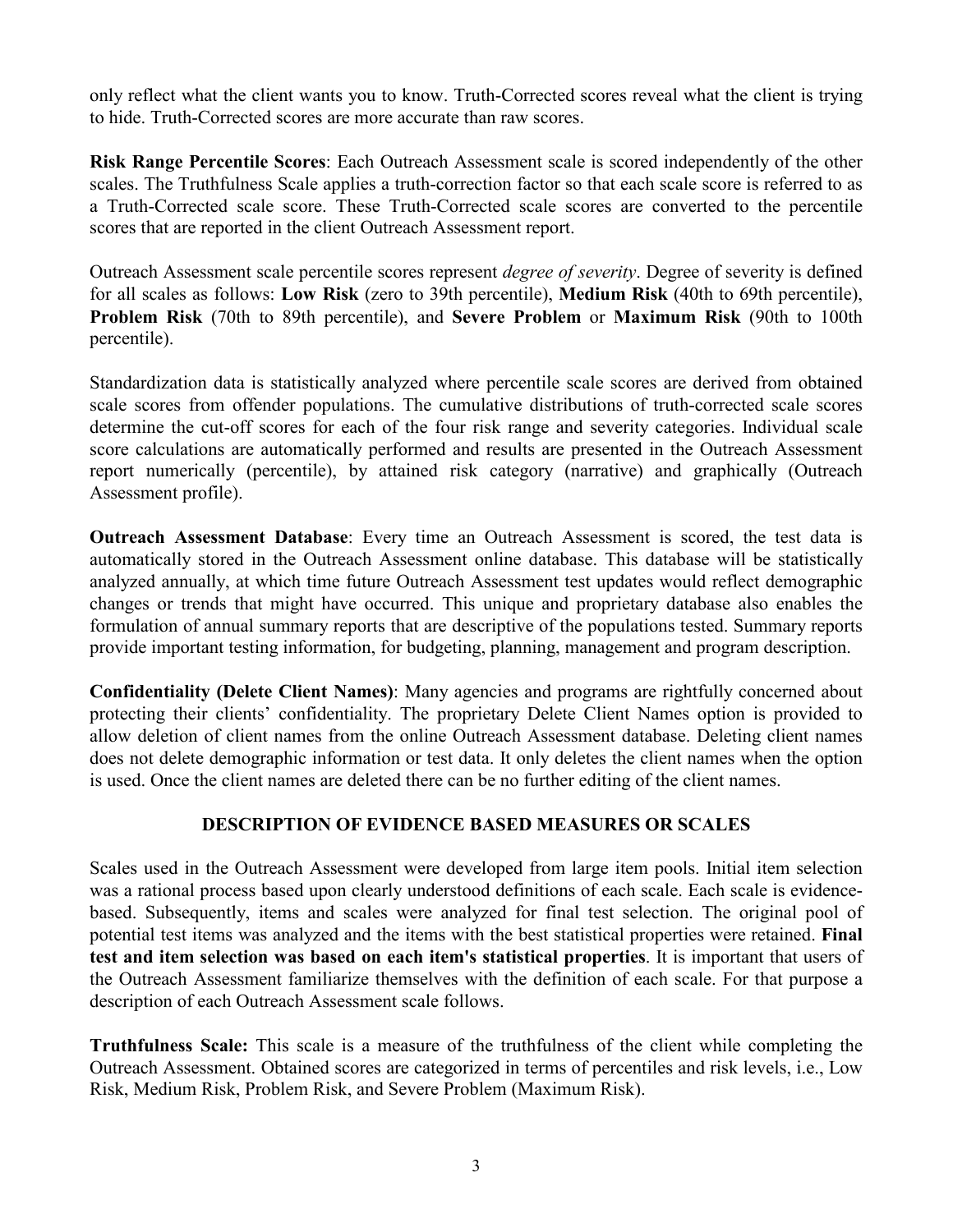only reflect what the client wants you to know. Truth-Corrected scores reveal what the client is trying to hide. Truth-Corrected scores are more accurate than raw scores.

**Risk Range Percentile Scores**: Each Outreach Assessment scale is scored independently of the other scales. The Truthfulness Scale applies a truth-correction factor so that each scale score is referred to as a Truth-Corrected scale score. These Truth-Corrected scale scores are converted to the percentile scores that are reported in the client Outreach Assessment report.

Outreach Assessment scale percentile scores represent *degree of severity*. Degree of severity is defined for all scales as follows: **Low Risk** (zero to 39th percentile), **Medium Risk** (40th to 69th percentile), **Problem Risk** (70th to 89th percentile), and **Severe Problem** or **Maximum Risk** (90th to 100th percentile).

Standardization data is statistically analyzed where percentile scale scores are derived from obtained scale scores from offender populations. The cumulative distributions of truth-corrected scale scores determine the cut-off scores for each of the four risk range and severity categories. Individual scale score calculations are automatically performed and results are presented in the Outreach Assessment report numerically (percentile), by attained risk category (narrative) and graphically (Outreach Assessment profile).

**Outreach Assessment Database**: Every time an Outreach Assessment is scored, the test data is automatically stored in the Outreach Assessment online database. This database will be statistically analyzed annually, at which time future Outreach Assessment test updates would reflect demographic changes or trends that might have occurred. This unique and proprietary database also enables the formulation of annual summary reports that are descriptive of the populations tested. Summary reports provide important testing information, for budgeting, planning, management and program description.

**Confidentiality (Delete Client Names)**: Many agencies and programs are rightfully concerned about protecting their clients' confidentiality. The proprietary Delete Client Names option is provided to allow deletion of client names from the online Outreach Assessment database. Deleting client names does not delete demographic information or test data. It only deletes the client names when the option is used. Once the client names are deleted there can be no further editing of the client names.

## DESCRIPTION OF EVIDENCE BASED MEASURES OR SCALES

Scales used in the Outreach Assessment were developed from large item pools. Initial item selection was a rational process based upon clearly understood definitions of each scale. Each scale is evidence-based. Subsequently, items and scales were analyzed for final test selection. The original pool of potential test items was analyzed and the items with the best statistical properties were retained. **Final test and item selection was based on each item's statistical properties**. It is important that users of the Outreach Assessment familiarize themselves with the definition of each scale. For that purpose a description of each Outreach Assessment scale follows.

**Truthfulness Scale:** This scale is a measure of the truthfulness of the client while completing the Outreach Assessment. Obtained scores are categorized in terms of percentiles and risk levels, i.e., Low Risk, Medium Risk, Problem Risk, and Severe Problem (Maximum Risk).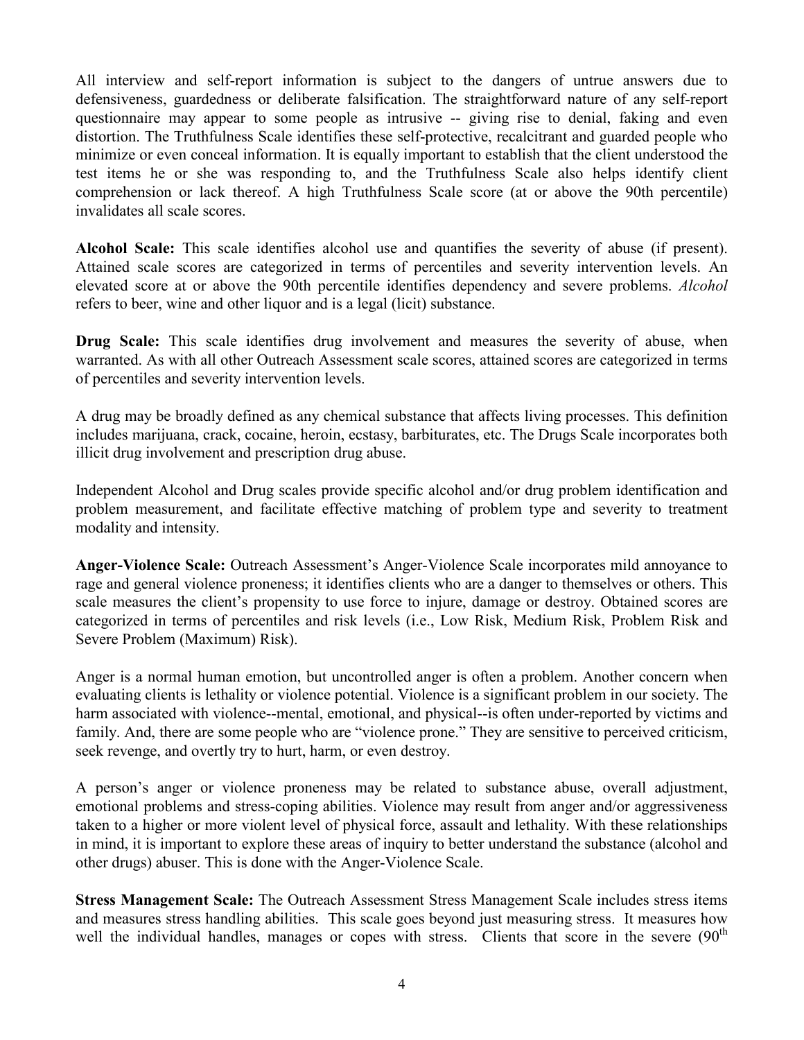All interview and self-report information is subject to the dangers of untrue answers due to defensiveness, guardedness or deliberate falsification. The straightforward nature of any self-report questionnaire may appear to some people as intrusive -- giving rise to denial, faking and even distortion. The Truthfulness Scale identifies these self-protective, recalcitrant and guarded people who minimize or even conceal information. It is equally important to establish that the client understood the test items he or she was responding to, and the Truthfulness Scale also helps identify client comprehension or lack thereof. A high Truthfulness Scale score (at or above the 90th percentile) invalidates all scale scores.

**Alcohol Scale:** This scale identifies alcohol use and quantifies the severity of abuse (if present). Attained scale scores are categorized in terms of percentiles and severity intervention levels. An elevated score at or above the 90th percentile identifies dependency and severe problems. *Alcohol* refers to beer, wine and other liquor and is a legal (licit) substance.

**Drug Scale:** This scale identifies drug involvement and measures the severity of abuse, when warranted. As with all other Outreach Assessment scale scores, attained scores are categorized in terms of percentiles and severity intervention levels.

A drug may be broadly defined as any chemical substance that affects living processes. This definition includes marijuana, crack, cocaine, heroin, ecstasy, barbiturates, etc. The Drugs Scale incorporates both illicit drug involvement and prescription drug abuse.

Independent Alcohol and Drug scales provide specific alcohol and/or drug problem identification and problem measurement, and facilitate effective matching of problem type and severity to treatment modality and intensity.

**Anger-Violence Scale:** Outreach Assessment's Anger-Violence Scale incorporates mild annoyance to rage and general violence proneness; it identifies clients who are a danger to themselves or others. This scale measures the client's propensity to use force to injure, damage or destroy. Obtained scores are categorized in terms of percentiles and risk levels (i.e., Low Risk, Medium Risk, Problem Risk and Severe Problem (Maximum) Risk).

Anger is a normal human emotion, but uncontrolled anger is often a problem. Another concern when evaluating clients is lethality or violence potential. Violence is a significant problem in our society. The harm associated with violence--mental, emotional, and physical--is often under-reported by victims and family. And, there are some people who are "violence prone." They are sensitive to perceived criticism, seek revenge, and overtly try to hurt, harm, or even destroy.

A person's anger or violence proneness may be related to substance abuse, overall adjustment, emotional problems and stress-coping abilities. Violence may result from anger and/or aggressiveness taken to a higher or more violent level of physical force, assault and lethality. With these relationships in mind, it is important to explore these areas of inquiry to better understand the substance (alcohol and other drugs) abuser. This is done with the Anger-Violence Scale.

**Stress Management Scale:** The Outreach Assessment Stress Management Scale includes stress items and measures stress handling abilities. This scale goes beyond just measuring stress. It measures how well the individual handles, manages or copes with stress. Clients that score in the severe (90th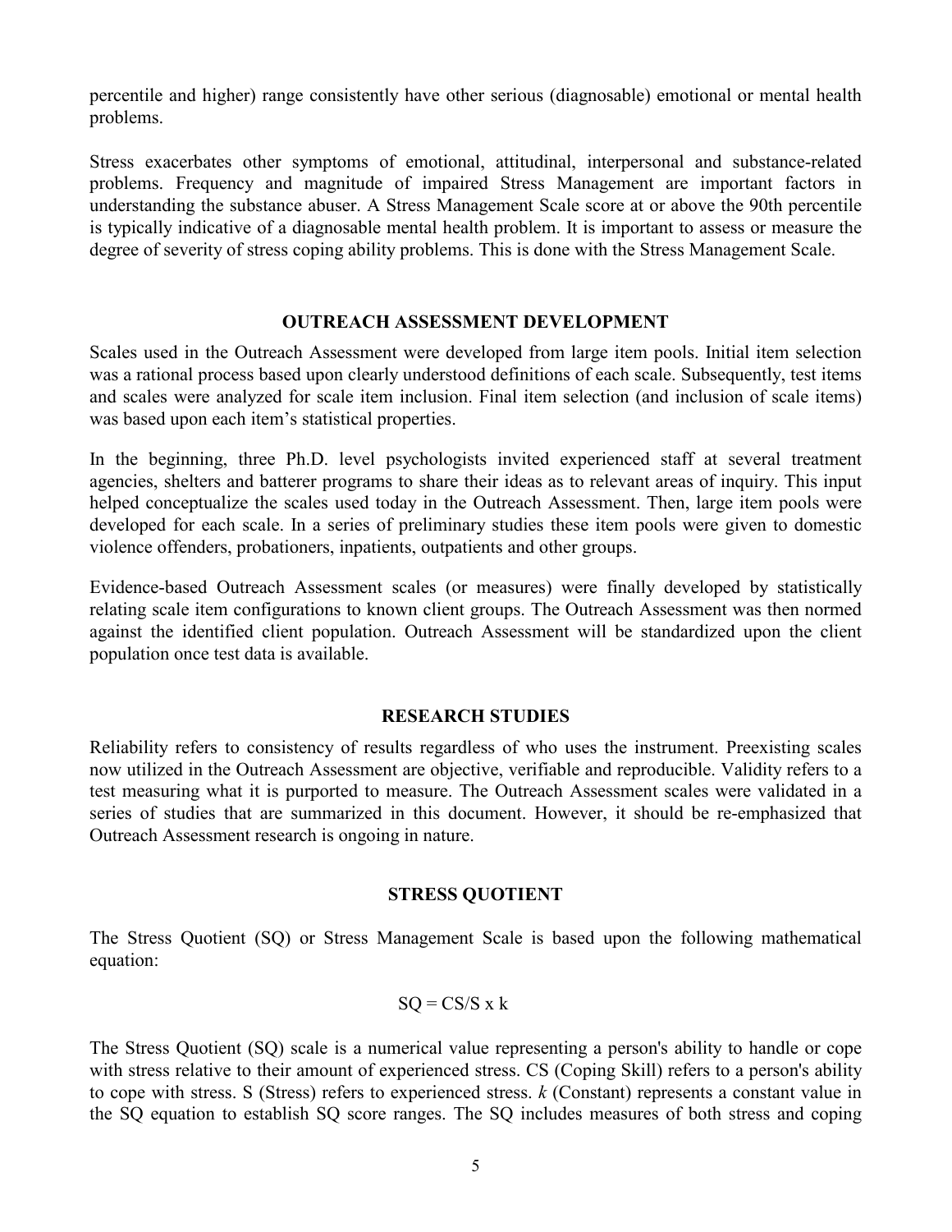percentile and higher) range consistently have other serious (diagnosable) emotional or mental health problems.

Stress exacerbates other symptoms of emotional, attitudinal, interpersonal and substance-related problems. Frequency and magnitude of impaired Stress Management are important factors in understanding the substance abuser. A Stress Management Scale score at or above the 90th percentile is typically indicative of a diagnosable mental health problem. It is important to assess or measure the degree of severity of stress coping ability problems. This is done with the Stress Management Scale.

## OUTREACH ASSESSMENT DEVELOPMENT

Scales used in the Outreach Assessment were developed from large item pools. Initial item selection was a rational process based upon clearly understood definitions of each scale. Subsequently, test items and scales were analyzed for scale item inclusion. Final item selection (and inclusion of scale items) was based upon each item's statistical properties.

In the beginning, three Ph.D. level psychologists invited experienced staff at several treatment agencies, shelters and batterer programs to share their ideas as to relevant areas of inquiry. This input helped conceptualize the scales used today in the Outreach Assessment. Then, large item pools were developed for each scale. In a series of preliminary studies these item pools were given to domestic violence offenders, probationers, inpatients, outpatients and other groups.

Evidence-based Outreach Assessment scales (or measures) were finally developed by statistically relating scale item configurations to known client groups. The Outreach Assessment was then normed against the identified client population. Outreach Assessment will be standardized upon the client population once test data is available.

## RESEARCH STUDIES

Reliability refers to consistency of results regardless of who uses the instrument. Preexisting scales now utilized in the Outreach Assessment are objective, verifiable and reproducible. Validity refers to a test measuring what it is purported to measure. The Outreach Assessment scales were validated in a series of studies that are summarized in this document. However, it should be re-emphasized that Outreach Assessment research is ongoing in nature.

## STRESS QUOTIENT

The Stress Quotient (SQ) or Stress Management Scale is based upon the following mathematical equation:

$$SQ = CS/S \times k$$

The Stress Quotient (SQ) scale is a numerical value representing a person's ability to handle or cope with stress relative to their amount of experienced stress. CS (Coping Skill) refers to a person's ability to cope with stress. S (Stress) refers to experienced stress. $k$ (Constant) represents a constant value in the SQ equation to establish SQ score ranges. The SQ includes measures of both stress and coping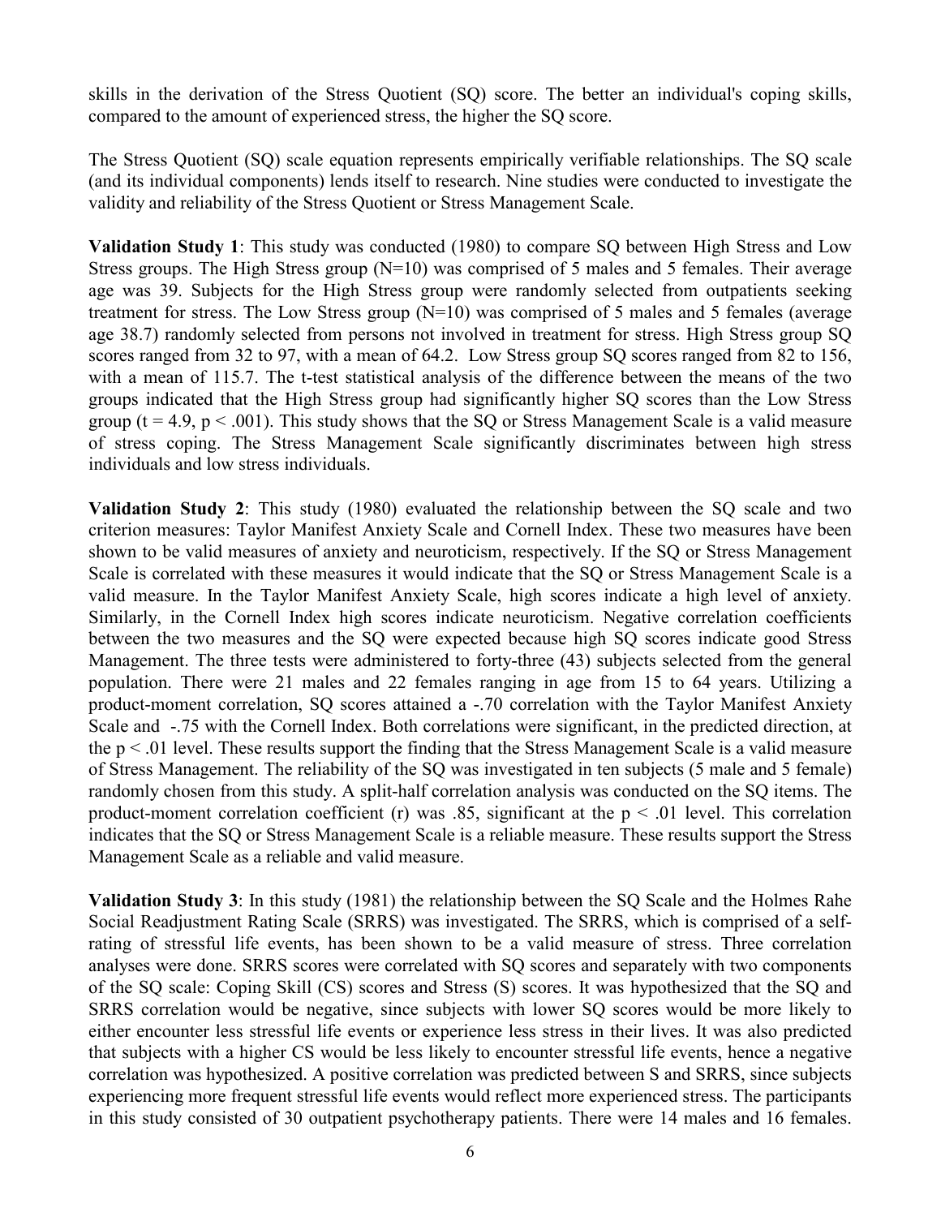skills in the derivation of the Stress Quotient (SQ) score. The better an individual's coping skills, compared to the amount of experienced stress, the higher the SQ score.

The Stress Quotient (SQ) scale equation represents empirically verifiable relationships. The SQ scale (and its individual components) lends itself to research. Nine studies were conducted to investigate the validity and reliability of the Stress Quotient or Stress Management Scale.

**Validation Study 1**: This study was conducted (1980) to compare SQ between High Stress and Low Stress groups. The High Stress group (N=10) was comprised of 5 males and 5 females. Their average age was 39. Subjects for the High Stress group were randomly selected from outpatients seeking treatment for stress. The Low Stress group (N=10) was comprised of 5 males and 5 females (average age 38.7) randomly selected from persons not involved in treatment for stress. High Stress group SQ scores ranged from 32 to 97, with a mean of 64.2. Low Stress group SQ scores ranged from 82 to 156, with a mean of 115.7. The t-test statistical analysis of the difference between the means of the two groups indicated that the High Stress group had significantly higher SQ scores than the Low Stress group ($t = 4.9$, $p < .001$). This study shows that the SQ or Stress Management Scale is a valid measure of stress coping. The Stress Management Scale significantly discriminates between high stress individuals and low stress individuals.

**Validation Study 2**: This study (1980) evaluated the relationship between the SQ scale and two criterion measures: Taylor Manifest Anxiety Scale and Cornell Index. These two measures have been shown to be valid measures of anxiety and neuroticism, respectively. If the SQ or Stress Management Scale is correlated with these measures it would indicate that the SQ or Stress Management Scale is a valid measure. In the Taylor Manifest Anxiety Scale, high scores indicate a high level of anxiety. Similarly, in the Cornell Index high scores indicate neuroticism. Negative correlation coefficients between the two measures and the SQ were expected because high SQ scores indicate good Stress Management. The three tests were administered to forty-three (43) subjects selected from the general population. There were 21 males and 22 females ranging in age from 15 to 64 years. Utilizing a product-moment correlation, SQ scores attained a -.70 correlation with the Taylor Manifest Anxiety Scale and -.75 with the Cornell Index. Both correlations were significant, in the predicted direction, at the $p < .01$ level. These results support the finding that the Stress Management Scale is a valid measure of Stress Management. The reliability of the SQ was investigated in ten subjects (5 male and 5 female) randomly chosen from this study. A split-half correlation analysis was conducted on the SQ items. The product-moment correlation coefficient ($r$) was .85, significant at the $p < .01$ level. This correlation indicates that the SQ or Stress Management Scale is a reliable measure. These results support the Stress Management Scale as a reliable and valid measure.

**Validation Study 3**: In this study (1981) the relationship between the SQ Scale and the Holmes Rahe Social Readjustment Rating Scale (SRRS) was investigated. The SRRS, which is comprised of a self-rating of stressful life events, has been shown to be a valid measure of stress. Three correlation analyses were done. SRRS scores were correlated with SQ scores and separately with two components of the SQ scale: Coping Skill (CS) scores and Stress (S) scores. It was hypothesized that the SQ and SRRS correlation would be negative, since subjects with lower SQ scores would be more likely to either encounter less stressful life events or experience less stress in their lives. It was also predicted that subjects with a higher CS would be less likely to encounter stressful life events, hence a negative correlation was hypothesized. A positive correlation was predicted between S and SRRS, since subjects experiencing more frequent stressful life events would reflect more experienced stress. The participants in this study consisted of 30 outpatient psychotherapy patients. There were 14 males and 16 females.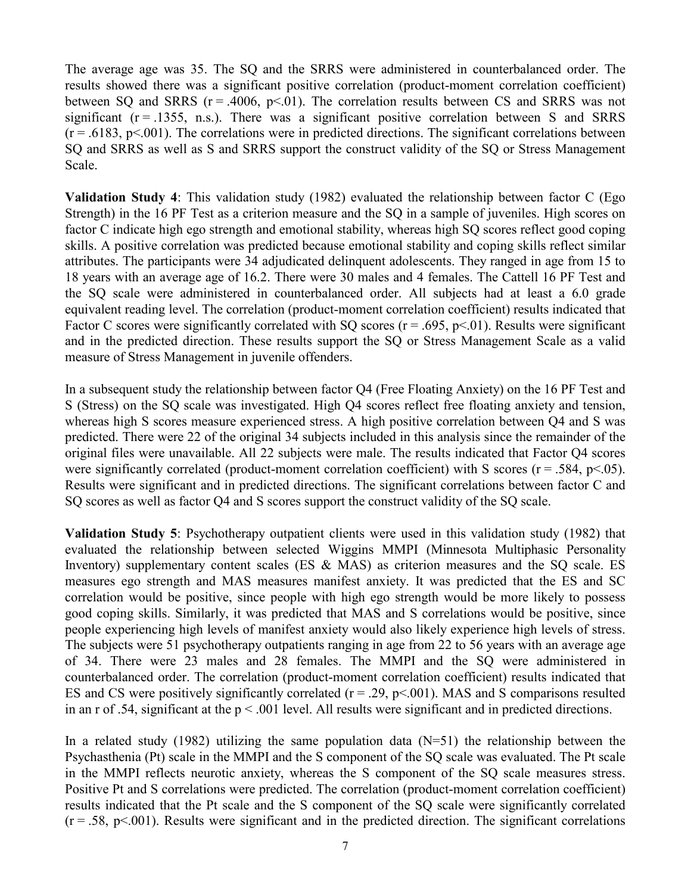The average age was 35. The SQ and the SRRS were administered in counterbalanced order. The results showed there was a significant positive correlation (product-moment correlation coefficient) between SQ and SRRS ($r = .4006$, $p<.01$). The correlation results between CS and SRRS was not significant ($r = .1355$, n.s.). There was a significant positive correlation between S and SRRS ($r = .6183$, $p<.001$). The correlations were in predicted directions. The significant correlations between SQ and SRRS as well as S and SRRS support the construct validity of the SQ or Stress Management Scale.

**Validation Study 4**: This validation study (1982) evaluated the relationship between factor C (Ego Strength) in the 16 PF Test as a criterion measure and the SQ in a sample of juveniles. High scores on factor C indicate high ego strength and emotional stability, whereas high SQ scores reflect good coping skills. A positive correlation was predicted because emotional stability and coping skills reflect similar attributes. The participants were 34 adjudicated delinquent adolescents. They ranged in age from 15 to 18 years with an average age of 16.2. There were 30 males and 4 females. The Cattell 16 PF Test and the SQ scale were administered in counterbalanced order. All subjects had at least a 6.0 grade equivalent reading level. The correlation (product-moment correlation coefficient) results indicated that Factor C scores were significantly correlated with SQ scores ($r = .695$, $p<.01$). Results were significant and in the predicted direction. These results support the SQ or Stress Management Scale as a valid measure of Stress Management in juvenile offenders.

In a subsequent study the relationship between factor Q4 (Free Floating Anxiety) on the 16 PF Test and S (Stress) on the SQ scale was investigated. High Q4 scores reflect free floating anxiety and tension, whereas high S scores measure experienced stress. A high positive correlation between Q4 and S was predicted. There were 22 of the original 34 subjects included in this analysis since the remainder of the original files were unavailable. All 22 subjects were male. The results indicated that Factor Q4 scores were significantly correlated (product-moment correlation coefficient) with S scores ($r = .584$, $p<.05$). Results were significant and in predicted directions. The significant correlations between factor C and SQ scores as well as factor Q4 and S scores support the construct validity of the SQ scale.

**Validation Study 5**: Psychotherapy outpatient clients were used in this validation study (1982) that evaluated the relationship between selected Wiggins MMPI (Minnesota Multiphasic Personality Inventory) supplementary content scales (ES & MAS) as criterion measures and the SQ scale. ES measures ego strength and MAS measures manifest anxiety. It was predicted that the ES and SC correlation would be positive, since people with high ego strength would be more likely to possess good coping skills. Similarly, it was predicted that MAS and S correlations would be positive, since people experiencing high levels of manifest anxiety would also likely experience high levels of stress. The subjects were 51 psychotherapy outpatients ranging in age from 22 to 56 years with an average age of 34. There were 23 males and 28 females. The MMPI and the SQ were administered in counterbalanced order. The correlation (product-moment correlation coefficient) results indicated that ES and CS were positively significantly correlated ($r = .29$, $p<.001$). MAS and S comparisons resulted in an r of .54, significant at the $p < .001$ level. All results were significant and in predicted directions.

In a related study (1982) utilizing the same population data (N=51) the relationship between the Psychasthenia (Pt) scale in the MMPI and the S component of the SQ scale was evaluated. The Pt scale in the MMPI reflects neurotic anxiety, whereas the S component of the SQ scale measures stress. Positive Pt and S correlations were predicted. The correlation (product-moment correlation coefficient) results indicated that the Pt scale and the S component of the SQ scale were significantly correlated ($r = .58$, $p<.001$). Results were significant and in the predicted direction. The significant correlations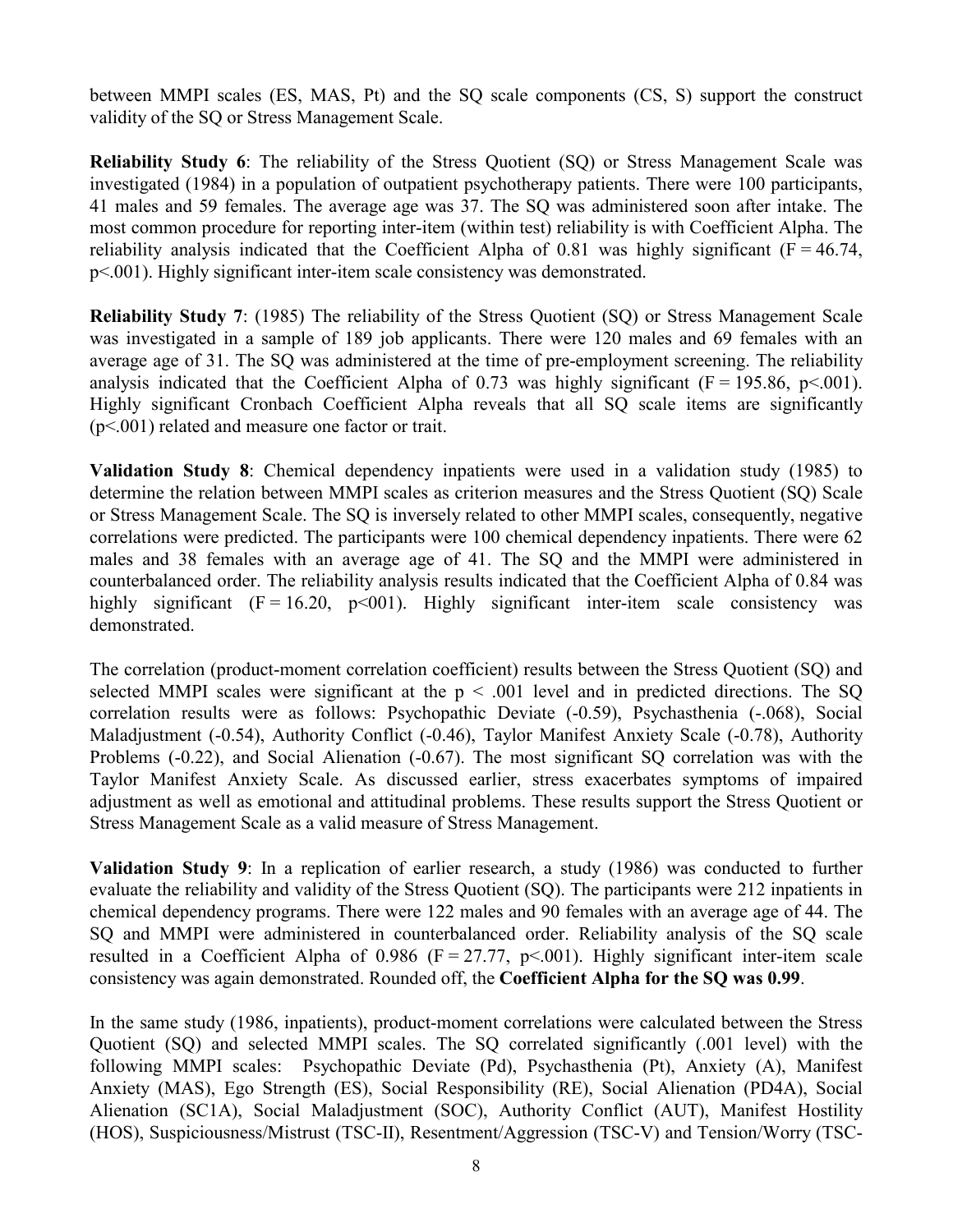between MMPI scales (ES, MAS, Pt) and the SQ scale components (CS, S) support the construct validity of the SQ or Stress Management Scale.

**Reliability Study 6**: The reliability of the Stress Quotient (SQ) or Stress Management Scale was investigated (1984) in a population of outpatient psychotherapy patients. There were 100 participants, 41 males and 59 females. The average age was 37. The SQ was administered soon after intake. The most common procedure for reporting inter-item (within test) reliability is with Coefficient Alpha. The reliability analysis indicated that the Coefficient Alpha of 0.81 was highly significant ($F = 46.74$, $p<.001$). Highly significant inter-item scale consistency was demonstrated.

**Reliability Study 7**: (1985) The reliability of the Stress Quotient (SQ) or Stress Management Scale was investigated in a sample of 189 job applicants. There were 120 males and 69 females with an average age of 31. The SQ was administered at the time of pre-employment screening. The reliability analysis indicated that the Coefficient Alpha of 0.73 was highly significant ($F = 195.86$, $p<.001$). Highly significant Cronbach Coefficient Alpha reveals that all SQ scale items are significantly ($p<.001$) related and measure one factor or trait.

**Validation Study 8**: Chemical dependency inpatients were used in a validation study (1985) to determine the relation between MMPI scales as criterion measures and the Stress Quotient (SQ) Scale or Stress Management Scale. The SQ is inversely related to other MMPI scales, consequently, negative correlations were predicted. The participants were 100 chemical dependency inpatients. There were 62 males and 38 females with an average age of 41. The SQ and the MMPI were administered in counterbalanced order. The reliability analysis results indicated that the Coefficient Alpha of 0.84 was highly significant ($F = 16.20$, p<001). Highly significant inter-item scale consistency was demonstrated.

The correlation (product-moment correlation coefficient) results between the Stress Quotient (SQ) and selected MMPI scales were significant at the $p < .001$ level and in predicted directions. The SQ correlation results were as follows: Psychopathic Deviate (-0.59), Psychasthenia (-.068), Social Maladjustment (-0.54), Authority Conflict (-0.46), Taylor Manifest Anxiety Scale (-0.78), Authority Problems (-0.22), and Social Alienation (-0.67). The most significant SQ correlation was with the Taylor Manifest Anxiety Scale. As discussed earlier, stress exacerbates symptoms of impaired adjustment as well as emotional and attitudinal problems. These results support the Stress Quotient or Stress Management Scale as a valid measure of Stress Management.

**Validation Study 9**: In a replication of earlier research, a study (1986) was conducted to further evaluate the reliability and validity of the Stress Quotient (SQ). The participants were 212 inpatients in chemical dependency programs. There were 122 males and 90 females with an average age of 44. The SQ and MMPI were administered in counterbalanced order. Reliability analysis of the SQ scale resulted in a Coefficient Alpha of 0.986 ($F = 27.77$, $p<.001$). Highly significant inter-item scale consistency was again demonstrated. Rounded off, the **Coefficient Alpha for the SQ was 0.99**.

In the same study (1986, inpatients), product-moment correlations were calculated between the Stress Quotient (SQ) and selected MMPI scales. The SQ correlated significantly (.001 level) with the following MMPI scales: Psychopathic Deviate (Pd), Psychasthenia (Pt), Anxiety (A), Manifest Anxiety (MAS), Ego Strength (ES), Social Responsibility (RE), Social Alienation (PD4A), Social Alienation (SC1A), Social Maladjustment (SOC), Authority Conflict (AUT), Manifest Hostility (HOS), Suspiciousness/Mistrust (TSC-II), Resentment/Aggression (TSC-V) and Tension/Worry (TSC-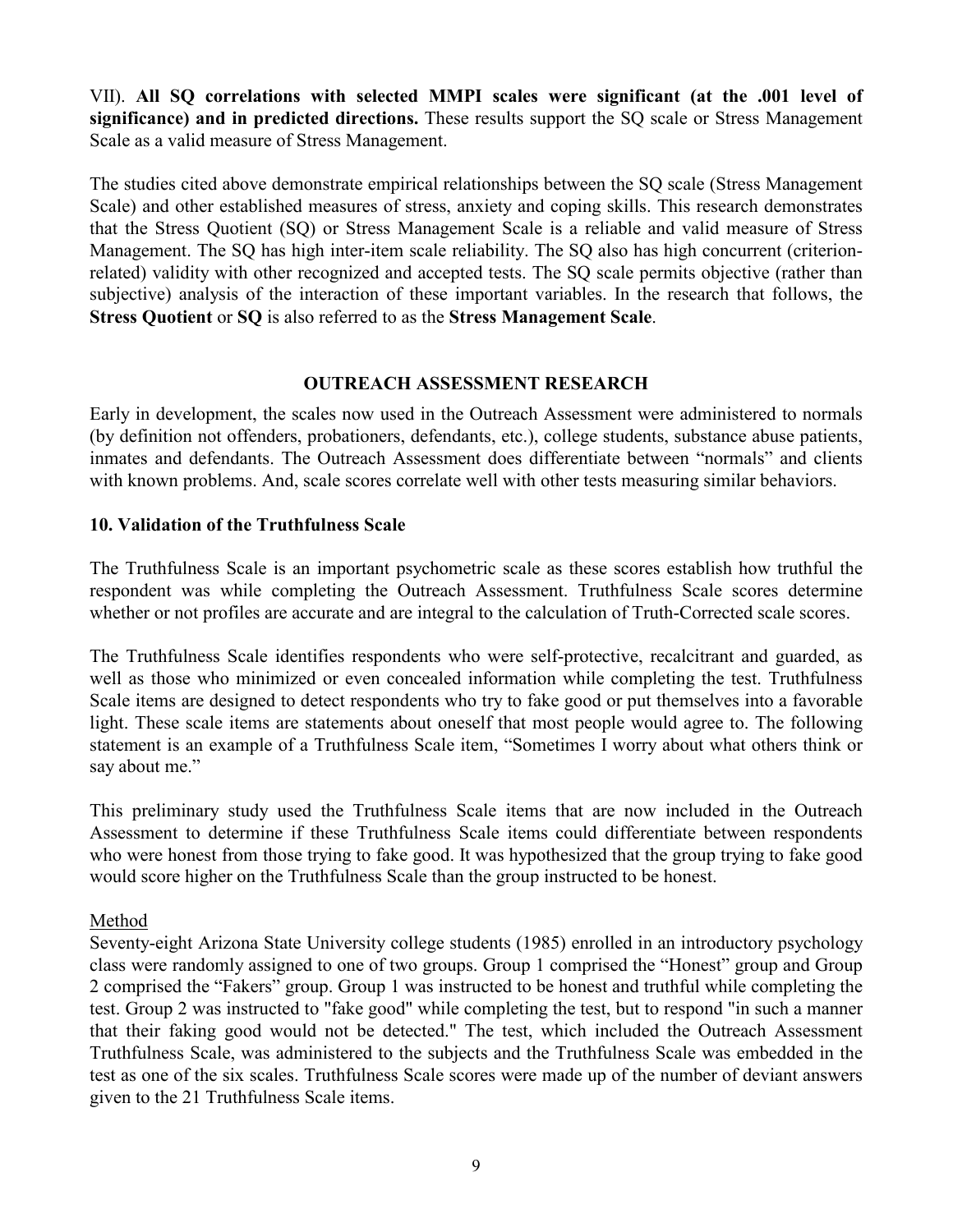VII). **All SQ correlations with selected MMPI scales were significant (at the .001 level of significance) and in predicted directions.** These results support the SQ scale or Stress Management Scale as a valid measure of Stress Management.

The studies cited above demonstrate empirical relationships between the SQ scale (Stress Management Scale) and other established measures of stress, anxiety and coping skills. This research demonstrates that the Stress Quotient (SQ) or Stress Management Scale is a reliable and valid measure of Stress Management. The SQ has high inter-item scale reliability. The SQ also has high concurrent (criterion-related) validity with other recognized and accepted tests. The SQ scale permits objective (rather than subjective) analysis of the interaction of these important variables. In the research that follows, the **Stress Quotient** or **SQ** is also referred to as the **Stress Management Scale**.

## OUTREACH ASSESSMENT RESEARCH

Early in development, the scales now used in the Outreach Assessment were administered to normals (by definition not offenders, probationers, defendants, etc.), college students, substance abuse patients, inmates and defendants. The Outreach Assessment does differentiate between "normals" and clients with known problems. And, scale scores correlate well with other tests measuring similar behaviors.

### 10. Validation of the Truthfulness Scale

The Truthfulness Scale is an important psychometric scale as these scores establish how truthful the respondent was while completing the Outreach Assessment. Truthfulness Scale scores determine whether or not profiles are accurate and are integral to the calculation of Truth-Corrected scale scores.

The Truthfulness Scale identifies respondents who were self-protective, recalcitrant and guarded, as well as those who minimized or even concealed information while completing the test. Truthfulness Scale items are designed to detect respondents who try to fake good or put themselves into a favorable light. These scale items are statements about oneself that most people would agree to. The following statement is an example of a Truthfulness Scale item, "Sometimes I worry about what others think or say about me."

This preliminary study used the Truthfulness Scale items that are now included in the Outreach Assessment to determine if these Truthfulness Scale items could differentiate between respondents who were honest from those trying to fake good. It was hypothesized that the group trying to fake good would score higher on the Truthfulness Scale than the group instructed to be honest.

Method

Seventy-eight Arizona State University college students (1985) enrolled in an introductory psychology class were randomly assigned to one of two groups. Group 1 comprised the "Honest" group and Group 2 comprised the "Fakers" group. Group 1 was instructed to be honest and truthful while completing the test. Group 2 was instructed to "fake good" while completing the test, but to respond "in such a manner that their faking good would not be detected." The test, which included the Outreach Assessment Truthfulness Scale, was administered to the subjects and the Truthfulness Scale was embedded in the test as one of the six scales. Truthfulness Scale scores were made up of the number of deviant answers given to the 21 Truthfulness Scale items.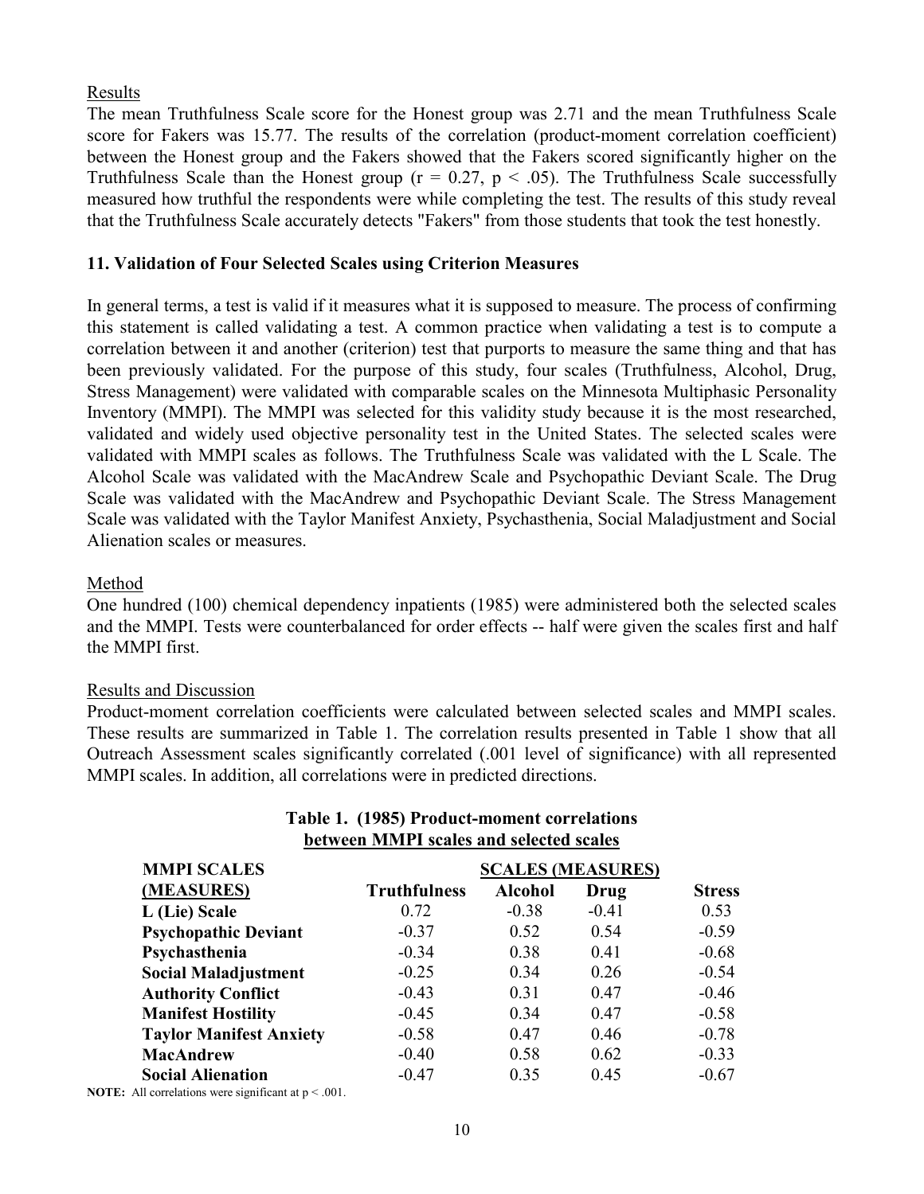Results

The mean Truthfulness Scale score for the Honest group was 2.71 and the mean Truthfulness Scale score for Fakers was 15.77. The results of the correlation (product-moment correlation coefficient) between the Honest group and the Fakers showed that the Fakers scored significantly higher on the Truthfulness Scale than the Honest group ($r = 0.27$, $p < .05$). The Truthfulness Scale successfully measured how truthful the respondents were while completing the test. The results of this study reveal that the Truthfulness Scale accurately detects "Fakers" from those students that took the test honestly.

## 11. Validation of Four Selected Scales using Criterion Measures

In general terms, a test is valid if it measures what it is supposed to measure. The process of confirming this statement is called validating a test. A common practice when validating a test is to compute a correlation between it and another (criterion) test that purports to measure the same thing and that has been previously validated. For the purpose of this study, four scales (Truthfulness, Alcohol, Drug, Stress Management) were validated with comparable scales on the Minnesota Multiphasic Personality Inventory (MMPI). The MMPI was selected for this validity study because it is the most researched, validated and widely used objective personality test in the United States. The selected scales were validated with MMPI scales as follows. The Truthfulness Scale was validated with the L Scale. The Alcohol Scale was validated with the MacAndrew Scale and Psychopathic Deviant Scale. The Drug Scale was validated with the MacAndrew and Psychopathic Deviant Scale. The Stress Management Scale was validated with the Taylor Manifest Anxiety, Psychasthenia, Social Maladjustment and Social Alienation scales or measures.

Method

One hundred (100) chemical dependency inpatients (1985) were administered both the selected scales and the MMPI. Tests were counterbalanced for order effects -- half were given the scales first and half the MMPI first.

Results and Discussion

Product-moment correlation coefficients were calculated between selected scales and MMPI scales. These results are summarized in Table 1. The correlation results presented in Table 1 show that all Outreach Assessment scales significantly correlated (.001 level of significance) with all represented MMPI scales. In addition, all correlations were in predicted directions.

**Table 1. (1985) Product-moment correlations between MMPI scales and selected scales**

| MMPI SCALES (MEASURES) | SCALES (MEASURES) | | | |
|---|---|---|---|---|
| | **Truthfulness** | **Alcohol** | **Drug** | **Stress** |
| **L (Lie) Scale** | 0.72 | -0.38 | -0.41 | 0.53 |
| **Psychopathic Deviant** | -0.37 | 0.52 | 0.54 | -0.59 |
| **Psychasthenia** | -0.34 | 0.38 | 0.41 | -0.68 |
| **Social Maladjustment** | -0.25 | 0.34 | 0.26 | -0.54 |
| **Authority Conflict** | -0.43 | 0.31 | 0.47 | -0.46 |
| **Manifest Hostility** | -0.45 | 0.34 | 0.47 | -0.58 |
| **Taylor Manifest Anxiety** | -0.58 | 0.47 | 0.46 | -0.78 |
| **MacAndrew** | -0.40 | 0.58 | 0.62 | -0.33 |
| **Social Alienation** | -0.47 | 0.35 | 0.45 | -0.67 |

**NOTE:** All correlations were significant at $p < .001$.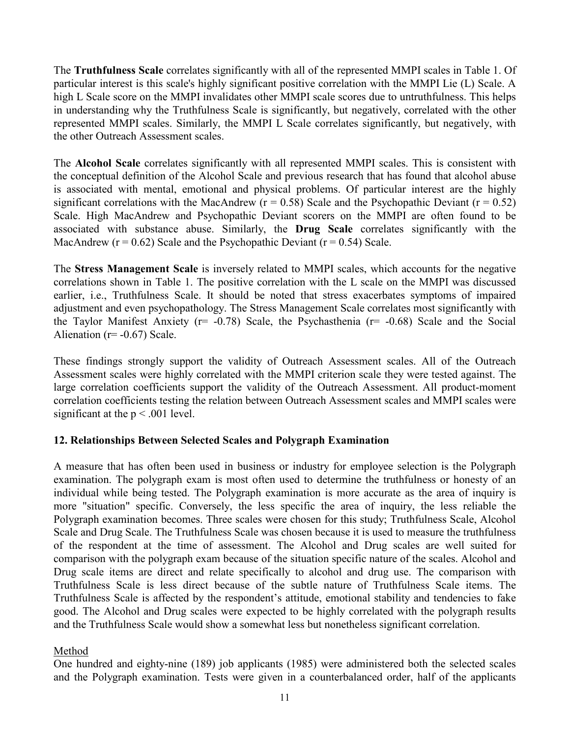The **Truthfulness Scale** correlates significantly with all of the represented MMPI scales in Table 1. Of particular interest is this scale's highly significant positive correlation with the MMPI Lie (L) Scale. A high L Scale score on the MMPI invalidates other MMPI scale scores due to untruthfulness. This helps in understanding why the Truthfulness Scale is significantly, but negatively, correlated with the other represented MMPI scales. Similarly, the MMPI L Scale correlates significantly, but negatively, with the other Outreach Assessment scales.

The **Alcohol Scale** correlates significantly with all represented MMPI scales. This is consistent with the conceptual definition of the Alcohol Scale and previous research that has found that alcohol abuse is associated with mental, emotional and physical problems. Of particular interest are the highly significant correlations with the MacAndrew ($r = 0.58$) Scale and the Psychopathic Deviant ($r = 0.52$) Scale. High MacAndrew and Psychopathic Deviant scorers on the MMPI are often found to be associated with substance abuse. Similarly, the **Drug Scale** correlates significantly with the MacAndrew ($r = 0.62$) Scale and the Psychopathic Deviant ($r = 0.54$) Scale.

The **Stress Management Scale** is inversely related to MMPI scales, which accounts for the negative correlations shown in Table 1. The positive correlation with the L scale on the MMPI was discussed earlier, i.e., Truthfulness Scale. It should be noted that stress exacerbates symptoms of impaired adjustment and even psychopathology. The Stress Management Scale correlates most significantly with the Taylor Manifest Anxiety ($r = -0.78$) Scale, the Psychasthenia ($r = -0.68$) Scale and the Social Alienation ($r = -0.67$) Scale.

These findings strongly support the validity of Outreach Assessment scales. All of the Outreach Assessment scales were highly correlated with the MMPI criterion scale they were tested against. The large correlation coefficients support the validity of the Outreach Assessment. All product-moment correlation coefficients testing the relation between Outreach Assessment scales and MMPI scales were significant at the $p < .001$ level.

## 12. Relationships Between Selected Scales and Polygraph Examination

A measure that has often been used in business or industry for employee selection is the Polygraph examination. The polygraph exam is most often used to determine the truthfulness or honesty of an individual while being tested. The Polygraph examination is more accurate as the area of inquiry is more "situation" specific. Conversely, the less specific the area of inquiry, the less reliable the Polygraph examination becomes. Three scales were chosen for this study; Truthfulness Scale, Alcohol Scale and Drug Scale. The Truthfulness Scale was chosen because it is used to measure the truthfulness of the respondent at the time of assessment. The Alcohol and Drug scales are well suited for comparison with the polygraph exam because of the situation specific nature of the scales. Alcohol and Drug scale items are direct and relate specifically to alcohol and drug use. The comparison with Truthfulness Scale is less direct because of the subtle nature of Truthfulness Scale items. The Truthfulness Scale is affected by the respondent's attitude, emotional stability and tendencies to fake good. The Alcohol and Drug scales were expected to be highly correlated with the polygraph results and the Truthfulness Scale would show a somewhat less but nonetheless significant correlation.

Method

One hundred and eighty-nine (189) job applicants (1985) were administered both the selected scales and the Polygraph examination. Tests were given in a counterbalanced order, half of the applicants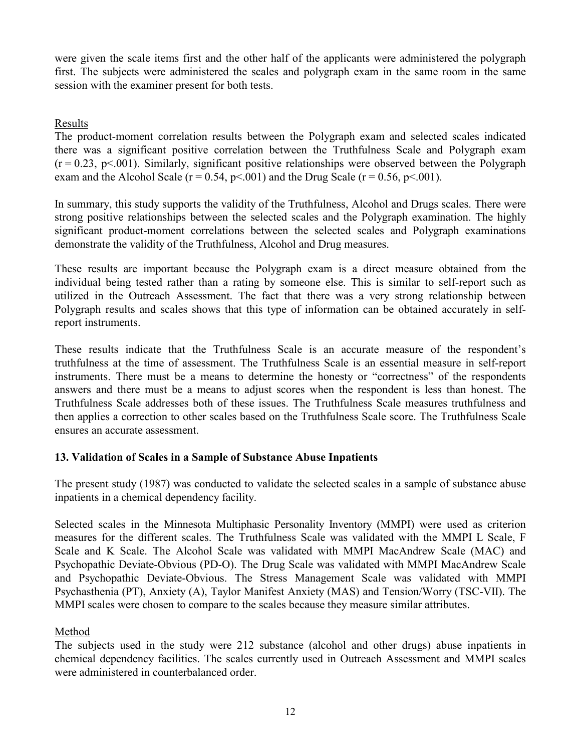were given the scale items first and the other half of the applicants were administered the polygraph first. The subjects were administered the scales and polygraph exam in the same room in the same session with the examiner present for both tests.

Results

The product-moment correlation results between the Polygraph exam and selected scales indicated there was a significant positive correlation between the Truthfulness Scale and Polygraph exam ($r = 0.23$, $p<.001$). Similarly, significant positive relationships were observed between the Polygraph exam and the Alcohol Scale ($r = 0.54$, $p<.001$) and the Drug Scale ($r = 0.56$, $p<.001$).

In summary, this study supports the validity of the Truthfulness, Alcohol and Drugs scales. There were strong positive relationships between the selected scales and the Polygraph examination. The highly significant product-moment correlations between the selected scales and Polygraph examinations demonstrate the validity of the Truthfulness, Alcohol and Drug measures.

These results are important because the Polygraph exam is a direct measure obtained from the individual being tested rather than a rating by someone else. This is similar to self-report such as utilized in the Outreach Assessment. The fact that there was a very strong relationship between Polygraph results and scales shows that this type of information can be obtained accurately in self-report instruments.

These results indicate that the Truthfulness Scale is an accurate measure of the respondent's truthfulness at the time of assessment. The Truthfulness Scale is an essential measure in self-report instruments. There must be a means to determine the honesty or "correctness" of the respondents answers and there must be a means to adjust scores when the respondent is less than honest. The Truthfulness Scale addresses both of these issues. The Truthfulness Scale measures truthfulness and then applies a correction to other scales based on the Truthfulness Scale score. The Truthfulness Scale ensures an accurate assessment.

### 13. Validation of Scales in a Sample of Substance Abuse Inpatients

The present study (1987) was conducted to validate the selected scales in a sample of substance abuse inpatients in a chemical dependency facility.

Selected scales in the Minnesota Multiphasic Personality Inventory (MMPI) were used as criterion measures for the different scales. The Truthfulness Scale was validated with the MMPI L Scale, F Scale and K Scale. The Alcohol Scale was validated with MMPI MacAndrew Scale (MAC) and Psychopathic Deviate-Obvious (PD-O). The Drug Scale was validated with MMPI MacAndrew Scale and Psychopathic Deviate-Obvious. The Stress Management Scale was validated with MMPI Psychasthenia (PT), Anxiety (A), Taylor Manifest Anxiety (MAS) and Tension/Worry (TSC-VII). The MMPI scales were chosen to compare to the scales because they measure similar attributes.

Method

The subjects used in the study were 212 substance (alcohol and other drugs) abuse inpatients in chemical dependency facilities. The scales currently used in Outreach Assessment and MMPI scales were administered in counterbalanced order.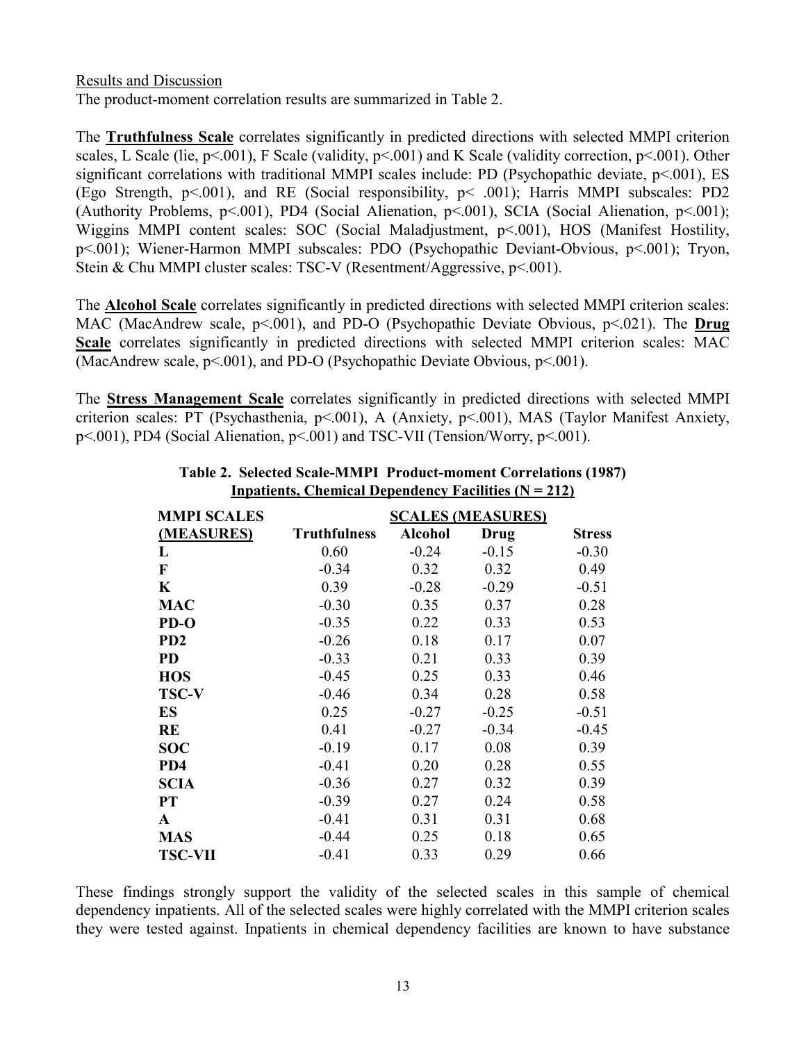Results and Discussion

The product-moment correlation results are summarized in Table 2.

The **Truthfulness Scale** correlates significantly in predicted directions with selected MMPI criterion scales, L Scale (lie, $p<.001$), F Scale (validity, $p<.001$) and K Scale (validity correction, $p<.001$). Other significant correlations with traditional MMPI scales include: PD (Psychopathic deviate, $p<.001$), ES (Ego Strength, $p<.001$), and RE (Social responsibility, $p< .001$); Harris MMPI subscales: PD2 (Authority Problems, $p<.001$), PD4 (Social Alienation, $p<.001$), SCIA (Social Alienation, $p<.001$); Wiggins MMPI content scales: SOC (Social Maladjustment, $p<.001$), HOS (Manifest Hostility, $p<.001$); Wiener-Harmon MMPI subscales: PDO (Psychopathic Deviant-Obvious, $p<.001$); Tryon, Stein & Chu MMPI cluster scales: TSC-V (Resentment/Aggressive, $p<.001$).

The **Alcohol Scale** correlates significantly in predicted directions with selected MMPI criterion scales: MAC (MacAndrew scale, $p<.001$), and PD-O (Psychopathic Deviate Obvious, $p<.021$). The **Drug Scale** correlates significantly in predicted directions with selected MMPI criterion scales: MAC (MacAndrew scale, $p<.001$), and PD-O (Psychopathic Deviate Obvious, $p<.001$).

The **Stress Management Scale** correlates significantly in predicted directions with selected MMPI criterion scales: PT (Psychasthenia, $p<.001$), A (Anxiety, $p<.001$), MAS (Taylor Manifest Anxiety, $p<.001$), PD4 (Social Alienation, $p<.001$) and TSC-VII (Tension/Worry, $p<.001$).

**Table 2. Selected Scale-MMPI Product-moment Correlations (1987)**
**Inpatients, Chemical Dependency Facilities (N = 212)**

| MMPI SCALES (MEASURES) | SCALES (MEASURES) Truthfulness | Alcohol | Drug | Stress |
|---|---|---|---|---|
| **L** | 0.60 | -0.24 | -0.15 | -0.30 |
| **F** | -0.34 | 0.32 | 0.32 | 0.49 |
| **K** | 0.39 | -0.28 | -0.29 | -0.51 |
| **MAC** | -0.30 | 0.35 | 0.37 | 0.28 |
| **PD-O** | -0.35 | 0.22 | 0.33 | 0.53 |
| **PD2** | -0.26 | 0.18 | 0.17 | 0.07 |
| **PD** | -0.33 | 0.21 | 0.33 | 0.39 |
| **HOS** | -0.45 | 0.25 | 0.33 | 0.46 |
| **TSC-V** | -0.46 | 0.34 | 0.28 | 0.58 |
| **ES** | 0.25 | -0.27 | -0.25 | -0.51 |
| **RE** | 0.41 | -0.27 | -0.34 | -0.45 |
| **SOC** | -0.19 | 0.17 | 0.08 | 0.39 |
| **PD4** | -0.41 | 0.20 | 0.28 | 0.55 |
| **SCIA** | -0.36 | 0.27 | 0.32 | 0.39 |
| **PT** | -0.39 | 0.27 | 0.24 | 0.58 |
| **A** | -0.41 | 0.31 | 0.31 | 0.68 |
| **MAS** | -0.44 | 0.25 | 0.18 | 0.65 |
| **TSC-VII** | -0.41 | 0.33 | 0.29 | 0.66 |

These findings strongly support the validity of the selected scales in this sample of chemical dependency inpatients. All of the selected scales were highly correlated with the MMPI criterion scales they were tested against. Inpatients in chemical dependency facilities are known to have substance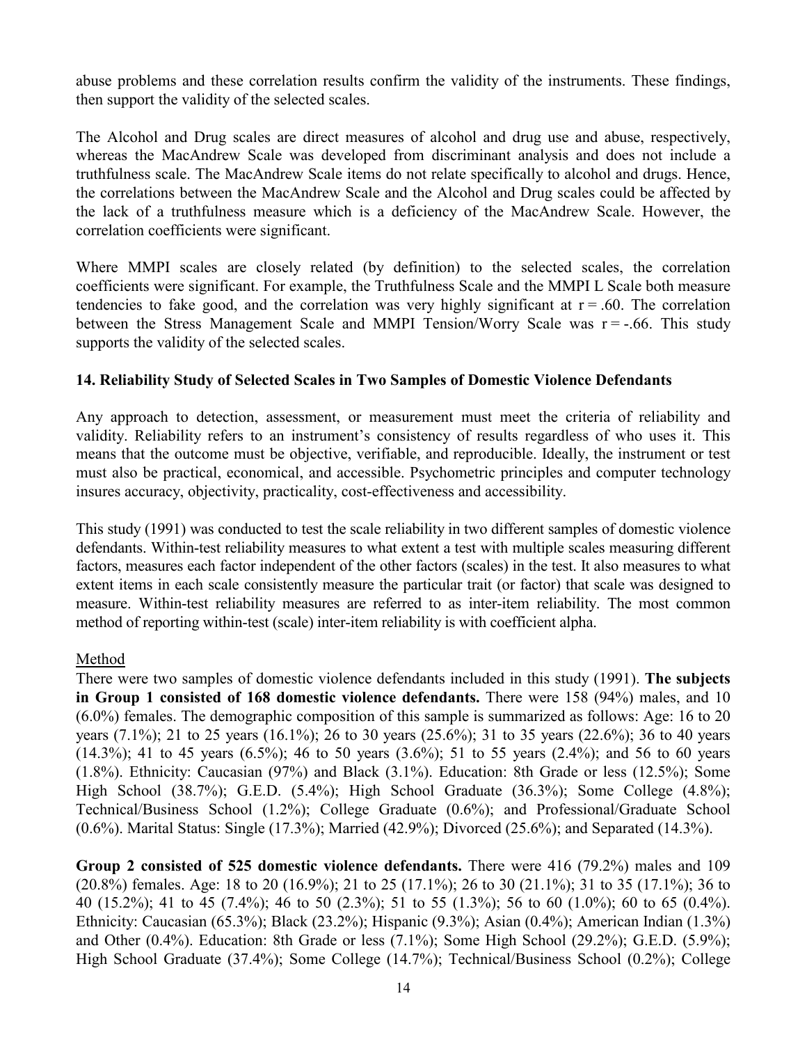abuse problems and these correlation results confirm the validity of the instruments. These findings, then support the validity of the selected scales.

The Alcohol and Drug scales are direct measures of alcohol and drug use and abuse, respectively, whereas the MacAndrew Scale was developed from discriminant analysis and does not include a truthfulness scale. The MacAndrew Scale items do not relate specifically to alcohol and drugs. Hence, the correlations between the MacAndrew Scale and the Alcohol and Drug scales could be affected by the lack of a truthfulness measure which is a deficiency of the MacAndrew Scale. However, the correlation coefficients were significant.

Where MMPI scales are closely related (by definition) to the selected scales, the correlation coefficients were significant. For example, the Truthfulness Scale and the MMPI L Scale both measure tendencies to fake good, and the correlation was very highly significant at $r = .60$. The correlation between the Stress Management Scale and MMPI Tension/Worry Scale was $r = -.66$. This study supports the validity of the selected scales.

### 14. Reliability Study of Selected Scales in Two Samples of Domestic Violence Defendants

Any approach to detection, assessment, or measurement must meet the criteria of reliability and validity. Reliability refers to an instrument's consistency of results regardless of who uses it. This means that the outcome must be objective, verifiable, and reproducible. Ideally, the instrument or test must also be practical, economical, and accessible. Psychometric principles and computer technology insures accuracy, objectivity, practicality, cost-effectiveness and accessibility.

This study (1991) was conducted to test the scale reliability in two different samples of domestic violence defendants. Within-test reliability measures to what extent a test with multiple scales measuring different factors, measures each factor independent of the other factors (scales) in the test. It also measures to what extent items in each scale consistently measure the particular trait (or factor) that scale was designed to measure. Within-test reliability measures are referred to as inter-item reliability. The most common method of reporting within-test (scale) inter-item reliability is with coefficient alpha.

Method

There were two samples of domestic violence defendants included in this study (1991). **The subjects in Group 1 consisted of 168 domestic violence defendants.** There were 158 (94%) males, and 10 (6.0%) females. The demographic composition of this sample is summarized as follows: Age: 16 to 20 years (7.1%); 21 to 25 years (16.1%); 26 to 30 years (25.6%); 31 to 35 years (22.6%); 36 to 40 years (14.3%); 41 to 45 years (6.5%); 46 to 50 years (3.6%); 51 to 55 years (2.4%); and 56 to 60 years (1.8%). Ethnicity: Caucasian (97%) and Black (3.1%). Education: 8th Grade or less (12.5%); Some High School (38.7%); G.E.D. (5.4%); High School Graduate (36.3%); Some College (4.8%); Technical/Business School (1.2%); College Graduate (0.6%); and Professional/Graduate School (0.6%). Marital Status: Single (17.3%); Married (42.9%); Divorced (25.6%); and Separated (14.3%).

**Group 2 consisted of 525 domestic violence defendants.** There were 416 (79.2%) males and 109 (20.8%) females. Age: 18 to 20 (16.9%); 21 to 25 (17.1%); 26 to 30 (21.1%); 31 to 35 (17.1%); 36 to 40 (15.2%); 41 to 45 (7.4%); 46 to 50 (2.3%); 51 to 55 (1.3%); 56 to 60 (1.0%); 60 to 65 (0.4%). Ethnicity: Caucasian (65.3%); Black (23.2%); Hispanic (9.3%); Asian (0.4%); American Indian (1.3%) and Other (0.4%). Education: 8th Grade or less (7.1%); Some High School (29.2%); G.E.D. (5.9%); High School Graduate (37.4%); Some College (14.7%); Technical/Business School (0.2%); College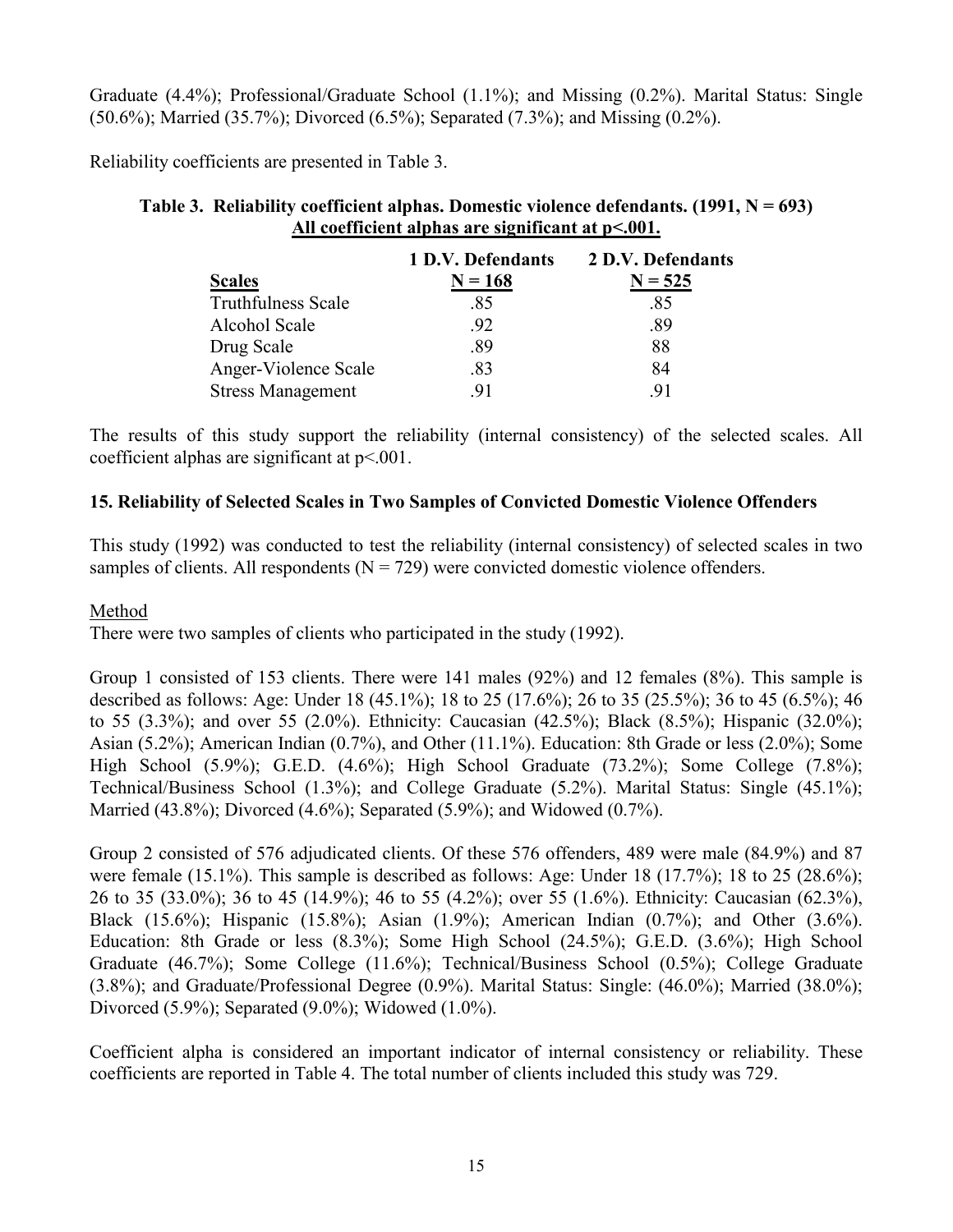Graduate (4.4%); Professional/Graduate School (1.1%); and Missing (0.2%). Marital Status: Single (50.6%); Married (35.7%); Divorced (6.5%); Separated (7.3%); and Missing (0.2%).

Reliability coefficients are presented in Table 3.

**Table 3. Reliability coefficient alphas. Domestic violence defendants. (1991, N = 693)**
**All coefficient alphas are significant at p<.001.**

| Scales | 1 D.V. Defendants N = 168 | 2 D.V. Defendants N = 525 |
|---|---|---|
| Truthfulness Scale | .85 | .85 |
| Alcohol Scale | .92 | .89 |
| Drug Scale | .89 | 88 |
| Anger-Violence Scale | .83 | 84 |
| Stress Management | .91 | .91 |

The results of this study support the reliability (internal consistency) of the selected scales. All coefficient alphas are significant at p<.001.

**15. Reliability of Selected Scales in Two Samples of Convicted Domestic Violence Offenders**

This study (1992) was conducted to test the reliability (internal consistency) of selected scales in two samples of clients. All respondents (N = 729) were convicted domestic violence offenders.

Method

There were two samples of clients who participated in the study (1992).

Group 1 consisted of 153 clients. There were 141 males (92%) and 12 females (8%). This sample is described as follows: Age: Under 18 (45.1%); 18 to 25 (17.6%); 26 to 35 (25.5%); 36 to 45 (6.5%); 46 to 55 (3.3%); and over 55 (2.0%). Ethnicity: Caucasian (42.5%); Black (8.5%); Hispanic (32.0%); Asian (5.2%); American Indian (0.7%), and Other (11.1%). Education: 8th Grade or less (2.0%); Some High School (5.9%); G.E.D. (4.6%); High School Graduate (73.2%); Some College (7.8%); Technical/Business School (1.3%); and College Graduate (5.2%). Marital Status: Single (45.1%); Married (43.8%); Divorced (4.6%); Separated (5.9%); and Widowed (0.7%).

Group 2 consisted of 576 adjudicated clients. Of these 576 offenders, 489 were male (84.9%) and 87 were female (15.1%). This sample is described as follows: Age: Under 18 (17.7%); 18 to 25 (28.6%); 26 to 35 (33.0%); 36 to 45 (14.9%); 46 to 55 (4.2%); over 55 (1.6%). Ethnicity: Caucasian (62.3%), Black (15.6%); Hispanic (15.8%); Asian (1.9%); American Indian (0.7%); and Other (3.6%). Education: 8th Grade or less (8.3%); Some High School (24.5%); G.E.D. (3.6%); High School Graduate (46.7%); Some College (11.6%); Technical/Business School (0.5%); College Graduate (3.8%); and Graduate/Professional Degree (0.9%). Marital Status: Single: (46.0%); Married (38.0%); Divorced (5.9%); Separated (9.0%); Widowed (1.0%).

Coefficient alpha is considered an important indicator of internal consistency or reliability. These coefficients are reported in Table 4. The total number of clients included this study was 729.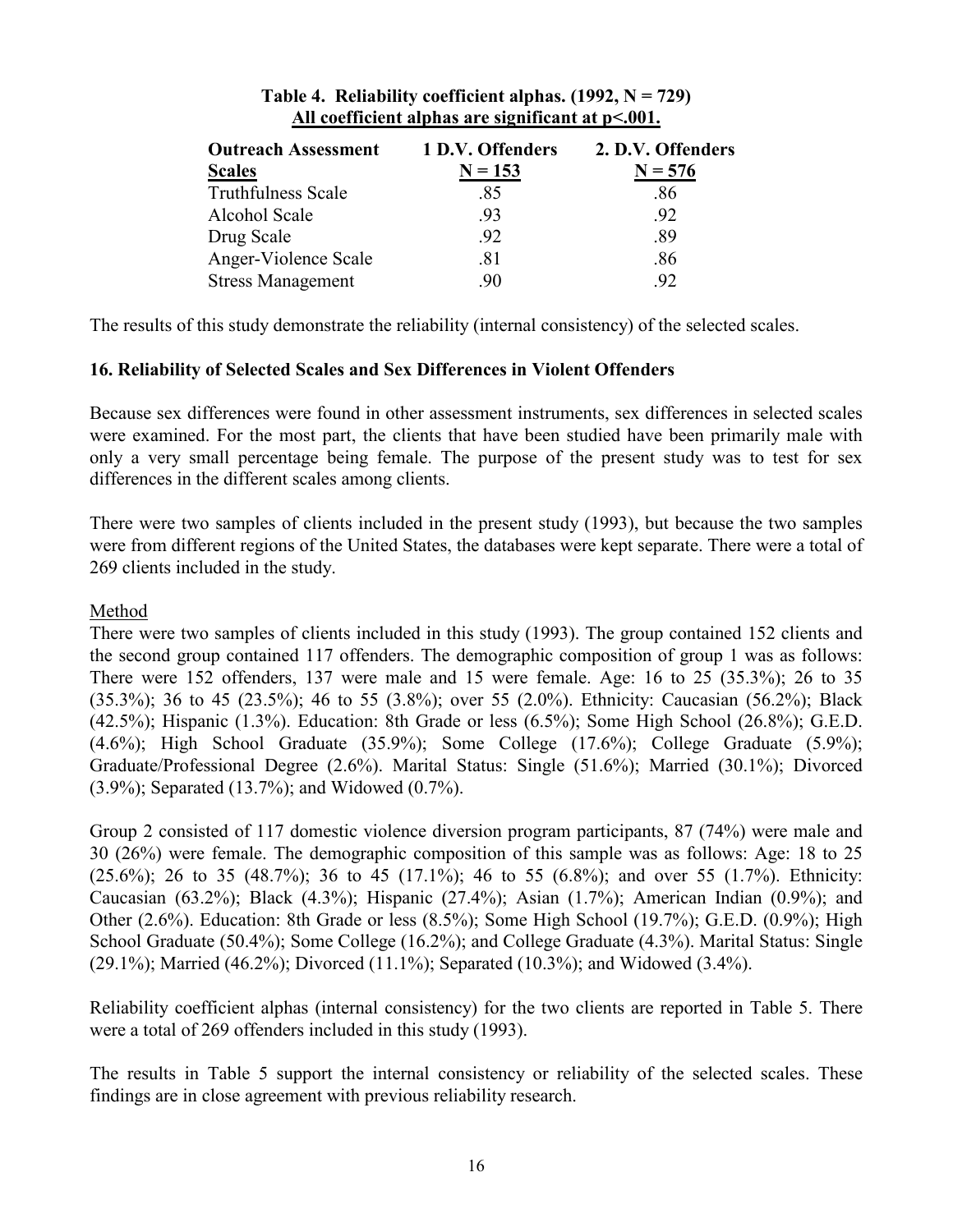**Table 4. Reliability coefficient alphas. (1992, N = 729)**
**All coefficient alphas are significant at p<.001.**

| Outreach Assessment Scales | 1 D.V. Offenders N = 153 | 2. D.V. Offenders N = 576 |
|---|---|---|
| Truthfulness Scale | .85 | .86 |
| Alcohol Scale | .93 | .92 |
| Drug Scale | .92 | .89 |
| Anger-Violence Scale | .81 | .86 |
| Stress Management | .90 | .92 |

The results of this study demonstrate the reliability (internal consistency) of the selected scales.

### 16. Reliability of Selected Scales and Sex Differences in Violent Offenders

Because sex differences were found in other assessment instruments, sex differences in selected scales were examined. For the most part, the clients that have been studied have been primarily male with only a very small percentage being female. The purpose of the present study was to test for sex differences in the different scales among clients.

There were two samples of clients included in the present study (1993), but because the two samples were from different regions of the United States, the databases were kept separate. There were a total of 269 clients included in the study.

Method

There were two samples of clients included in this study (1993). The group contained 152 clients and the second group contained 117 offenders. The demographic composition of group 1 was as follows: There were 152 offenders, 137 were male and 15 were female. Age: 16 to 25 (35.3%); 26 to 35 (35.3%); 36 to 45 (23.5%); 46 to 55 (3.8%); over 55 (2.0%). Ethnicity: Caucasian (56.2%); Black (42.5%); Hispanic (1.3%). Education: 8th Grade or less (6.5%); Some High School (26.8%); G.E.D. (4.6%); High School Graduate (35.9%); Some College (17.6%); College Graduate (5.9%); Graduate/Professional Degree (2.6%). Marital Status: Single (51.6%); Married (30.1%); Divorced (3.9%); Separated (13.7%); and Widowed (0.7%).

Group 2 consisted of 117 domestic violence diversion program participants, 87 (74%) were male and 30 (26%) were female. The demographic composition of this sample was as follows: Age: 18 to 25 (25.6%); 26 to 35 (48.7%); 36 to 45 (17.1%); 46 to 55 (6.8%); and over 55 (1.7%). Ethnicity: Caucasian (63.2%); Black (4.3%); Hispanic (27.4%); Asian (1.7%); American Indian (0.9%); and Other (2.6%). Education: 8th Grade or less (8.5%); Some High School (19.7%); G.E.D. (0.9%); High School Graduate (50.4%); Some College (16.2%); and College Graduate (4.3%). Marital Status: Single (29.1%); Married (46.2%); Divorced (11.1%); Separated (10.3%); and Widowed (3.4%).

Reliability coefficient alphas (internal consistency) for the two clients are reported in Table 5. There were a total of 269 offenders included in this study (1993).

The results in Table 5 support the internal consistency or reliability of the selected scales. These findings are in close agreement with previous reliability research.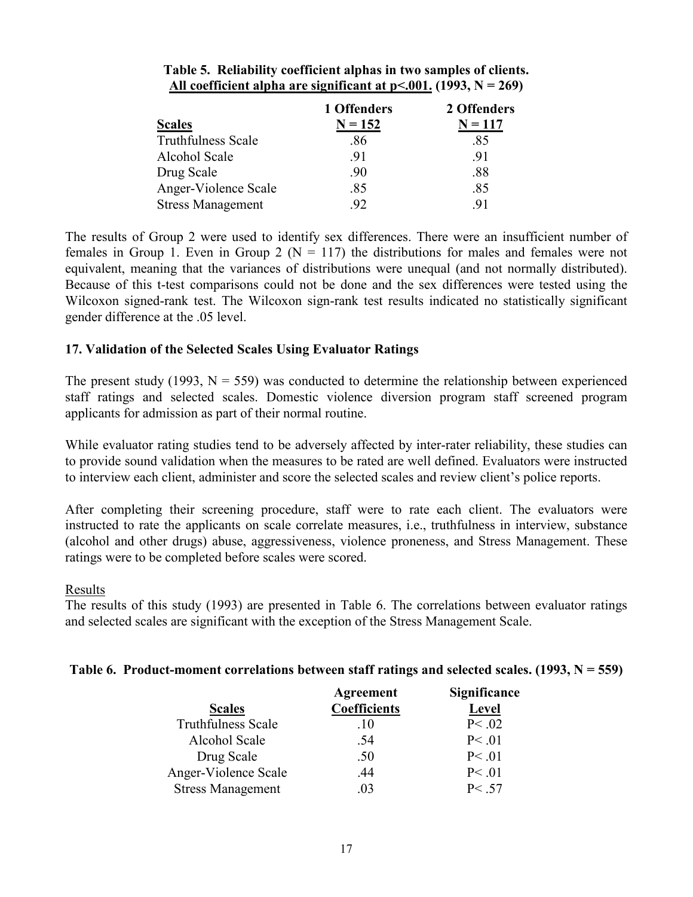**Table 5. Reliability coefficient alphas in two samples of clients. All coefficient alpha are significant at p<.001. (1993, N = 269)**

| Scales | 1 Offenders N = 152 | 2 Offenders N = 117 |
|---|---|---|
| Truthfulness Scale | .86 | .85 |
| Alcohol Scale | .91 | .91 |
| Drug Scale | .90 | .88 |
| Anger-Violence Scale | .85 | .85 |
| Stress Management | .92 | .91 |

The results of Group 2 were used to identify sex differences. There were an insufficient number of females in Group 1. Even in Group 2 (N = 117) the distributions for males and females were not equivalent, meaning that the variances of distributions were unequal (and not normally distributed). Because of this t-test comparisons could not be done and the sex differences were tested using the Wilcoxon signed-rank test. The Wilcoxon sign-rank test results indicated no statistically significant gender difference at the .05 level.

### 17. Validation of the Selected Scales Using Evaluator Ratings

The present study (1993, N = 559) was conducted to determine the relationship between experienced staff ratings and selected scales. Domestic violence diversion program staff screened program applicants for admission as part of their normal routine.

While evaluator rating studies tend to be adversely affected by inter-rater reliability, these studies can to provide sound validation when the measures to be rated are well defined. Evaluators were instructed to interview each client, administer and score the selected scales and review client's police reports.

After completing their screening procedure, staff were to rate each client. The evaluators were instructed to rate the applicants on scale correlate measures, i.e., truthfulness in interview, substance (alcohol and other drugs) abuse, aggressiveness, violence proneness, and Stress Management. These ratings were to be completed before scales were scored.

Results

The results of this study (1993) are presented in Table 6. The correlations between evaluator ratings and selected scales are significant with the exception of the Stress Management Scale.

**Table 6. Product-moment correlations between staff ratings and selected scales. (1993, N = 559)**

| Scales | Agreement Coefficients | Significance Level |
|---|---|---|
| Truthfulness Scale | .10 | $P < .02$ |
| Alcohol Scale | .54 | $P < .01$ |
| Drug Scale | .50 | $P < .01$ |
| Anger-Violence Scale | .44 | $P < .01$ |
| Stress Management | .03 | $P < .57$ |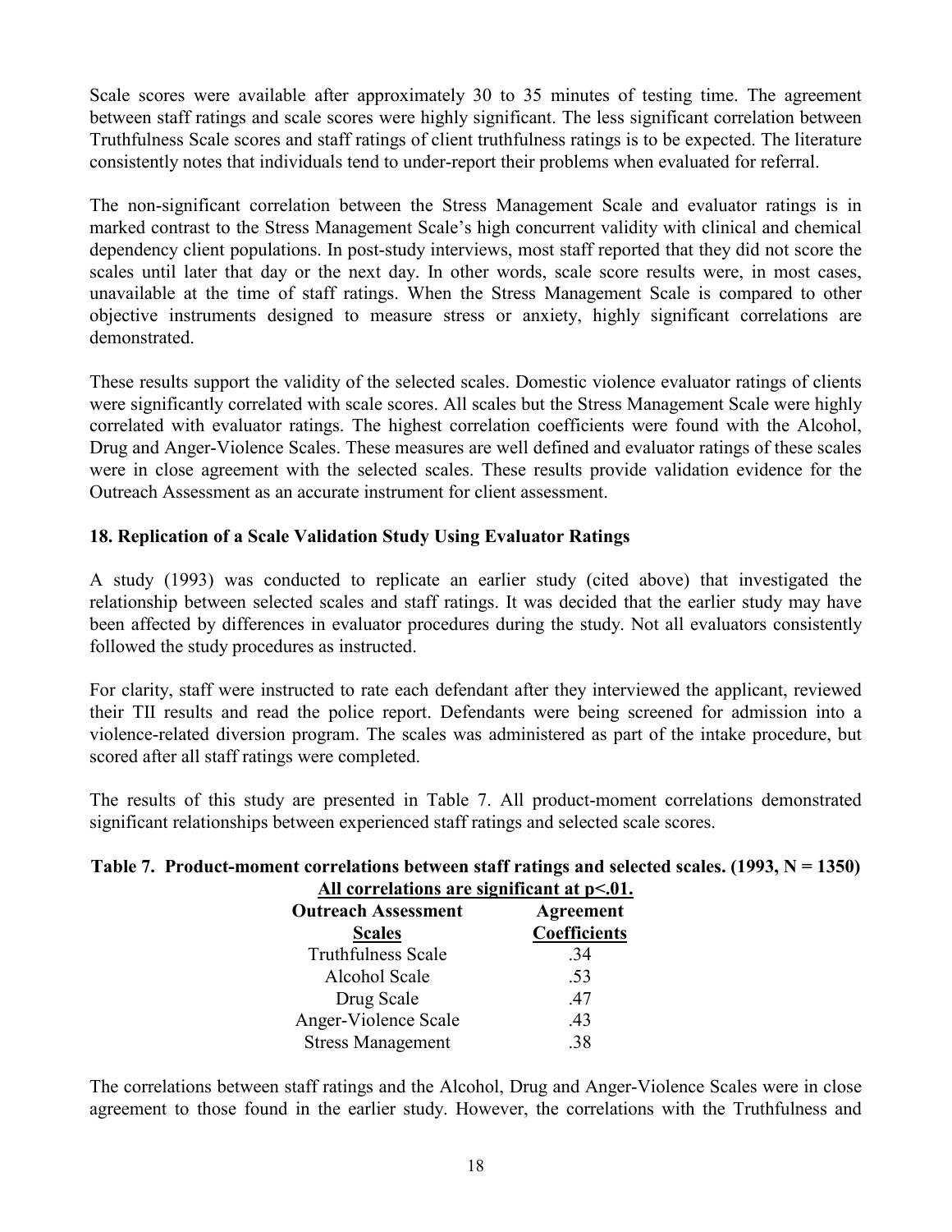Scale scores were available after approximately 30 to 35 minutes of testing time. The agreement between staff ratings and scale scores were highly significant. The less significant correlation between Truthfulness Scale scores and staff ratings of client truthfulness ratings is to be expected. The literature consistently notes that individuals tend to under-report their problems when evaluated for referral.

The non-significant correlation between the Stress Management Scale and evaluator ratings is in marked contrast to the Stress Management Scale's high concurrent validity with clinical and chemical dependency client populations. In post-study interviews, most staff reported that they did not score the scales until later that day or the next day. In other words, scale score results were, in most cases, unavailable at the time of staff ratings. When the Stress Management Scale is compared to other objective instruments designed to measure stress or anxiety, highly significant correlations are demonstrated.

These results support the validity of the selected scales. Domestic violence evaluator ratings of clients were significantly correlated with scale scores. All scales but the Stress Management Scale were highly correlated with evaluator ratings. The highest correlation coefficients were found with the Alcohol, Drug and Anger-Violence Scales. These measures are well defined and evaluator ratings of these scales were in close agreement with the selected scales. These results provide validation evidence for the Outreach Assessment as an accurate instrument for client assessment.

### 18. Replication of a Scale Validation Study Using Evaluator Ratings

A study (1993) was conducted to replicate an earlier study (cited above) that investigated the relationship between selected scales and staff ratings. It was decided that the earlier study may have been affected by differences in evaluator procedures during the study. Not all evaluators consistently followed the study procedures as instructed.

For clarity, staff were instructed to rate each defendant after they interviewed the applicant, reviewed their TII results and read the police report. Defendants were being screened for admission into a violence-related diversion program. The scales was administered as part of the intake procedure, but scored after all staff ratings were completed.

The results of this study are presented in Table 7. All product-moment correlations demonstrated significant relationships between experienced staff ratings and selected scale scores.

**Table 7. Product-moment correlations between staff ratings and selected scales. (1993, N = 1350)**
**All correlations are significant at $p<.01$.**

| Outreach Assessment Scales | Agreement Coefficients |
|---|---|
| Truthfulness Scale | .34 |
| Alcohol Scale | .53 |
| Drug Scale | .47 |
| Anger-Violence Scale | .43 |
| Stress Management | .38 |

The correlations between staff ratings and the Alcohol, Drug and Anger-Violence Scales were in close agreement to those found in the earlier study. However, the correlations with the Truthfulness and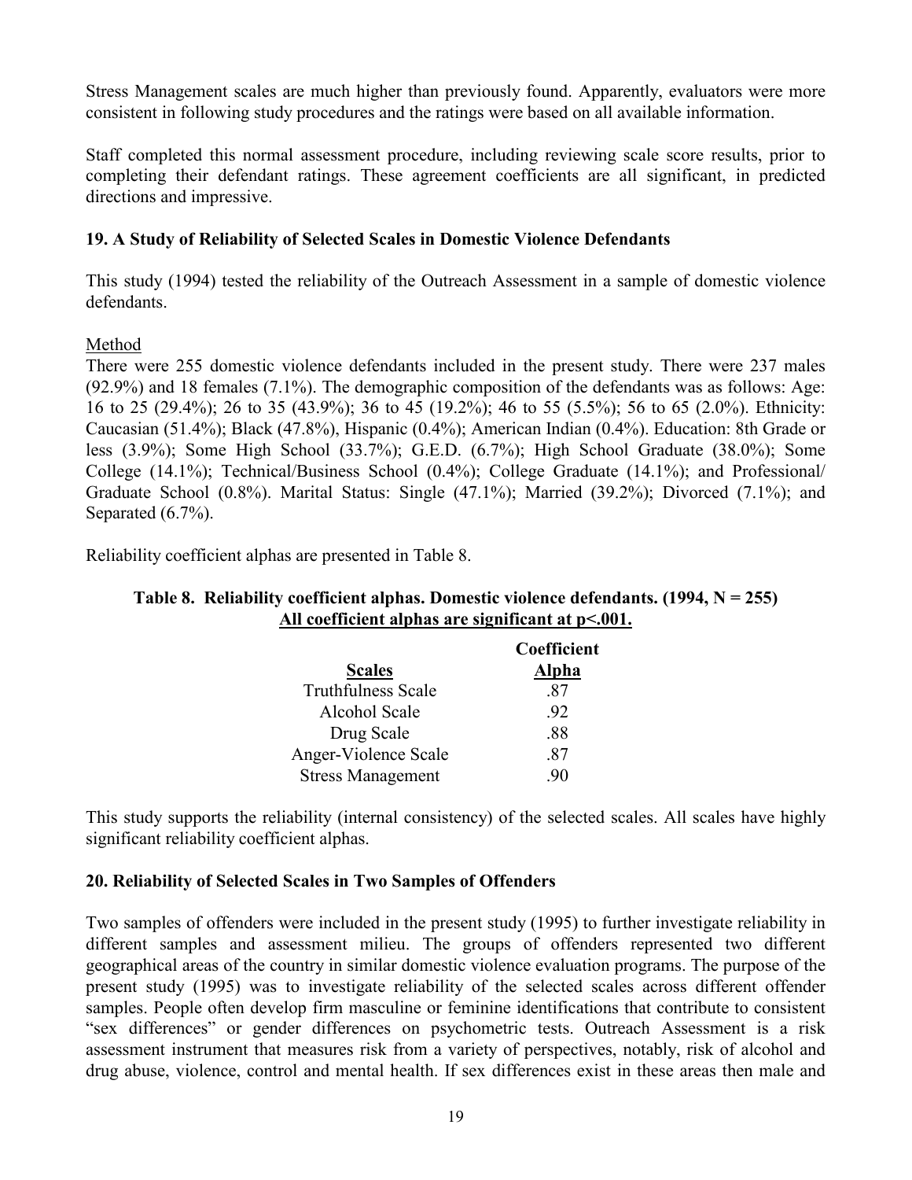Stress Management scales are much higher than previously found. Apparently, evaluators were more consistent in following study procedures and the ratings were based on all available information.

Staff completed this normal assessment procedure, including reviewing scale score results, prior to completing their defendant ratings. These agreement coefficients are all significant, in predicted directions and impressive.

### 19. A Study of Reliability of Selected Scales in Domestic Violence Defendants

This study (1994) tested the reliability of the Outreach Assessment in a sample of domestic violence defendants.

Method

There were 255 domestic violence defendants included in the present study. There were 237 males (92.9%) and 18 females (7.1%). The demographic composition of the defendants was as follows: Age: 16 to 25 (29.4%); 26 to 35 (43.9%); 36 to 45 (19.2%); 46 to 55 (5.5%); 56 to 65 (2.0%). Ethnicity: Caucasian (51.4%); Black (47.8%), Hispanic (0.4%); American Indian (0.4%). Education: 8th Grade or less (3.9%); Some High School (33.7%); G.E.D. (6.7%); High School Graduate (38.0%); Some College (14.1%); Technical/Business School (0.4%); College Graduate (14.1%); and Professional/ Graduate School (0.8%). Marital Status: Single (47.1%); Married (39.2%); Divorced (7.1%); and Separated (6.7%).

Reliability coefficient alphas are presented in Table 8.

**Table 8. Reliability coefficient alphas. Domestic violence defendants. (1994, N = 255)**
**All coefficient alphas are significant at p<.001.**

| Scales | Coefficient Alpha |
|---|---|
| Truthfulness Scale | .87 |
| Alcohol Scale | .92 |
| Drug Scale | .88 |
| Anger-Violence Scale | .87 |
| Stress Management | .90 |

This study supports the reliability (internal consistency) of the selected scales. All scales have highly significant reliability coefficient alphas.

### 20. Reliability of Selected Scales in Two Samples of Offenders

Two samples of offenders were included in the present study (1995) to further investigate reliability in different samples and assessment milieu. The groups of offenders represented two different geographical areas of the country in similar domestic violence evaluation programs. The purpose of the present study (1995) was to investigate reliability of the selected scales across different offender samples. People often develop firm masculine or feminine identifications that contribute to consistent "sex differences" or gender differences on psychometric tests. Outreach Assessment is a risk assessment instrument that measures risk from a variety of perspectives, notably, risk of alcohol and drug abuse, violence, control and mental health. If sex differences exist in these areas then male and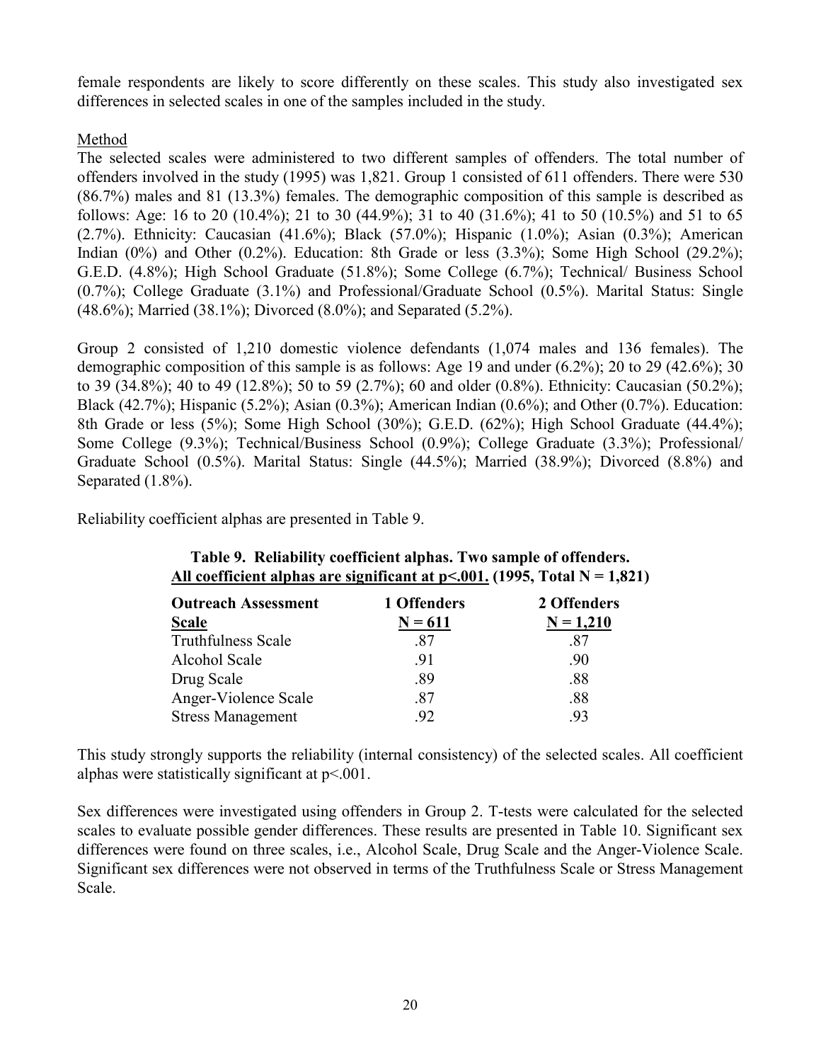female respondents are likely to score differently on these scales. This study also investigated sex differences in selected scales in one of the samples included in the study.

Method

The selected scales were administered to two different samples of offenders. The total number of offenders involved in the study (1995) was 1,821. Group 1 consisted of 611 offenders. There were 530 (86.7%) males and 81 (13.3%) females. The demographic composition of this sample is described as follows: Age: 16 to 20 (10.4%); 21 to 30 (44.9%); 31 to 40 (31.6%); 41 to 50 (10.5%) and 51 to 65 (2.7%). Ethnicity: Caucasian (41.6%); Black (57.0%); Hispanic (1.0%); Asian (0.3%); American Indian (0%) and Other (0.2%). Education: 8th Grade or less (3.3%); Some High School (29.2%); G.E.D. (4.8%); High School Graduate (51.8%); Some College (6.7%); Technical/ Business School (0.7%); College Graduate (3.1%) and Professional/Graduate School (0.5%). Marital Status: Single (48.6%); Married (38.1%); Divorced (8.0%); and Separated (5.2%).

Group 2 consisted of 1,210 domestic violence defendants (1,074 males and 136 females). The demographic composition of this sample is as follows: Age 19 and under (6.2%); 20 to 29 (42.6%); 30 to 39 (34.8%); 40 to 49 (12.8%); 50 to 59 (2.7%); 60 and older (0.8%). Ethnicity: Caucasian (50.2%); Black (42.7%); Hispanic (5.2%); Asian (0.3%); American Indian (0.6%); and Other (0.7%). Education: 8th Grade or less (5%); Some High School (30%); G.E.D. (62%); High School Graduate (44.4%); Some College (9.3%); Technical/Business School (0.9%); College Graduate (3.3%); Professional/ Graduate School (0.5%). Marital Status: Single (44.5%); Married (38.9%); Divorced (8.8%) and Separated (1.8%).

Reliability coefficient alphas are presented in Table 9.

**Table 9. Reliability coefficient alphas. Two sample of offenders. All coefficient alphas are significant at $p<.001$. (1995, Total N = 1,821)**

| Outreach Assessment Scale | 1 Offenders N = 611 | 2 Offenders N = 1,210 |
|---|---|---|
| Truthfulness Scale | .87 | .87 |
| Alcohol Scale | .91 | .90 |
| Drug Scale | .89 | .88 |
| Anger-Violence Scale | .87 | .88 |
| Stress Management | .92 | .93 |

This study strongly supports the reliability (internal consistency) of the selected scales. All coefficient alphas were statistically significant at $p<.001$.

Sex differences were investigated using offenders in Group 2. T-tests were calculated for the selected scales to evaluate possible gender differences. These results are presented in Table 10. Significant sex differences were found on three scales, i.e., Alcohol Scale, Drug Scale and the Anger-Violence Scale. Significant sex differences were not observed in terms of the Truthfulness Scale or Stress Management Scale.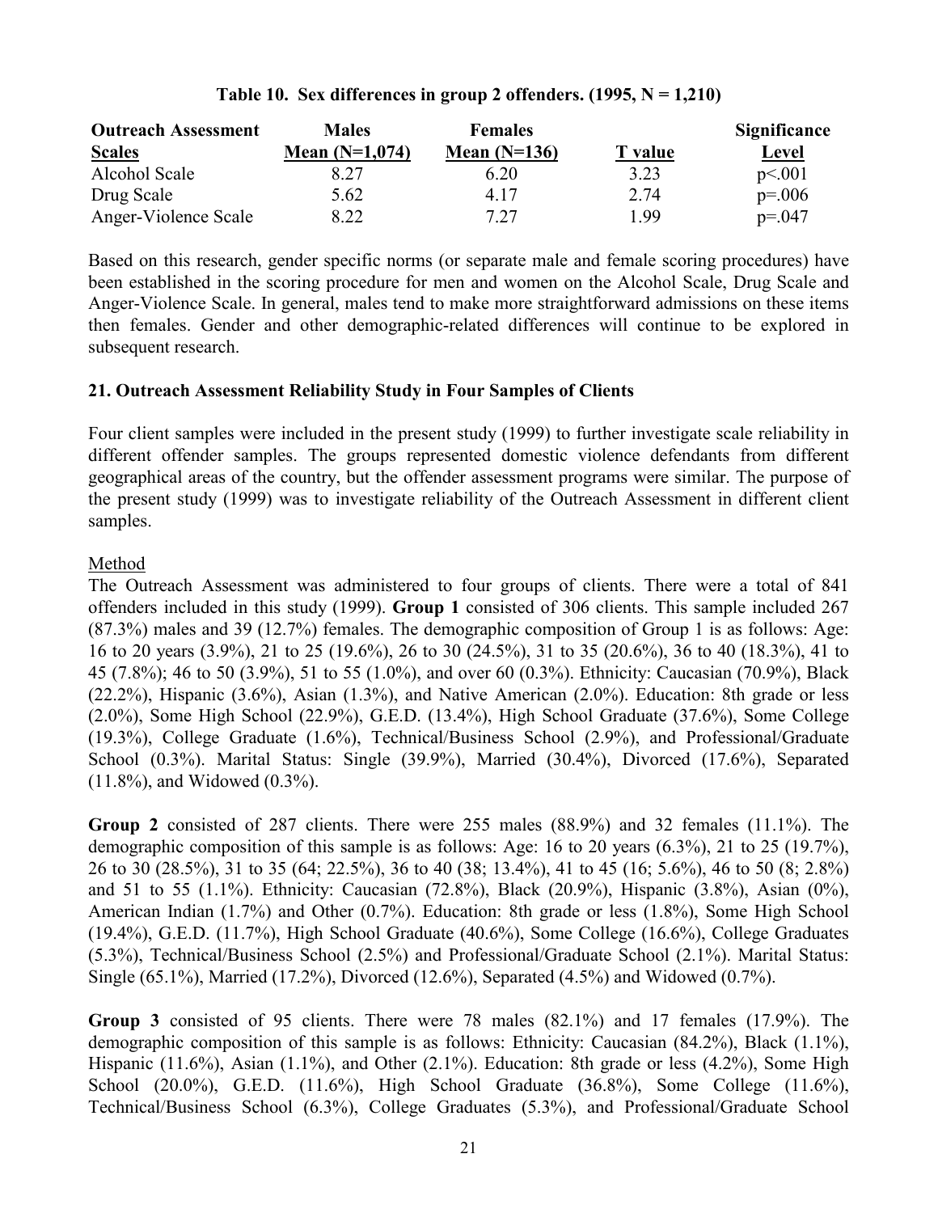**Table 10. Sex differences in group 2 offenders. (1995, N = 1,210)**

| Outreach Assessment Scales | Males Mean (N=1,074) | Females Mean (N=136) | T value | Significance Level |
|---|---|---|---|---|
| Alcohol Scale | 8.27 | 6.20 | 3.23 | p<.001 |
| Drug Scale | 5.62 | 4.17 | 2.74 | p=.006 |
| Anger-Violence Scale | 8.22 | 7.27 | 1.99 | p=.047 |

Based on this research, gender specific norms (or separate male and female scoring procedures) have been established in the scoring procedure for men and women on the Alcohol Scale, Drug Scale and Anger-Violence Scale. In general, males tend to make more straightforward admissions on these items then females. Gender and other demographic-related differences will continue to be explored in subsequent research.

### 21. Outreach Assessment Reliability Study in Four Samples of Clients

Four client samples were included in the present study (1999) to further investigate scale reliability in different offender samples. The groups represented domestic violence defendants from different geographical areas of the country, but the offender assessment programs were similar. The purpose of the present study (1999) was to investigate reliability of the Outreach Assessment in different client samples.

Method

The Outreach Assessment was administered to four groups of clients. There were a total of 841 offenders included in this study (1999). **Group 1** consisted of 306 clients. This sample included 267 (87.3%) males and 39 (12.7%) females. The demographic composition of Group 1 is as follows: Age: 16 to 20 years (3.9%), 21 to 25 (19.6%), 26 to 30 (24.5%), 31 to 35 (20.6%), 36 to 40 (18.3%), 41 to 45 (7.8%); 46 to 50 (3.9%), 51 to 55 (1.0%), and over 60 (0.3%). Ethnicity: Caucasian (70.9%), Black (22.2%), Hispanic (3.6%), Asian (1.3%), and Native American (2.0%). Education: 8th grade or less (2.0%), Some High School (22.9%), G.E.D. (13.4%), High School Graduate (37.6%), Some College (19.3%), College Graduate (1.6%), Technical/Business School (2.9%), and Professional/Graduate School (0.3%). Marital Status: Single (39.9%), Married (30.4%), Divorced (17.6%), Separated (11.8%), and Widowed (0.3%).

**Group 2** consisted of 287 clients. There were 255 males (88.9%) and 32 females (11.1%). The demographic composition of this sample is as follows: Age: 16 to 20 years (6.3%), 21 to 25 (19.7%), 26 to 30 (28.5%), 31 to 35 (64; 22.5%), 36 to 40 (38; 13.4%), 41 to 45 (16; 5.6%), 46 to 50 (8; 2.8%) and 51 to 55 (1.1%). Ethnicity: Caucasian (72.8%), Black (20.9%), Hispanic (3.8%), Asian (0%), American Indian (1.7%) and Other (0.7%). Education: 8th grade or less (1.8%), Some High School (19.4%), G.E.D. (11.7%), High School Graduate (40.6%), Some College (16.6%), College Graduates (5.3%), Technical/Business School (2.5%) and Professional/Graduate School (2.1%). Marital Status: Single (65.1%), Married (17.2%), Divorced (12.6%), Separated (4.5%) and Widowed (0.7%).

**Group 3** consisted of 95 clients. There were 78 males (82.1%) and 17 females (17.9%). The demographic composition of this sample is as follows: Ethnicity: Caucasian (84.2%), Black (1.1%), Hispanic (11.6%), Asian (1.1%), and Other (2.1%). Education: 8th grade or less (4.2%), Some High School (20.0%), G.E.D. (11.6%), High School Graduate (36.8%), Some College (11.6%), Technical/Business School (6.3%), College Graduates (5.3%), and Professional/Graduate School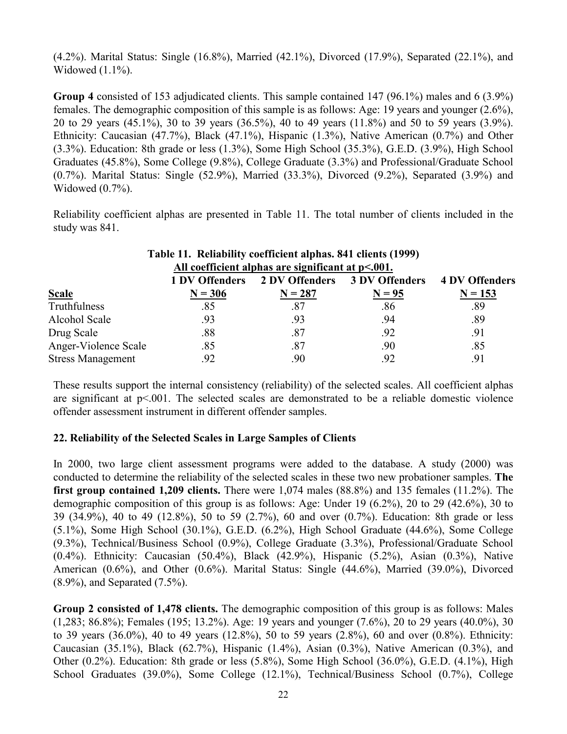(4.2%). Marital Status: Single (16.8%), Married (42.1%), Divorced (17.9%), Separated (22.1%), and Widowed (1.1%).

**Group 4** consisted of 153 adjudicated clients. This sample contained 147 (96.1%) males and 6 (3.9%) females. The demographic composition of this sample is as follows: Age: 19 years and younger (2.6%), 20 to 29 years (45.1%), 30 to 39 years (36.5%), 40 to 49 years (11.8%) and 50 to 59 years (3.9%). Ethnicity: Caucasian (47.7%), Black (47.1%), Hispanic (1.3%), Native American (0.7%) and Other (3.3%). Education: 8th grade or less (1.3%), Some High School (35.3%), G.E.D. (3.9%), High School Graduates (45.8%), Some College (9.8%), College Graduate (3.3%) and Professional/Graduate School (0.7%). Marital Status: Single (52.9%), Married (33.3%), Divorced (9.2%), Separated (3.9%) and Widowed (0.7%).

Reliability coefficient alphas are presented in Table 11. The total number of clients included in the study was 841.

**Table 11. Reliability coefficient alphas. 841 clients (1999)**
**All coefficient alphas are significant at p<.001.**

| Scale | 1 DV Offenders N = 306 | 2 DV Offenders N = 287 | 3 DV Offenders N = 95 | 4 DV Offenders N = 153 |
|---|---|---|---|---|
| Truthfulness | .85 | .87 | .86 | .89 |
| Alcohol Scale | .93 | .93 | .94 | .89 |
| Drug Scale | .88 | .87 | .92 | .91 |
| Anger-Violence Scale | .85 | .87 | .90 | .85 |
| Stress Management | .92 | .90 | .92 | .91 |

These results support the internal consistency (reliability) of the selected scales. All coefficient alphas are significant at p<.001. The selected scales are demonstrated to be a reliable domestic violence offender assessment instrument in different offender samples.

### 22. Reliability of the Selected Scales in Large Samples of Clients

In 2000, two large client assessment programs were added to the database. A study (2000) was conducted to determine the reliability of the selected scales in these two new probationer samples. **The first group contained 1,209 clients.** There were 1,074 males (88.8%) and 135 females (11.2%). The demographic composition of this group is as follows: Age: Under 19 (6.2%), 20 to 29 (42.6%), 30 to 39 (34.9%), 40 to 49 (12.8%), 50 to 59 (2.7%), 60 and over (0.7%). Education: 8th grade or less (5.1%), Some High School (30.1%), G.E.D. (6.2%), High School Graduate (44.6%), Some College (9.3%), Technical/Business School (0.9%), College Graduate (3.3%), Professional/Graduate School (0.4%). Ethnicity: Caucasian (50.4%), Black (42.9%), Hispanic (5.2%), Asian (0.3%), Native American (0.6%), and Other (0.6%). Marital Status: Single (44.6%), Married (39.0%), Divorced (8.9%), and Separated (7.5%).

**Group 2 consisted of 1,478 clients.** The demographic composition of this group is as follows: Males (1,283; 86.8%); Females (195; 13.2%). Age: 19 years and younger (7.6%), 20 to 29 years (40.0%), 30 to 39 years (36.0%), 40 to 49 years (12.8%), 50 to 59 years (2.8%), 60 and over (0.8%). Ethnicity: Caucasian (35.1%), Black (62.7%), Hispanic (1.4%), Asian (0.3%), Native American (0.3%), and Other (0.2%). Education: 8th grade or less (5.8%), Some High School (36.0%), G.E.D. (4.1%), High School Graduates (39.0%), Some College (12.1%), Technical/Business School (0.7%), College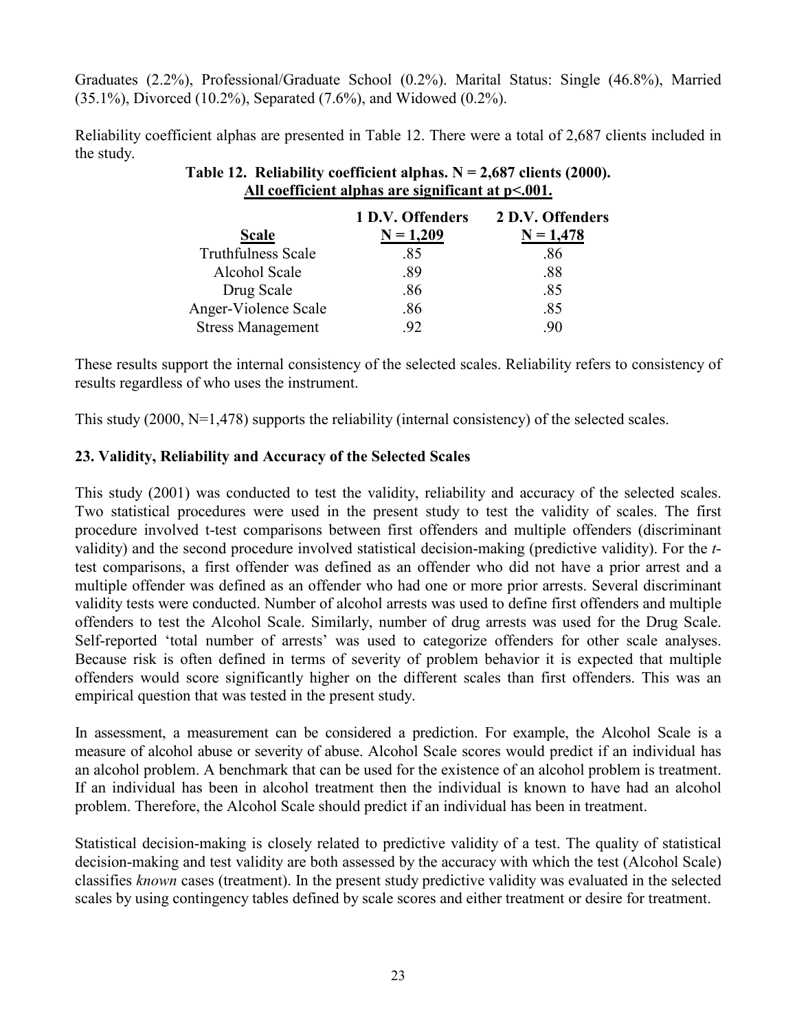Graduates (2.2%), Professional/Graduate School (0.2%). Marital Status: Single (46.8%), Married (35.1%), Divorced (10.2%), Separated (7.6%), and Widowed (0.2%).

Reliability coefficient alphas are presented in Table 12. There were a total of 2,687 clients included in the study.

**Table 12. Reliability coefficient alphas. N = 2,687 clients (2000).**
**All coefficient alphas are significant at p<.001.**

| Scale | 1 D.V. Offenders N = 1,209 | 2 D.V. Offenders N = 1,478 |
|---|---|---|
| Truthfulness Scale | .85 | .86 |
| Alcohol Scale | .89 | .88 |
| Drug Scale | .86 | .85 |
| Anger-Violence Scale | .86 | .85 |
| Stress Management | .92 | .90 |

These results support the internal consistency of the selected scales. Reliability refers to consistency of results regardless of who uses the instrument.

This study (2000, N=1,478) supports the reliability (internal consistency) of the selected scales.

### 23. Validity, Reliability and Accuracy of the Selected Scales

This study (2001) was conducted to test the validity, reliability and accuracy of the selected scales. Two statistical procedures were used in the present study to test the validity of scales. The first procedure involved t-test comparisons between first offenders and multiple offenders (discriminant validity) and the second procedure involved statistical decision-making (predictive validity). For the *t*-test comparisons, a first offender was defined as an offender who did not have a prior arrest and a multiple offender was defined as an offender who had one or more prior arrests. Several discriminant validity tests were conducted. Number of alcohol arrests was used to define first offenders and multiple offenders to test the Alcohol Scale. Similarly, number of drug arrests was used for the Drug Scale. Self-reported 'total number of arrests' was used to categorize offenders for other scale analyses. Because risk is often defined in terms of severity of problem behavior it is expected that multiple offenders would score significantly higher on the different scales than first offenders. This was an empirical question that was tested in the present study.

In assessment, a measurement can be considered a prediction. For example, the Alcohol Scale is a measure of alcohol abuse or severity of abuse. Alcohol Scale scores would predict if an individual has an alcohol problem. A benchmark that can be used for the existence of an alcohol problem is treatment. If an individual has been in alcohol treatment then the individual is known to have had an alcohol problem. Therefore, the Alcohol Scale should predict if an individual has been in treatment.

Statistical decision-making is closely related to predictive validity of a test. The quality of statistical decision-making and test validity are both assessed by the accuracy with which the test (Alcohol Scale) classifies *known* cases (treatment). In the present study predictive validity was evaluated in the selected scales by using contingency tables defined by scale scores and either treatment or desire for treatment.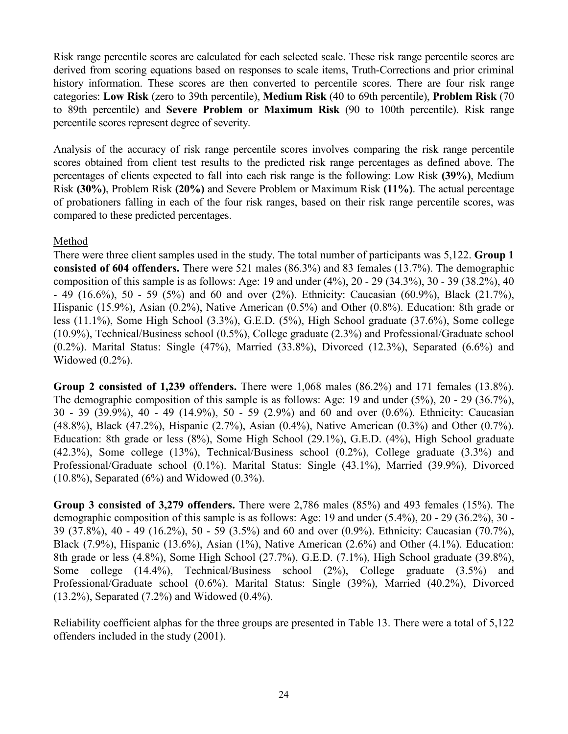Risk range percentile scores are calculated for each selected scale. These risk range percentile scores are derived from scoring equations based on responses to scale items, Truth-Corrections and prior criminal history information. These scores are then converted to percentile scores. There are four risk range categories: **Low Risk** (zero to 39th percentile), **Medium Risk** (40 to 69th percentile), **Problem Risk** (70 to 89th percentile) and **Severe Problem or Maximum Risk** (90 to 100th percentile). Risk range percentile scores represent degree of severity.

Analysis of the accuracy of risk range percentile scores involves comparing the risk range percentile scores obtained from client test results to the predicted risk range percentages as defined above. The percentages of clients expected to fall into each risk range is the following: Low Risk **(39%)**, Medium Risk **(30%)**, Problem Risk **(20%)** and Severe Problem or Maximum Risk **(11%)**. The actual percentage of probationers falling in each of the four risk ranges, based on their risk range percentile scores, was compared to these predicted percentages.

Method

There were three client samples used in the study. The total number of participants was 5,122. **Group 1 consisted of 604 offenders.** There were 521 males (86.3%) and 83 females (13.7%). The demographic composition of this sample is as follows: Age: 19 and under (4%), 20 - 29 (34.3%), 30 - 39 (38.2%), 40 - 49 (16.6%), 50 - 59 (5%) and 60 and over (2%). Ethnicity: Caucasian (60.9%), Black (21.7%), Hispanic (15.9%), Asian (0.2%), Native American (0.5%) and Other (0.8%). Education: 8th grade or less (11.1%), Some High School (3.3%), G.E.D. (5%), High School graduate (37.6%), Some college (10.9%), Technical/Business school (0.5%), College graduate (2.3%) and Professional/Graduate school (0.2%). Marital Status: Single (47%), Married (33.8%), Divorced (12.3%), Separated (6.6%) and Widowed (0.2%).

**Group 2 consisted of 1,239 offenders.** There were 1,068 males (86.2%) and 171 females (13.8%). The demographic composition of this sample is as follows: Age: 19 and under (5%), 20 - 29 (36.7%), 30 - 39 (39.9%), 40 - 49 (14.9%), 50 - 59 (2.9%) and 60 and over (0.6%). Ethnicity: Caucasian (48.8%), Black (47.2%), Hispanic (2.7%), Asian (0.4%), Native American (0.3%) and Other (0.7%). Education: 8th grade or less (8%), Some High School (29.1%), G.E.D. (4%), High School graduate (42.3%), Some college (13%), Technical/Business school (0.2%), College graduate (3.3%) and Professional/Graduate school (0.1%). Marital Status: Single (43.1%), Married (39.9%), Divorced (10.8%), Separated (6%) and Widowed (0.3%).

**Group 3 consisted of 3,279 offenders.** There were 2,786 males (85%) and 493 females (15%). The demographic composition of this sample is as follows: Age: 19 and under (5.4%), 20 - 29 (36.2%), 30 - 39 (37.8%), 40 - 49 (16.2%), 50 - 59 (3.5%) and 60 and over (0.9%). Ethnicity: Caucasian (70.7%), Black (7.9%), Hispanic (13.6%), Asian (1%), Native American (2.6%) and Other (4.1%). Education: 8th grade or less (4.8%), Some High School (27.7%), G.E.D. (7.1%), High School graduate (39.8%), Some college (14.4%), Technical/Business school (2%), College graduate (3.5%) and Professional/Graduate school (0.6%). Marital Status: Single (39%), Married (40.2%), Divorced (13.2%), Separated (7.2%) and Widowed (0.4%).

Reliability coefficient alphas for the three groups are presented in Table 13. There were a total of 5,122 offenders included in the study (2001).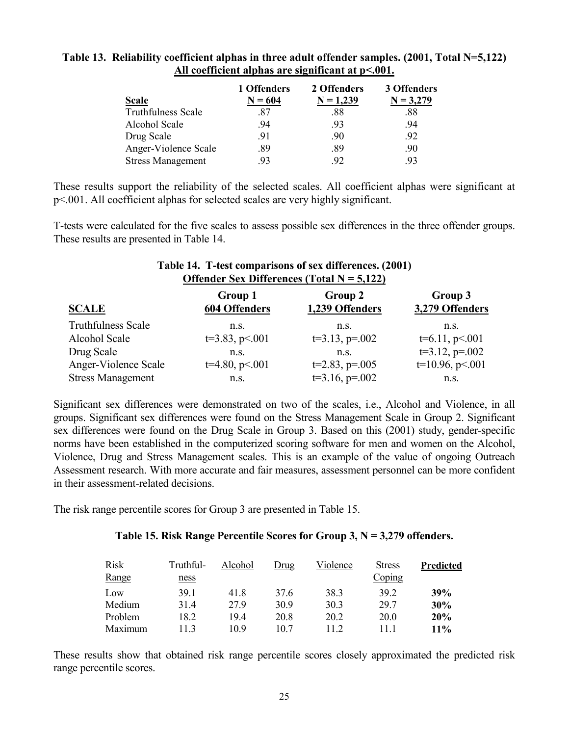**Table 13. Reliability coefficient alphas in three adult offender samples. (2001, Total N=5,122)**
**All coefficient alphas are significant at p<.001.**

| Scale | 1 Offenders N = 604 | 2 Offenders N = 1,239 | 3 Offenders N = 3,279 |
|---|---|---|---|
| Truthfulness Scale | .87 | .88 | .88 |
| Alcohol Scale | .94 | .93 | .94 |
| Drug Scale | .91 | .90 | .92 |
| Anger-Violence Scale | .89 | .89 | .90 |
| Stress Management | .93 | .92 | .93 |

These results support the reliability of the selected scales. All coefficient alphas were significant at $p<.001$. All coefficient alphas for selected scales are very highly significant.

T-tests were calculated for the five scales to assess possible sex differences in the three offender groups. These results are presented in Table 14.

**Table 14. T-test comparisons of sex differences. (2001)**
**Offender Sex Differences (Total N = 5,122)**

| SCALE | Group 1 604 Offenders | Group 2 1,239 Offenders | Group 3 3,279 Offenders |
|---|---|---|---|
| Truthfulness Scale | n.s. | n.s. | n.s. |
| Alcohol Scale | $t=3.83$, $p<.001$ | $t=3.13$, $p=.002$ | $t=6.11$, $p<.001$ |
| Drug Scale | n.s. | n.s. | $t=3.12$, $p=.002$ |
| Anger-Violence Scale | $t=4.80$, $p<.001$ | $t=2.83$, $p=.005$ | $t=10.96$, $p<.001$ |
| Stress Management | n.s. | $t=3.16$, $p=.002$ | n.s. |

Significant sex differences were demonstrated on two of the scales, i.e., Alcohol and Violence, in all groups. Significant sex differences were found on the Stress Management Scale in Group 2. Significant sex differences were found on the Drug Scale in Group 3. Based on this (2001) study, gender-specific norms have been established in the computerized scoring software for men and women on the Alcohol, Violence, Drug and Stress Management scales. This is an example of the value of ongoing Outreach Assessment research. With more accurate and fair measures, assessment personnel can be more confident in their assessment-related decisions.

The risk range percentile scores for Group 3 are presented in Table 15.

**Table 15. Risk Range Percentile Scores for Group 3, N = 3,279 offenders.**

| Risk Range | Truthfulness | Alcohol | Drug | Violence | Stress Coping | **Predicted** |
|---|---|---|---|---|---|---|
| Low | 39.1 | 41.8 | 37.6 | 38.3 | 39.2 | **39%** |
| Medium | 31.4 | 27.9 | 30.9 | 30.3 | 29.7 | **30%** |
| Problem | 18.2 | 19.4 | 20.8 | 20.2 | 20.0 | **20%** |
| Maximum | 11.3 | 10.9 | 10.7 | 11.2 | 11.1 | **11%** |

These results show that obtained risk range percentile scores closely approximated the predicted risk range percentile scores.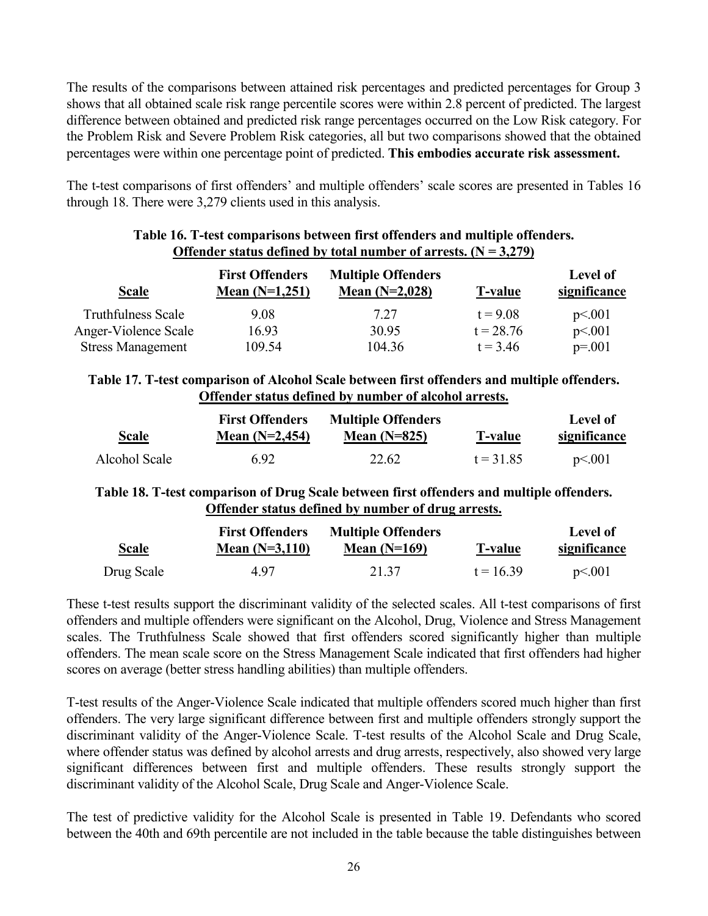The results of the comparisons between attained risk percentages and predicted percentages for Group 3 shows that all obtained scale risk range percentile scores were within 2.8 percent of predicted. The largest difference between obtained and predicted risk range percentages occurred on the Low Risk category. For the Problem Risk and Severe Problem Risk categories, all but two comparisons showed that the obtained percentages were within one percentage point of predicted. **This embodies accurate risk assessment.**

The t-test comparisons of first offenders' and multiple offenders' scale scores are presented in Tables 16 through 18. There were 3,279 clients used in this analysis.

**Table 16. T-test comparisons between first offenders and multiple offenders. Offender status defined by total number of arrests. (N = 3,279)**

| Scale | First Offenders Mean (N=1,251) | Multiple Offenders Mean (N=2,028) | T-value | Level of significance |
|---|---|---|---|---|
| Truthfulness Scale | 9.08 | 7.27 | $t = 9.08$ | $p<.001$ |
| Anger-Violence Scale | 16.93 | 30.95 | $t = 28.76$ | $p<.001$ |
| Stress Management | 109.54 | 104.36 | $t = 3.46$ | $p=.001$ |

**Table 17. T-test comparison of Alcohol Scale between first offenders and multiple offenders. Offender status defined by number of alcohol arrests.**

| Scale | First Offenders Mean (N=2,454) | Multiple Offenders Mean (N=825) | T-value | Level of significance |
|---|---|---|---|---|
| Alcohol Scale | 6.92 | 22.62 | $t = 31.85$ | $p<.001$ |

**Table 18. T-test comparison of Drug Scale between first offenders and multiple offenders. Offender status defined by number of drug arrests.**

| Scale | First Offenders Mean (N=3,110) | Multiple Offenders Mean (N=169) | T-value | Level of significance |
|---|---|---|---|---|
| Drug Scale | 4.97 | 21.37 | $t = 16.39$ | $p<.001$ |

These t-test results support the discriminant validity of the selected scales. All t-test comparisons of first offenders and multiple offenders were significant on the Alcohol, Drug, Violence and Stress Management scales. The Truthfulness Scale showed that first offenders scored significantly higher than multiple offenders. The mean scale score on the Stress Management Scale indicated that first offenders had higher scores on average (better stress handling abilities) than multiple offenders.

T-test results of the Anger-Violence Scale indicated that multiple offenders scored much higher than first offenders. The very large significant difference between first and multiple offenders strongly support the discriminant validity of the Anger-Violence Scale. T-test results of the Alcohol Scale and Drug Scale, where offender status was defined by alcohol arrests and drug arrests, respectively, also showed very large significant differences between first and multiple offenders. These results strongly support the discriminant validity of the Alcohol Scale, Drug Scale and Anger-Violence Scale.

The test of predictive validity for the Alcohol Scale is presented in Table 19. Defendants who scored between the 40th and 69th percentile are not included in the table because the table distinguishes between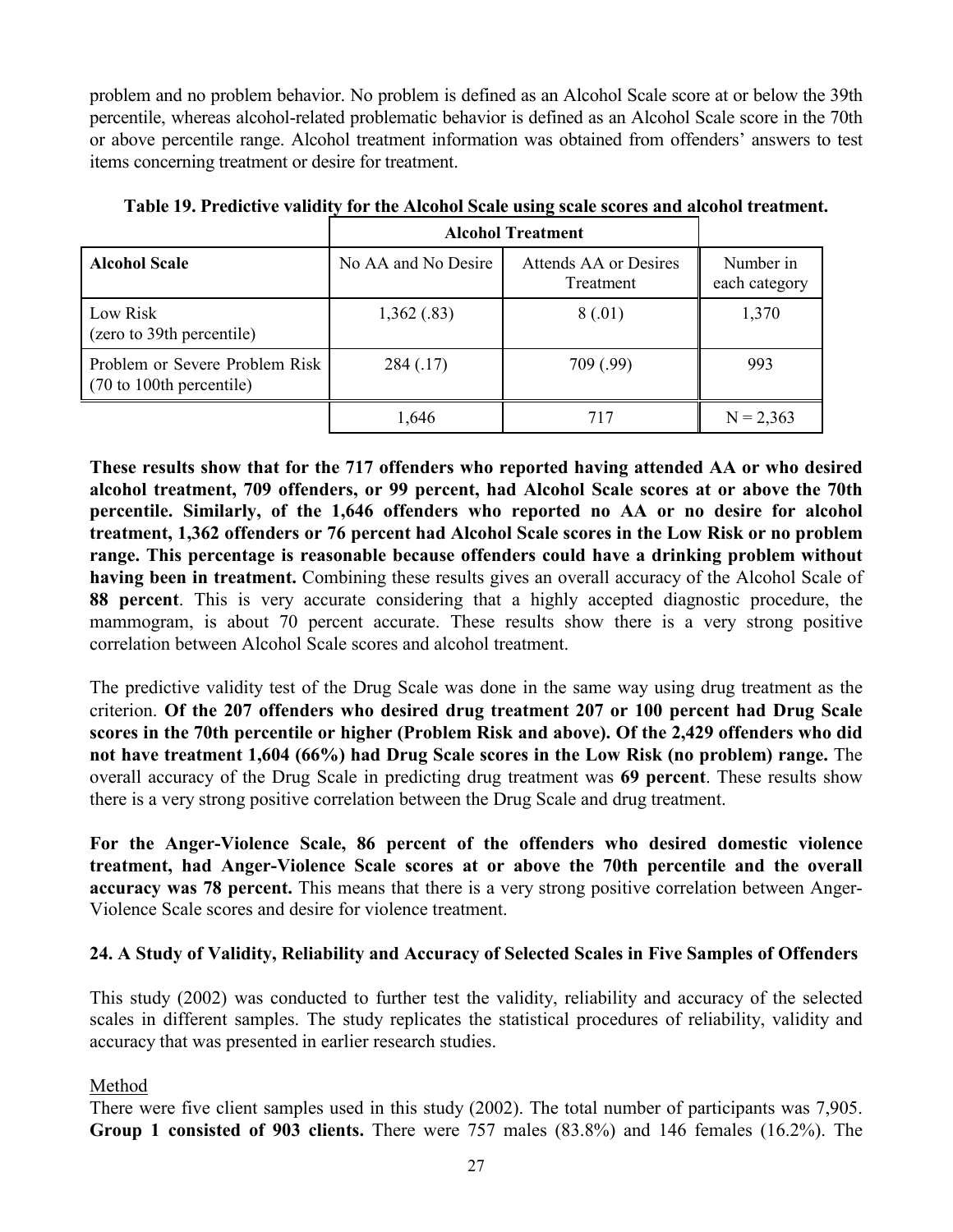problem and no problem behavior. No problem is defined as an Alcohol Scale score at or below the 39th percentile, whereas alcohol-related problematic behavior is defined as an Alcohol Scale score in the 70th or above percentile range. Alcohol treatment information was obtained from offenders' answers to test items concerning treatment or desire for treatment.

**Table 19. Predictive validity for the Alcohol Scale using scale scores and alcohol treatment.**

| | **Alcohol Treatment** | | |
|---|---|---|---|
| **Alcohol Scale** | No AA and No Desire | Attends AA or Desires Treatment | Number in each category |
| Low Risk (zero to 39th percentile) | 1,362 (.83) | 8 (.01) | 1,370 |
| Problem or Severe Problem Risk (70 to 100th percentile) | 284 (.17) | 709 (.99) | 993 |
| | 1,646 | 717 | N = 2,363 |

**These results show that for the 717 offenders who reported having attended AA or who desired alcohol treatment, 709 offenders, or 99 percent, had Alcohol Scale scores at or above the 70th percentile. Similarly, of the 1,646 offenders who reported no AA or no desire for alcohol treatment, 1,362 offenders or 76 percent had Alcohol Scale scores in the Low Risk or no problem range. This percentage is reasonable because offenders could have a drinking problem without having been in treatment.** Combining these results gives an overall accuracy of the Alcohol Scale of **88 percent**. This is very accurate considering that a highly accepted diagnostic procedure, the mammogram, is about 70 percent accurate. These results show there is a very strong positive correlation between Alcohol Scale scores and alcohol treatment.

The predictive validity test of the Drug Scale was done in the same way using drug treatment as the criterion. **Of the 207 offenders who desired drug treatment 207 or 100 percent had Drug Scale scores in the 70th percentile or higher (Problem Risk and above). Of the 2,429 offenders who did not have treatment 1,604 (66%) had Drug Scale scores in the Low Risk (no problem) range.** The overall accuracy of the Drug Scale in predicting drug treatment was **69 percent**. These results show there is a very strong positive correlation between the Drug Scale and drug treatment.

**For the Anger-Violence Scale, 86 percent of the offenders who desired domestic violence treatment, had Anger-Violence Scale scores at or above the 70th percentile and the overall accuracy was 78 percent.** This means that there is a very strong positive correlation between Anger-Violence Scale scores and desire for violence treatment.

**24. A Study of Validity, Reliability and Accuracy of Selected Scales in Five Samples of Offenders**

This study (2002) was conducted to further test the validity, reliability and accuracy of the selected scales in different samples. The study replicates the statistical procedures of reliability, validity and accuracy that was presented in earlier research studies.

Method

There were five client samples used in this study (2002). The total number of participants was 7,905. **Group 1 consisted of 903 clients.** There were 757 males (83.8%) and 146 females (16.2%). The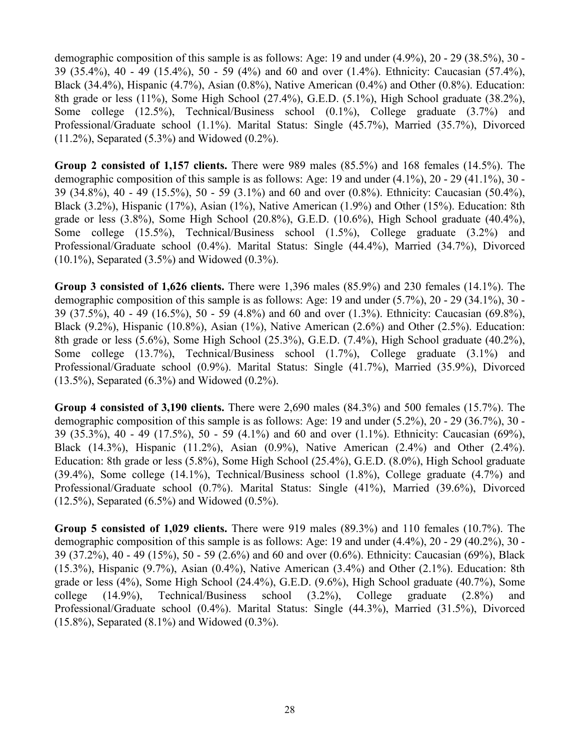demographic composition of this sample is as follows: Age: 19 and under (4.9%), 20 - 29 (38.5%), 30 - 39 (35.4%), 40 - 49 (15.4%), 50 - 59 (4%) and 60 and over (1.4%). Ethnicity: Caucasian (57.4%), Black (34.4%), Hispanic (4.7%), Asian (0.8%), Native American (0.4%) and Other (0.8%). Education: 8th grade or less (11%), Some High School (27.4%), G.E.D. (5.1%), High School graduate (38.2%), Some college (12.5%), Technical/Business school (0.1%), College graduate (3.7%) and Professional/Graduate school (1.1%). Marital Status: Single (45.7%), Married (35.7%), Divorced (11.2%), Separated (5.3%) and Widowed (0.2%).

**Group 2 consisted of 1,157 clients.** There were 989 males (85.5%) and 168 females (14.5%). The demographic composition of this sample is as follows: Age: 19 and under (4.1%), 20 - 29 (41.1%), 30 - 39 (34.8%), 40 - 49 (15.5%), 50 - 59 (3.1%) and 60 and over (0.8%). Ethnicity: Caucasian (50.4%), Black (3.2%), Hispanic (17%), Asian (1%), Native American (1.9%) and Other (15%). Education: 8th grade or less (3.8%), Some High School (20.8%), G.E.D. (10.6%), High School graduate (40.4%), Some college (15.5%), Technical/Business school (1.5%), College graduate (3.2%) and Professional/Graduate school (0.4%). Marital Status: Single (44.4%), Married (34.7%), Divorced (10.1%), Separated (3.5%) and Widowed (0.3%).

**Group 3 consisted of 1,626 clients.** There were 1,396 males (85.9%) and 230 females (14.1%). The demographic composition of this sample is as follows: Age: 19 and under (5.7%), 20 - 29 (34.1%), 30 - 39 (37.5%), 40 - 49 (16.5%), 50 - 59 (4.8%) and 60 and over (1.3%). Ethnicity: Caucasian (69.8%), Black (9.2%), Hispanic (10.8%), Asian (1%), Native American (2.6%) and Other (2.5%). Education: 8th grade or less (5.6%), Some High School (25.3%), G.E.D. (7.4%), High School graduate (40.2%), Some college (13.7%), Technical/Business school (1.7%), College graduate (3.1%) and Professional/Graduate school (0.9%). Marital Status: Single (41.7%), Married (35.9%), Divorced (13.5%), Separated (6.3%) and Widowed (0.2%).

**Group 4 consisted of 3,190 clients.** There were 2,690 males (84.3%) and 500 females (15.7%). The demographic composition of this sample is as follows: Age: 19 and under (5.2%), 20 - 29 (36.7%), 30 - 39 (35.3%), 40 - 49 (17.5%), 50 - 59 (4.1%) and 60 and over (1.1%). Ethnicity: Caucasian (69%), Black (14.3%), Hispanic (11.2%), Asian (0.9%), Native American (2.4%) and Other (2.4%). Education: 8th grade or less (5.8%), Some High School (25.4%), G.E.D. (8.0%), High School graduate (39.4%), Some college (14.1%), Technical/Business school (1.8%), College graduate (4.7%) and Professional/Graduate school (0.7%). Marital Status: Single (41%), Married (39.6%), Divorced (12.5%), Separated (6.5%) and Widowed (0.5%).

**Group 5 consisted of 1,029 clients.** There were 919 males (89.3%) and 110 females (10.7%). The demographic composition of this sample is as follows: Age: 19 and under (4.4%), 20 - 29 (40.2%), 30 - 39 (37.2%), 40 - 49 (15%), 50 - 59 (2.6%) and 60 and over (0.6%). Ethnicity: Caucasian (69%), Black (15.3%), Hispanic (9.7%), Asian (0.4%), Native American (3.4%) and Other (2.1%). Education: 8th grade or less (4%), Some High School (24.4%), G.E.D. (9.6%), High School graduate (40.7%), Some college (14.9%), Technical/Business school (3.2%), College graduate (2.8%) and Professional/Graduate school (0.4%). Marital Status: Single (44.3%), Married (31.5%), Divorced (15.8%), Separated (8.1%) and Widowed (0.3%).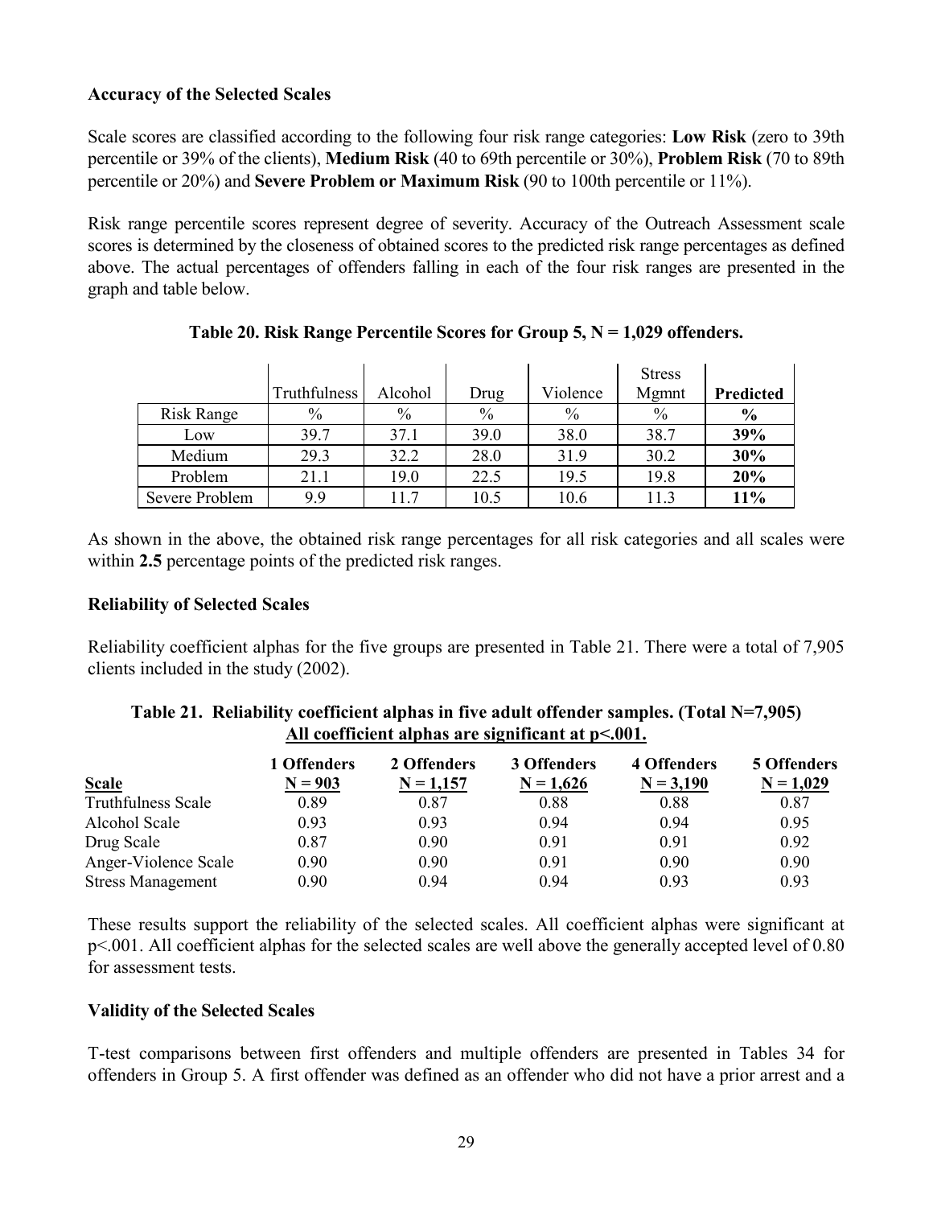**Accuracy of the Selected Scales**

Scale scores are classified according to the following four risk range categories: **Low Risk** (zero to 39th percentile or 39% of the clients), **Medium Risk** (40 to 69th percentile or 30%), **Problem Risk** (70 to 89th percentile or 20%) and **Severe Problem or Maximum Risk** (90 to 100th percentile or 11%).

Risk range percentile scores represent degree of severity. Accuracy of the Outreach Assessment scale scores is determined by the closeness of obtained scores to the predicted risk range percentages as defined above. The actual percentages of offenders falling in each of the four risk ranges are presented in the graph and table below.

**Table 20. Risk Range Percentile Scores for Group 5, N = 1,029 offenders.**

| | Truthfulness | Alcohol | Drug | Violence | Stress Mgmnt | **Predicted** |
|---|---|---|---|---|---|---|
| Risk Range | % | % | % | % | % | **%** |
| Low | 39.7 | 37.1 | 39.0 | 38.0 | 38.7 | **39%** |
| Medium | 29.3 | 32.2 | 28.0 | 31.9 | 30.2 | **30%** |
| Problem | 21.1 | 19.0 | 22.5 | 19.5 | 19.8 | **20%** |
| Severe Problem | 9.9 | 11.7 | 10.5 | 10.6 | 11.3 | **11%** |

As shown in the above, the obtained risk range percentages for all risk categories and all scales were within **2.5** percentage points of the predicted risk ranges.

**Reliability of Selected Scales**

Reliability coefficient alphas for the five groups are presented in Table 21. There were a total of 7,905 clients included in the study (2002).

**Table 21. Reliability coefficient alphas in five adult offender samples. (Total N=7,905)**
**All coefficient alphas are significant at p<.001.**

| Scale | 1 Offenders N = 903 | 2 Offenders N = 1,157 | 3 Offenders N = 1,626 | 4 Offenders N = 3,190 | 5 Offenders N = 1,029 |
|---|---|---|---|---|---|
| Truthfulness Scale | 0.89 | 0.87 | 0.88 | 0.88 | 0.87 |
| Alcohol Scale | 0.93 | 0.93 | 0.94 | 0.94 | 0.95 |
| Drug Scale | 0.87 | 0.90 | 0.91 | 0.91 | 0.92 |
| Anger-Violence Scale | 0.90 | 0.90 | 0.91 | 0.90 | 0.90 |
| Stress Management | 0.90 | 0.94 | 0.94 | 0.93 | 0.93 |

These results support the reliability of the selected scales. All coefficient alphas were significant at p<.001. All coefficient alphas for the selected scales are well above the generally accepted level of 0.80 for assessment tests.

**Validity of the Selected Scales**

T-test comparisons between first offenders and multiple offenders are presented in Tables 34 for offenders in Group 5. A first offender was defined as an offender who did not have a prior arrest and a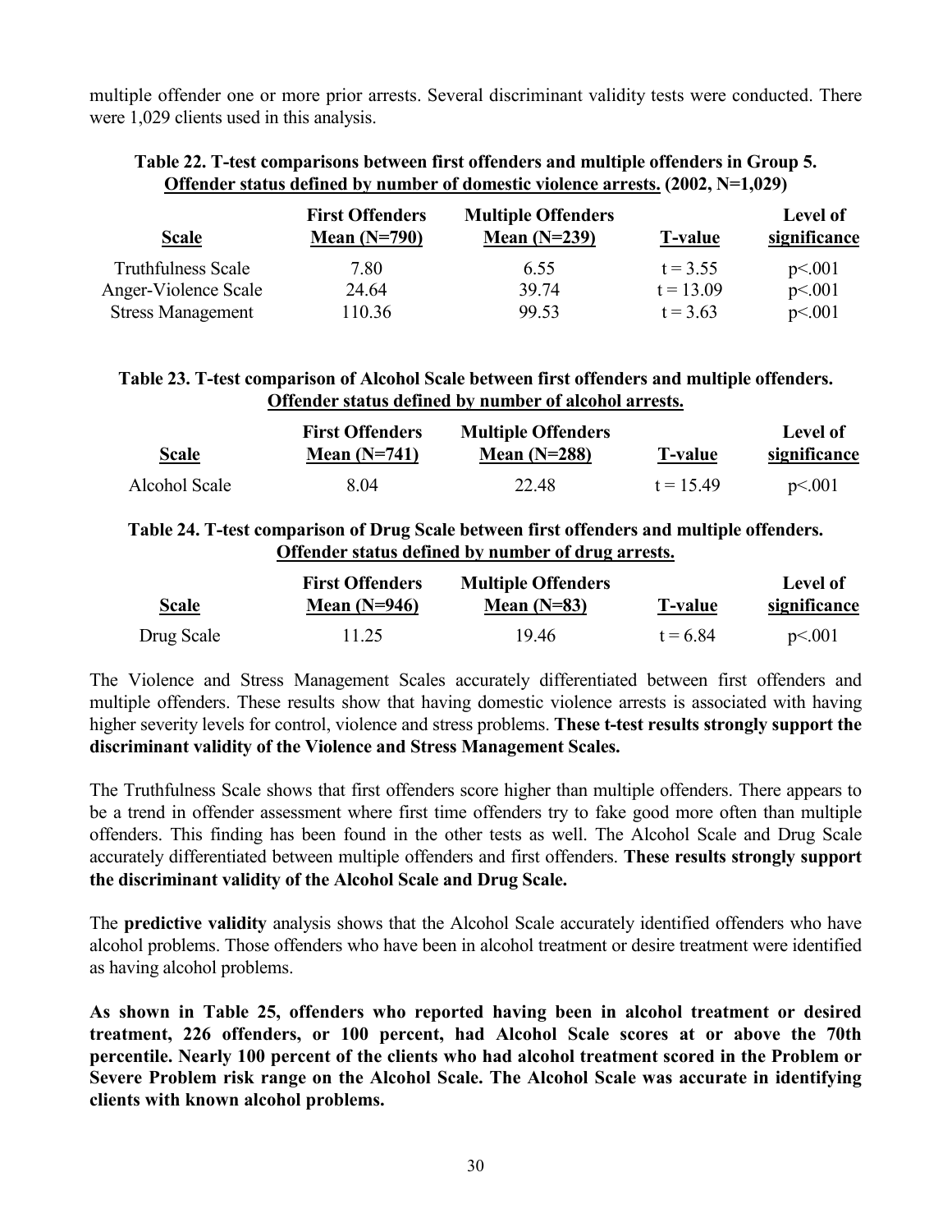multiple offender one or more prior arrests. Several discriminant validity tests were conducted. There were 1,029 clients used in this analysis.

**Table 22. T-test comparisons between first offenders and multiple offenders in Group 5. Offender status defined by number of domestic violence arrests. (2002, N=1,029)**

| Scale | First Offenders Mean (N=790) | Multiple Offenders Mean (N=239) | T-value | Level of significance |
|---|---|---|---|---|
| Truthfulness Scale | 7.80 | 6.55 | t = 3.55 | p<.001 |
| Anger-Violence Scale | 24.64 | 39.74 | t = 13.09 | p<.001 |
| Stress Management | 110.36 | 99.53 | t = 3.63 | p<.001 |

**Table 23. T-test comparison of Alcohol Scale between first offenders and multiple offenders. Offender status defined by number of alcohol arrests.**

| Scale | First Offenders Mean (N=741) | Multiple Offenders Mean (N=288) | T-value | Level of significance |
|---|---|---|---|---|
| Alcohol Scale | 8.04 | 22.48 | t = 15.49 | p<.001 |

**Table 24. T-test comparison of Drug Scale between first offenders and multiple offenders. Offender status defined by number of drug arrests.**

| Scale | First Offenders Mean (N=946) | Multiple Offenders Mean (N=83) | T-value | Level of significance |
|---|---|---|---|---|
| Drug Scale | 11.25 | 19.46 | t = 6.84 | p<.001 |

The Violence and Stress Management Scales accurately differentiated between first offenders and multiple offenders. These results show that having domestic violence arrests is associated with having higher severity levels for control, violence and stress problems. **These t-test results strongly support the discriminant validity of the Violence and Stress Management Scales.**

The Truthfulness Scale shows that first offenders score higher than multiple offenders. There appears to be a trend in offender assessment where first time offenders try to fake good more often than multiple offenders. This finding has been found in the other tests as well. The Alcohol Scale and Drug Scale accurately differentiated between multiple offenders and first offenders. **These results strongly support the discriminant validity of the Alcohol Scale and Drug Scale.**

The **predictive validity** analysis shows that the Alcohol Scale accurately identified offenders who have alcohol problems. Those offenders who have been in alcohol treatment or desire treatment were identified as having alcohol problems.

**As shown in Table 25, offenders who reported having been in alcohol treatment or desired treatment, 226 offenders, or 100 percent, had Alcohol Scale scores at or above the 70th percentile. Nearly 100 percent of the clients who had alcohol treatment scored in the Problem or Severe Problem risk range on the Alcohol Scale. The Alcohol Scale was accurate in identifying clients with known alcohol problems.**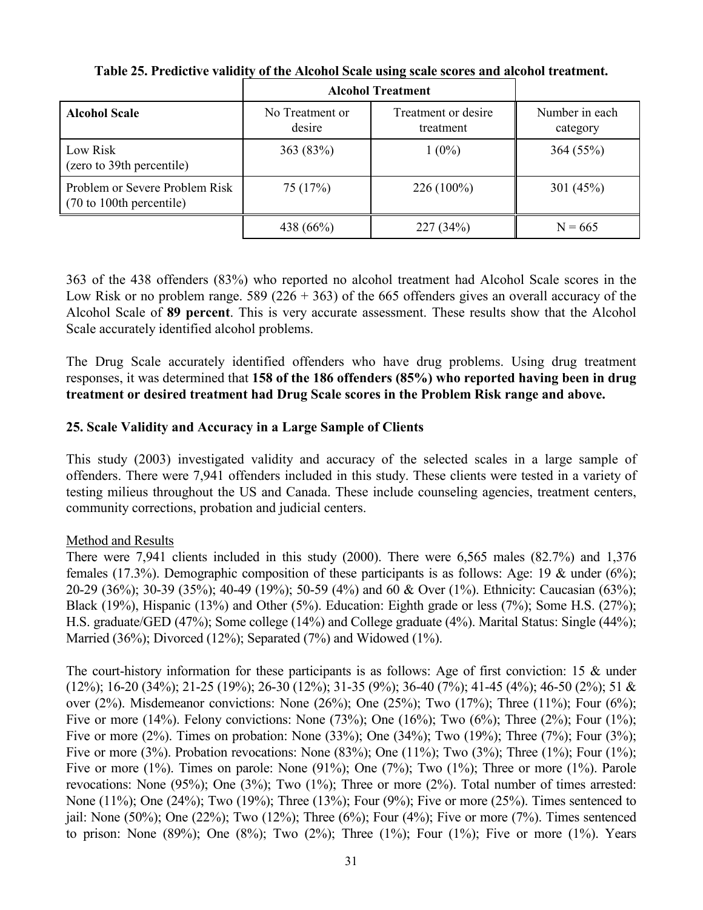**Table 25. Predictive validity of the Alcohol Scale using scale scores and alcohol treatment.**

| | Alcohol Treatment | | |
|---|---|---|---|
| **Alcohol Scale** | No Treatment or desire | Treatment or desire treatment | Number in each category |
| Low Risk (zero to 39th percentile) | 363 (83%) | 1 (0%) | 364 (55%) |
| Problem or Severe Problem Risk (70 to 100th percentile) | 75 (17%) | 226 (100%) | 301 (45%) |
| | 438 (66%) | 227 (34%) | N = 665 |

363 of the 438 offenders (83%) who reported no alcohol treatment had Alcohol Scale scores in the Low Risk or no problem range. 589 (226 + 363) of the 665 offenders gives an overall accuracy of the Alcohol Scale of **89 percent**. This is very accurate assessment. These results show that the Alcohol Scale accurately identified alcohol problems.

The Drug Scale accurately identified offenders who have drug problems. Using drug treatment responses, it was determined that **158 of the 186 offenders (85%) who reported having been in drug treatment or desired treatment had Drug Scale scores in the Problem Risk range and above.**

**25. Scale Validity and Accuracy in a Large Sample of Clients**

This study (2003) investigated validity and accuracy of the selected scales in a large sample of offenders. There were 7,941 offenders included in this study. These clients were tested in a variety of testing milieus throughout the US and Canada. These include counseling agencies, treatment centers, community corrections, probation and judicial centers.

Method and Results

There were 7,941 clients included in this study (2000). There were 6,565 males (82.7%) and 1,376 females (17.3%). Demographic composition of these participants is as follows: Age: 19 & under (6%); 20-29 (36%); 30-39 (35%); 40-49 (19%); 50-59 (4%) and 60 & Over (1%). Ethnicity: Caucasian (63%); Black (19%), Hispanic (13%) and Other (5%). Education: Eighth grade or less (7%); Some H.S. (27%); H.S. graduate/GED (47%); Some college (14%) and College graduate (4%). Marital Status: Single (44%); Married (36%); Divorced (12%); Separated (7%) and Widowed (1%).

The court-history information for these participants is as follows: Age of first conviction: 15 & under (12%); 16-20 (34%); 21-25 (19%); 26-30 (12%); 31-35 (9%); 36-40 (7%); 41-45 (4%); 46-50 (2%); 51 & over (2%). Misdemeanor convictions: None (26%); One (25%); Two (17%); Three (11%); Four (6%); Five or more (14%). Felony convictions: None (73%); One (16%); Two (6%); Three (2%); Four (1%); Five or more (2%). Times on probation: None (33%); One (34%); Two (19%); Three (7%); Four (3%); Five or more (3%). Probation revocations: None (83%); One (11%); Two (3%); Three (1%); Four (1%); Five or more (1%). Times on parole: None (91%); One (7%); Two (1%); Three or more (1%). Parole revocations: None (95%); One (3%); Two (1%); Three or more (2%). Total number of times arrested: None (11%); One (24%); Two (19%); Three (13%); Four (9%); Five or more (25%). Times sentenced to jail: None (50%); One (22%); Two (12%); Three (6%); Four (4%); Five or more (7%). Times sentenced to prison: None (89%); One (8%); Two (2%); Three (1%); Four (1%); Five or more (1%). Years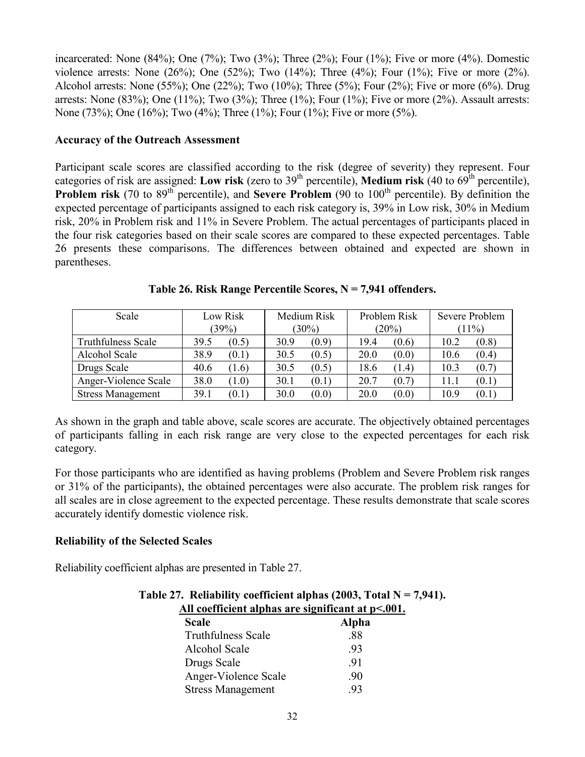incarcerated: None (84%); One (7%); Two (3%); Three (2%); Four (1%); Five or more (4%). Domestic violence arrests: None (26%); One (52%); Two (14%); Three (4%); Four (1%); Five or more (2%). Alcohol arrests: None (55%); One (22%); Two (10%); Three (5%); Four (2%); Five or more (6%). Drug arrests: None (83%); One (11%); Two (3%); Three (1%); Four (1%); Five or more (2%). Assault arrests: None (73%); One (16%); Two (4%); Three (1%); Four (1%); Five or more (5%).

### Accuracy of the Outreach Assessment

Participant scale scores are classified according to the risk (degree of severity) they represent. Four categories of risk are assigned: **Low risk** (zero to 39th percentile), **Medium risk** (40 to 69th percentile), **Problem risk** (70 to 89th percentile), and **Severe Problem** (90 to 100th percentile). By definition the expected percentage of participants assigned to each risk category is, 39% in Low risk, 30% in Medium risk, 20% in Problem risk and 11% in Severe Problem. The actual percentages of participants placed in the four risk categories based on their scale scores are compared to these expected percentages. Table 26 presents these comparisons. The differences between obtained and expected are shown in parentheses.

**Table 26. Risk Range Percentile Scores, N = 7,941 offenders.**

| Scale | Low Risk (39%) | | Medium Risk (30%) | | Problem Risk (20%) | | Severe Problem (11%) | |
|---|---|---|---|---|---|---|---|---|
| Truthfulness Scale | 39.5 | (0.5) | 30.9 | (0.9) | 19.4 | (0.6) | 10.2 | (0.8) |
| Alcohol Scale | 38.9 | (0.1) | 30.5 | (0.5) | 20.0 | (0.0) | 10.6 | (0.4) |
| Drugs Scale | 40.6 | (1.6) | 30.5 | (0.5) | 18.6 | (1.4) | 10.3 | (0.7) |
| Anger-Violence Scale | 38.0 | (1.0) | 30.1 | (0.1) | 20.7 | (0.7) | 11.1 | (0.1) |
| Stress Management | 39.1 | (0.1) | 30.0 | (0.0) | 20.0 | (0.0) | 10.9 | (0.1) |

As shown in the graph and table above, scale scores are accurate. The objectively obtained percentages of participants falling in each risk range are very close to the expected percentages for each risk category.

For those participants who are identified as having problems (Problem and Severe Problem risk ranges or 31% of the participants), the obtained percentages were also accurate. The problem risk ranges for all scales are in close agreement to the expected percentage. These results demonstrate that scale scores accurately identify domestic violence risk.

### Reliability of the Selected Scales

Reliability coefficient alphas are presented in Table 27.

**Table 27. Reliability coefficient alphas (2003, Total N = 7,941).**
**All coefficient alphas are significant at $p<.001$.**

| Scale | Alpha |
|---|---|
| Truthfulness Scale | .88 |
| Alcohol Scale | .93 |
| Drugs Scale | .91 |
| Anger-Violence Scale | .90 |
| Stress Management | .93 |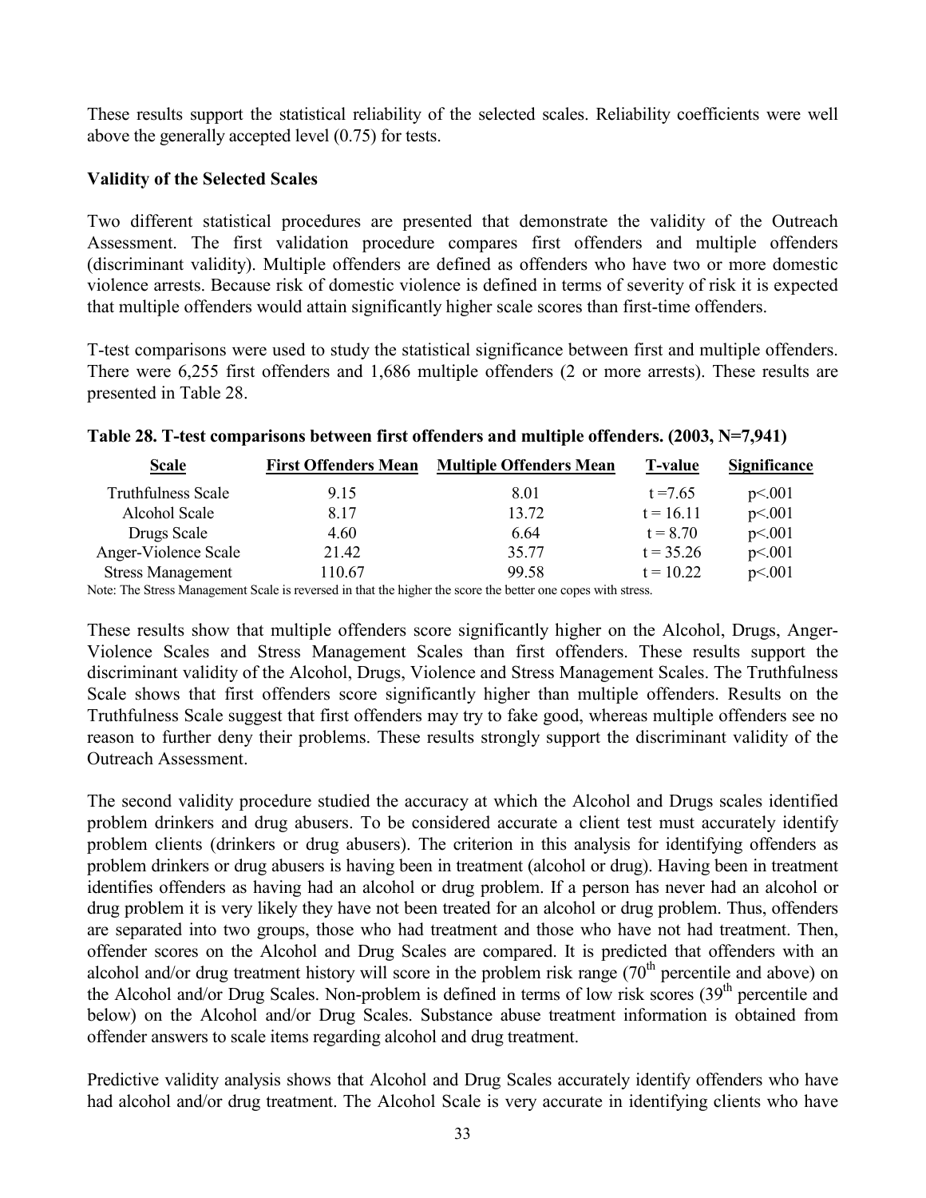These results support the statistical reliability of the selected scales. Reliability coefficients were well above the generally accepted level (0.75) for tests.

**Validity of the Selected Scales**

Two different statistical procedures are presented that demonstrate the validity of the Outreach Assessment. The first validation procedure compares first offenders and multiple offenders (discriminant validity). Multiple offenders are defined as offenders who have two or more domestic violence arrests. Because risk of domestic violence is defined in terms of severity of risk it is expected that multiple offenders would attain significantly higher scale scores than first-time offenders.

T-test comparisons were used to study the statistical significance between first and multiple offenders. There were 6,255 first offenders and 1,686 multiple offenders (2 or more arrests). These results are presented in Table 28.

**Table 28. T-test comparisons between first offenders and multiple offenders. (2003, N=7,941)**

| Scale | First Offenders Mean | Multiple Offenders Mean | T-value | Significance |
|---|---|---|---|---|
| Truthfulness Scale | 9.15 | 8.01 | $t = 7.65$ | $p<.001$ |
| Alcohol Scale | 8.17 | 13.72 | $t = 16.11$ | $p<.001$ |
| Drugs Scale | 4.60 | 6.64 | $t = 8.70$ | $p<.001$ |
| Anger-Violence Scale | 21.42 | 35.77 | $t = 35.26$ | $p<.001$ |
| Stress Management | 110.67 | 99.58 | $t = 10.22$ | $p<.001$ |

Note: The Stress Management Scale is reversed in that the higher the score the better one copes with stress.

These results show that multiple offenders score significantly higher on the Alcohol, Drugs, Anger-Violence Scales and Stress Management Scales than first offenders. These results support the discriminant validity of the Alcohol, Drugs, Violence and Stress Management Scales. The Truthfulness Scale shows that first offenders score significantly higher than multiple offenders. Results on the Truthfulness Scale suggest that first offenders may try to fake good, whereas multiple offenders see no reason to further deny their problems. These results strongly support the discriminant validity of the Outreach Assessment.

The second validity procedure studied the accuracy at which the Alcohol and Drugs scales identified problem drinkers and drug abusers. To be considered accurate a client test must accurately identify problem clients (drinkers or drug abusers). The criterion in this analysis for identifying offenders as problem drinkers or drug abusers is having been in treatment (alcohol or drug). Having been in treatment identifies offenders as having had an alcohol or drug problem. If a person has never had an alcohol or drug problem it is very likely they have not been treated for an alcohol or drug problem. Thus, offenders are separated into two groups, those who had treatment and those who have not had treatment. Then, offender scores on the Alcohol and Drug Scales are compared. It is predicted that offenders with an alcohol and/or drug treatment history will score in the problem risk range (70$^{th}$ percentile and above) on the Alcohol and/or Drug Scales. Non-problem is defined in terms of low risk scores (39$^{th}$ percentile and below) on the Alcohol and/or Drug Scales. Substance abuse treatment information is obtained from offender answers to scale items regarding alcohol and drug treatment.

Predictive validity analysis shows that Alcohol and Drug Scales accurately identify offenders who have had alcohol and/or drug treatment. The Alcohol Scale is very accurate in identifying clients who have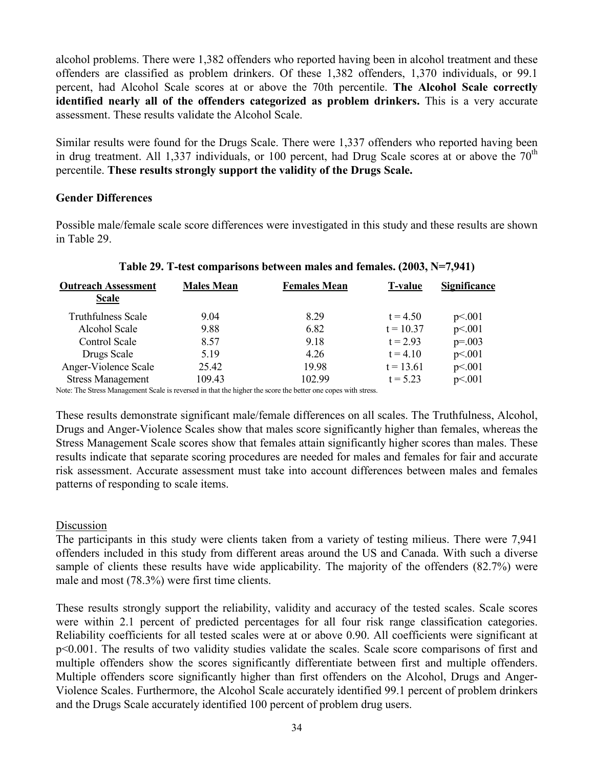alcohol problems. There were 1,382 offenders who reported having been in alcohol treatment and these offenders are classified as problem drinkers. Of these 1,382 offenders, 1,370 individuals, or 99.1 percent, had Alcohol Scale scores at or above the 70th percentile. **The Alcohol Scale correctly identified nearly all of the offenders categorized as problem drinkers.** This is a very accurate assessment. These results validate the Alcohol Scale.

Similar results were found for the Drugs Scale. There were 1,337 offenders who reported having been in drug treatment. All 1,337 individuals, or 100 percent, had Drug Scale scores at or above the 70[th] percentile. **These results strongly support the validity of the Drugs Scale.**

**Gender Differences**

Possible male/female scale score differences were investigated in this study and these results are shown in Table 29.

**Table 29. T-test comparisons between males and females. (2003, N=7,941)**

| Outreach Assessment Scale | Males Mean | Females Mean | T-value | Significance |
|---|---|---|---|---|
| Truthfulness Scale | 9.04 | 8.29 | $t = 4.50$ | $p<.001$ |
| Alcohol Scale | 9.88 | 6.82 | $t = 10.37$ | $p<.001$ |
| Control Scale | 8.57 | 9.18 | $t = 2.93$ | $p=.003$ |
| Drugs Scale | 5.19 | 4.26 | $t = 4.10$ | $p<.001$ |
| Anger-Violence Scale | 25.42 | 19.98 | $t = 13.61$ | $p<.001$ |
| Stress Management | 109.43 | 102.99 | $t = 5.23$ | $p<.001$ |

Note: The Stress Management Scale is reversed in that the higher the score the better one copes with stress.

These results demonstrate significant male/female differences on all scales. The Truthfulness, Alcohol, Drugs and Anger-Violence Scales show that males score significantly higher than females, whereas the Stress Management Scale scores show that females attain significantly higher scores than males. These results indicate that separate scoring procedures are needed for males and females for fair and accurate risk assessment. Accurate assessment must take into account differences between males and females patterns of responding to scale items.

Discussion

The participants in this study were clients taken from a variety of testing milieus. There were 7,941 offenders included in this study from different areas around the US and Canada. With such a diverse sample of clients these results have wide applicability. The majority of the offenders (82.7%) were male and most (78.3%) were first time clients.

These results strongly support the reliability, validity and accuracy of the tested scales. Scale scores were within 2.1 percent of predicted percentages for all four risk range classification categories. Reliability coefficients for all tested scales were at or above 0.90. All coefficients were significant at $p<0.001$. The results of two validity studies validate the scales. Scale score comparisons of first and multiple offenders show the scores significantly differentiate between first and multiple offenders. Multiple offenders score significantly higher than first offenders on the Alcohol, Drugs and Anger-Violence Scales. Furthermore, the Alcohol Scale accurately identified 99.1 percent of problem drinkers and the Drugs Scale accurately identified 100 percent of problem drug users.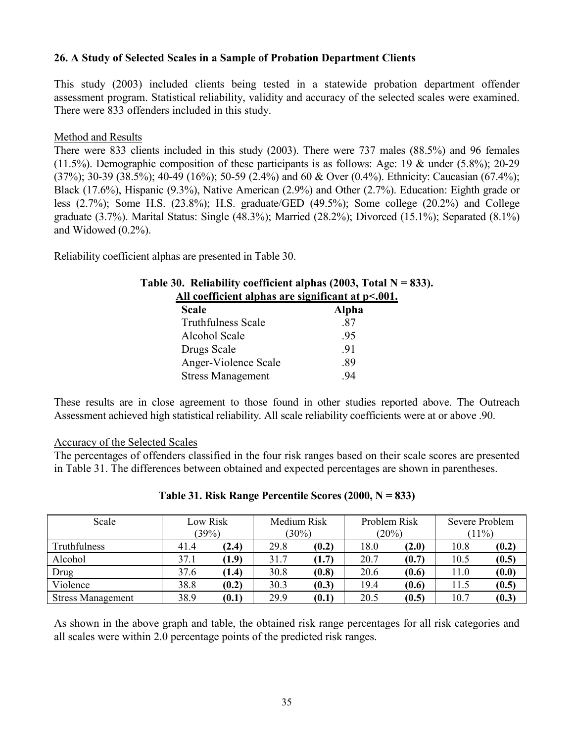### 26. A Study of Selected Scales in a Sample of Probation Department Clients

This study (2003) included clients being tested in a statewide probation department offender assessment program. Statistical reliability, validity and accuracy of the selected scales were examined. There were 833 offenders included in this study.

Method and Results

There were 833 clients included in this study (2003). There were 737 males (88.5%) and 96 females (11.5%). Demographic composition of these participants is as follows: Age: 19 & under (5.8%); 20-29 (37%); 30-39 (38.5%); 40-49 (16%); 50-59 (2.4%) and 60 & Over (0.4%). Ethnicity: Caucasian (67.4%); Black (17.6%), Hispanic (9.3%), Native American (2.9%) and Other (2.7%). Education: Eighth grade or less (2.7%); Some H.S. (23.8%); H.S. graduate/GED (49.5%); Some college (20.2%) and College graduate (3.7%). Marital Status: Single (48.3%); Married (28.2%); Divorced (15.1%); Separated (8.1%) and Widowed (0.2%).

Reliability coefficient alphas are presented in Table 30.

**Table 30. Reliability coefficient alphas (2003, Total N = 833). All coefficient alphas are significant at p<.001.**

| Scale | Alpha |
|---|---|
| Truthfulness Scale | .87 |
| Alcohol Scale | .95 |
| Drugs Scale | .91 |
| Anger-Violence Scale | .89 |
| Stress Management | .94 |

These results are in close agreement to those found in other studies reported above. The Outreach Assessment achieved high statistical reliability. All scale reliability coefficients were at or above .90.

Accuracy of the Selected Scales

The percentages of offenders classified in the four risk ranges based on their scale scores are presented in Table 31. The differences between obtained and expected percentages are shown in parentheses.

**Table 31. Risk Range Percentile Scores (2000, N = 833)**

| Scale | Low Risk (39%) | | Medium Risk (30%) | | Problem Risk (20%) | | Severe Problem (11%) | |
|---|---|---|---|---|---|---|---|---|
| Truthfulness | 41.4 | **(2.4)** | 29.8 | **(0.2)** | 18.0 | **(2.0)** | 10.8 | **(0.2)** |
| Alcohol | 37.1 | **(1.9)** | 31.7 | **(1.7)** | 20.7 | **(0.7)** | 10.5 | **(0.5)** |
| Drug | 37.6 | **(1.4)** | 30.8 | **(0.8)** | 20.6 | **(0.6)** | 11.0 | **(0.0)** |
| Violence | 38.8 | **(0.2)** | 30.3 | **(0.3)** | 19.4 | **(0.6)** | 11.5 | **(0.5)** |
| Stress Management | 38.9 | **(0.1)** | 29.9 | **(0.1)** | 20.5 | **(0.5)** | 10.7 | **(0.3)** |

As shown in the above graph and table, the obtained risk range percentages for all risk categories and all scales were within 2.0 percentage points of the predicted risk ranges.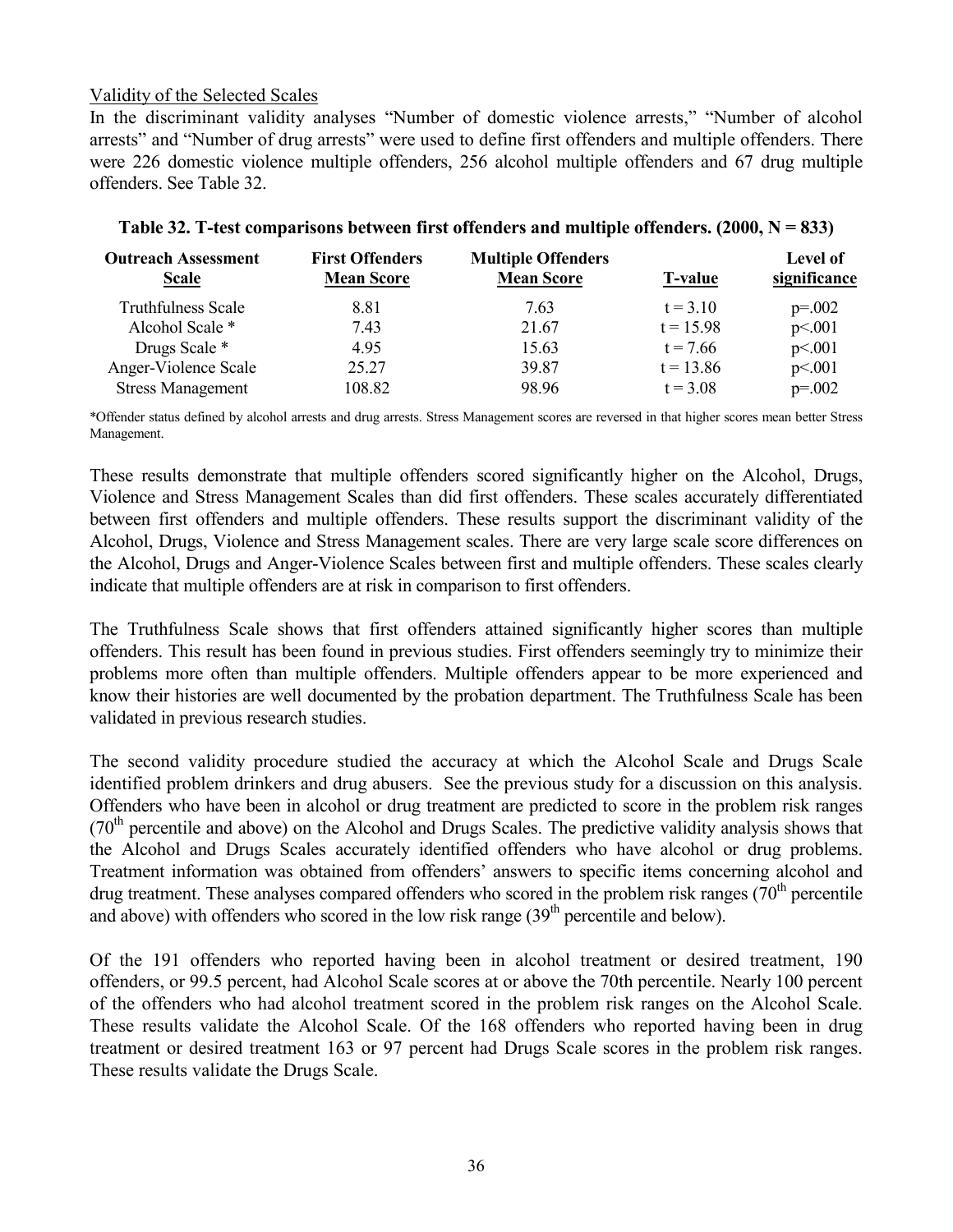Validity of the Selected Scales

In the discriminant validity analyses "Number of domestic violence arrests," "Number of alcohol arrests" and "Number of drug arrests" were used to define first offenders and multiple offenders. There were 226 domestic violence multiple offenders, 256 alcohol multiple offenders and 67 drug multiple offenders. See Table 32.

**Table 32. T-test comparisons between first offenders and multiple offenders. (2000, N = 833)**

| Outreach Assessment Scale | First Offenders Mean Score | Multiple Offenders Mean Score | T-value | Level of significance |
|---|---|---|---|---|
| Truthfulness Scale | 8.81 | 7.63 | t = 3.10 | p=.002 |
| Alcohol Scale * | 7.43 | 21.67 | t = 15.98 | p<.001 |
| Drugs Scale * | 4.95 | 15.63 | t = 7.66 | p<.001 |
| Anger-Violence Scale | 25.27 | 39.87 | t = 13.86 | p<.001 |
| Stress Management | 108.82 | 98.96 | t = 3.08 | p=.002 |

*Offender status defined by alcohol arrests and drug arrests. Stress Management scores are reversed in that higher scores mean better Stress Management.

These results demonstrate that multiple offenders scored significantly higher on the Alcohol, Drugs, Violence and Stress Management Scales than did first offenders. These scales accurately differentiated between first offenders and multiple offenders. These results support the discriminant validity of the Alcohol, Drugs, Violence and Stress Management scales. There are very large scale score differences on the Alcohol, Drugs and Anger-Violence Scales between first and multiple offenders. These scales clearly indicate that multiple offenders are at risk in comparison to first offenders.

The Truthfulness Scale shows that first offenders attained significantly higher scores than multiple offenders. This result has been found in previous studies. First offenders seemingly try to minimize their problems more often than multiple offenders. Multiple offenders appear to be more experienced and know their histories are well documented by the probation department. The Truthfulness Scale has been validated in previous research studies.

The second validity procedure studied the accuracy at which the Alcohol Scale and Drugs Scale identified problem drinkers and drug abusers. See the previous study for a discussion on this analysis. Offenders who have been in alcohol or drug treatment are predicted to score in the problem risk ranges (70th percentile and above) on the Alcohol and Drugs Scales. The predictive validity analysis shows that the Alcohol and Drugs Scales accurately identified offenders who have alcohol or drug problems. Treatment information was obtained from offenders' answers to specific items concerning alcohol and drug treatment. These analyses compared offenders who scored in the problem risk ranges (70th percentile and above) with offenders who scored in the low risk range (39th percentile and below).

Of the 191 offenders who reported having been in alcohol treatment or desired treatment, 190 offenders, or 99.5 percent, had Alcohol Scale scores at or above the 70th percentile. Nearly 100 percent of the offenders who had alcohol treatment scored in the problem risk ranges on the Alcohol Scale. These results validate the Alcohol Scale. Of the 168 offenders who reported having been in drug treatment or desired treatment 163 or 97 percent had Drugs Scale scores in the problem risk ranges. These results validate the Drugs Scale.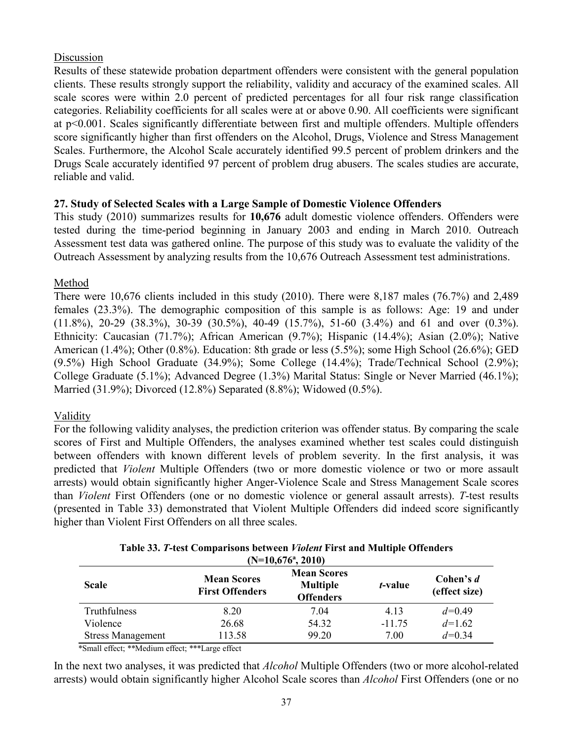Discussion

Results of these statewide probation department offenders were consistent with the general population clients. These results strongly support the reliability, validity and accuracy of the examined scales. All scale scores were within 2.0 percent of predicted percentages for all four risk range classification categories. Reliability coefficients for all scales were at or above 0.90. All coefficients were significant at $p<0.001$. Scales significantly differentiate between first and multiple offenders. Multiple offenders score significantly higher than first offenders on the Alcohol, Drugs, Violence and Stress Management Scales. Furthermore, the Alcohol Scale accurately identified 99.5 percent of problem drinkers and the Drugs Scale accurately identified 97 percent of problem drug abusers. The scales studies are accurate, reliable and valid.

**27. Study of Selected Scales with a Large Sample of Domestic Violence Offenders**

This study (2010) summarizes results for **10,676** adult domestic violence offenders. Offenders were tested during the time-period beginning in January 2003 and ending in March 2010. Outreach Assessment test data was gathered online. The purpose of this study was to evaluate the validity of the Outreach Assessment by analyzing results from the 10,676 Outreach Assessment test administrations.

Method

There were 10,676 clients included in this study (2010). There were 8,187 males (76.7%) and 2,489 females (23.3%). The demographic composition of this sample is as follows: Age: 19 and under (11.8%), 20-29 (38.3%), 30-39 (30.5%), 40-49 (15.7%), 51-60 (3.4%) and 61 and over (0.3%). Ethnicity: Caucasian (71.7%); African American (9.7%); Hispanic (14.4%); Asian (2.0%); Native American (1.4%); Other (0.8%). Education: 8th grade or less (5.5%); some High School (26.6%); GED (9.5%) High School Graduate (34.9%); Some College (14.4%); Trade/Technical School (2.9%); College Graduate (5.1%); Advanced Degree (1.3%) Marital Status: Single or Never Married (46.1%); Married (31.9%); Divorced (12.8%) Separated (8.8%); Widowed (0.5%).

Validity

For the following validity analyses, the prediction criterion was offender status. By comparing the scale scores of First and Multiple Offenders, the analyses examined whether test scales could distinguish between offenders with known different levels of problem severity. In the first analysis, it was predicted that *Violent* Multiple Offenders (two or more domestic violence or two or more assault arrests) would obtain significantly higher Anger-Violence Scale and Stress Management Scale scores than *Violent* First Offenders (one or no domestic violence or general assault arrests). *T*-test results (presented in Table 33) demonstrated that Violent Multiple Offenders did indeed score significantly higher than Violent First Offenders on all three scales.

**Table 33. *T*-test Comparisons between *Violent* First and Multiple Offenders (N=10,676[a], 2010)**

| Scale | Mean Scores First Offenders | Mean Scores Multiple Offenders | *t*-value | Cohen's *d* (effect size) |
|---|---|---|---|---|
| Truthfulness | 8.20 | 7.04 | 4.13 | $d$=0.49 |
| Violence | 26.68 | 54.32 | -11.75 | $d$=1.62 |
| Stress Management | 113.58 | 99.20 | 7.00 | $d$=0.34 |

*Small effect; **Medium effect; ***Large effect

In the next two analyses, it was predicted that *Alcohol* Multiple Offenders (two or more alcohol-related arrests) would obtain significantly higher Alcohol Scale scores than *Alcohol* First Offenders (one or no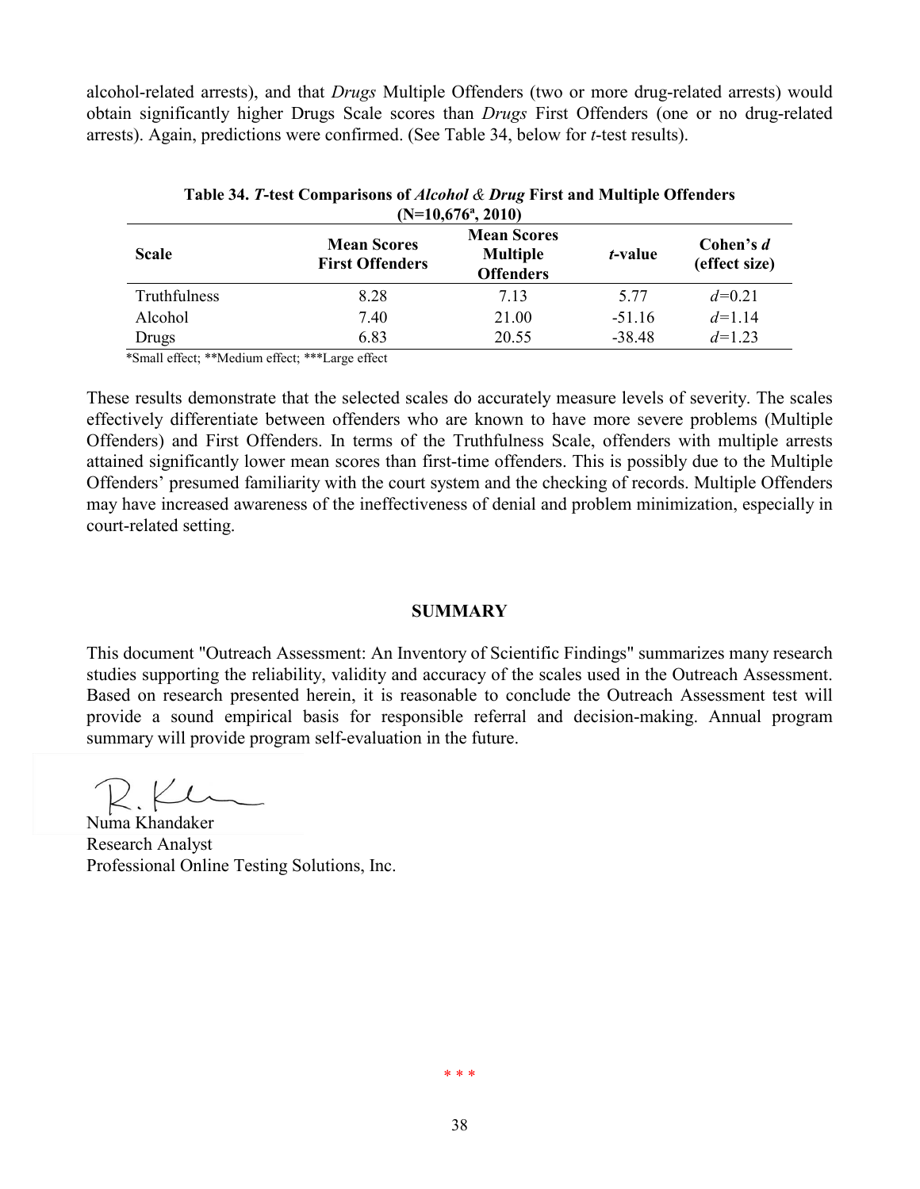alcohol-related arrests), and that *Drugs* Multiple Offenders (two or more drug-related arrests) would obtain significantly higher Drugs Scale scores than *Drugs* First Offenders (one or no drug-related arrests). Again, predictions were confirmed. (See Table 34, below for *t*-test results).

**Table 34. *T*-test Comparisons of *Alcohol* & *Drug* First and Multiple Offenders (N=10,676[a], 2010)**

| Scale | Mean Scores First Offenders | Mean Scores Multiple Offenders | *t*-value | Cohen's *d* (effect size) |
|---|---|---|---|---|
| Truthfulness | 8.28 | 7.13 | 5.77 | *d*=0.21 |
| Alcohol | 7.40 | 21.00 | -51.16 | *d*=1.14 |
| Drugs | 6.83 | 20.55 | -38.48 | *d*=1.23 |

*Small effect; **Medium effect; ***Large effect

These results demonstrate that the selected scales do accurately measure levels of severity. The scales effectively differentiate between offenders who are known to have more severe problems (Multiple Offenders) and First Offenders. In terms of the Truthfulness Scale, offenders with multiple arrests attained significantly lower mean scores than first-time offenders. This is possibly due to the Multiple Offenders' presumed familiarity with the court system and the checking of records. Multiple Offenders may have increased awareness of the ineffectiveness of denial and problem minimization, especially in court-related setting.

## SUMMARY

This document "Outreach Assessment: An Inventory of Scientific Findings" summarizes many research studies supporting the reliability, validity and accuracy of the scales used in the Outreach Assessment. Based on research presented herein, it is reasonable to conclude the Outreach Assessment test will provide a sound empirical basis for responsible referral and decision-making. Annual program summary will provide program self-evaluation in the future.

Numa Khandaker
Research Analyst
Professional Online Testing Solutions, Inc.

\* \* \*